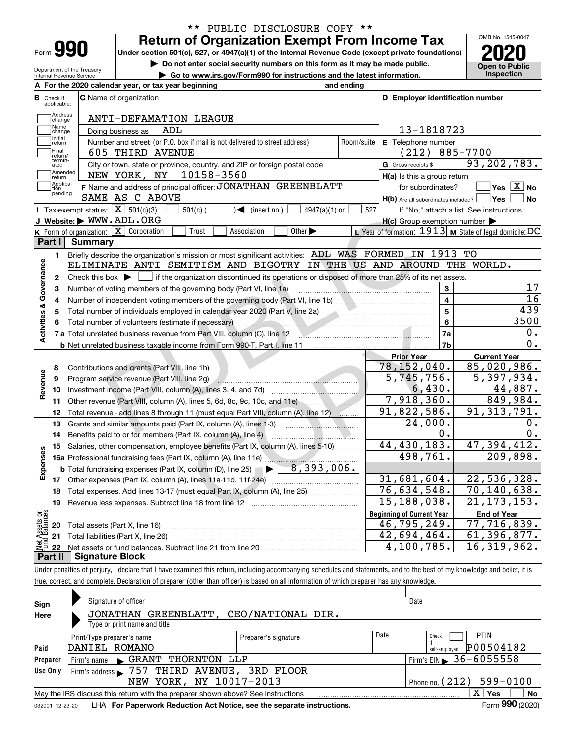** PUBLIC DISCLOSURE COPY **

# Form 990 — Return of Organization Exempt From Income Tax

Under section 501(c), 527, or 4947(a)(1) of the Internal Revenue Code (except private foundations)

▶ Do not enter social security numbers on this form as it may be made public.

▶ Go to www.irs.gov/Form990 for instructions and the latest information.

OMB No. 1545-0047

**2020**

**Open to Public Inspection**

Department of the Treasury
Internal Revenue Service

**A** For the 2020 calendar year, or tax year beginning and ending

**B** Check if applicable: Address change; Name change; Initial return; Final return/terminated; Amended return; Application pending

**C** Name of organization: ANTI-DEFAMATION LEAGUE

Doing business as: ADL

Number and street (or P.O. box if mail is not delivered to street address): 605 THIRD AVENUE — Room/suite:

City or town, state or province, country, and ZIP or foreign postal code: NEW YORK, NY 10158-3560

**D** Employer identification number: 13-1818723

**E** Telephone number: (212) 885-7700

**G** Gross receipts $ 93,202,783.

**F** Name and address of principal officer: JONATHAN GREENBLATT, SAME AS C ABOVE

**H(a)** Is this a group return for subordinates? ☐ Yes ☒ No

**H(b)** Are all subordinates included? ☐ Yes ☐ No — If "No," attach a list. See instructions

**H(c)** Group exemption number ▶

**I** Tax-exempt status: ☒ 501(c)(3) ☐ 501(c) ( ) ◀ (insert no.) ☐ 4947(a)(1) or ☐ 527

**J** Website: ▶ WWW.ADL.ORG

**K** Form of organization: ☒ Corporation ☐ Trust ☐ Association ☐ Other ▶

**L** Year of formation: 1913 **M** State of legal domicile: DC

## Part I Summary

**Activities & Governance**

1 Briefly describe the organization's mission or most significant activities: ADL WAS FORMED IN 1913 TO ELIMINATE ANTI-SEMITISM AND BIGOTRY IN THE US AND AROUND THE WORLD.

2 Check this box ▶ ☐ if the organization discontinued its operations or disposed of more than 25% of its net assets.

| | | Line | Value |
|---|---|---|---|
| 3 | Number of voting members of the governing body (Part VI, line 1a) | 3 | 17 |
| 4 | Number of independent voting members of the governing body (Part VI, line 1b) | 4 | 16 |
| 5 | Total number of individuals employed in calendar year 2020 (Part V, line 2a) | 5 | 439 |
| 6 | Total number of volunteers (estimate if necessary) | 6 | 3500 |
| 7a | Total unrelated business revenue from Part VIII, column (C), line 12 | 7a | 0. |
| b | Net unrelated business taxable income from Form 990-T, Part I, line 11 | 7b | 0. |

| | | | Prior Year | Current Year |
|---|---|---|---|---|
| **Revenue** | 8 | Contributions and grants (Part VIII, line 1h) | 78,152,040. | 85,020,986. |
| | 9 | Program service revenue (Part VIII, line 2g) | 5,745,756. | 5,397,934. |
| | 10 | Investment income (Part VIII, column (A), lines 3, 4, and 7d) | 6,430. | 44,887. |
| | 11 | Other revenue (Part VIII, column (A), lines 5, 6d, 8c, 9c, 10c, and 11e) | 7,918,360. | 849,984. |
| | 12 | Total revenue - add lines 8 through 11 (must equal Part VIII, column (A), line 12) | 91,822,586. | 91,313,791. |
| **Expenses** | 13 | Grants and similar amounts paid (Part IX, column (A), lines 1-3) | 24,000. | 0. |
| | 14 | Benefits paid to or for members (Part IX, column (A), line 4) | 0. | 0. |
| | 15 | Salaries, other compensation, employee benefits (Part IX, column (A), lines 5-10) | 44,430,183. | 47,394,412. |
| | 16a | Professional fundraising fees (Part IX, column (A), line 11e) | 498,761. | 209,898. |
| | b | Total fundraising expenses (Part IX, column (D), line 25) ▶ 8,393,006. | | |
| | 17 | Other expenses (Part IX, column (A), lines 11a-11d, 11f-24e) | 31,681,604. | 22,536,328. |
| | 18 | Total expenses. Add lines 13-17 (must equal Part IX, column (A), line 25) | 76,634,548. | 70,140,638. |
| | 19 | Revenue less expenses. Subtract line 18 from line 12 | 15,188,038. | 21,173,153. |

| | | | Beginning of Current Year | End of Year |
|---|---|---|---|---|
| **Net Assets or Fund Balances** | 20 | Total assets (Part X, line 16) | 46,795,249. | 77,716,839. |
| | 21 | Total liabilities (Part X, line 26) | 42,694,464. | 61,396,877. |
| | 22 | Net assets or fund balances. Subtract line 21 from line 20 | 4,100,785. | 16,319,962. |

## Part II Signature Block

Under penalties of perjury, I declare that I have examined this return, including accompanying schedules and statements, and to the best of my knowledge and belief, it is true, correct, and complete. Declaration of preparer (other than officer) is based on all information of which preparer has any knowledge.

**Sign Here**

Signature of officer — Date

JONATHAN GREENBLATT, CEO/NATIONAL DIR.
Type or print name and title

**Paid Preparer Use Only**

| Print/Type preparer's name | Preparer's signature | Date | Check ☐ if self-employed | PTIN |
|---|---|---|---|---|
| DANIEL ROMANO | | | | P00504182 |

Firm's name ▶ GRANT THORNTON LLP — Firm's EIN ▶ 36-6055558

Firm's address ▶ 757 THIRD AVENUE, 3RD FLOOR, NEW YORK, NY 10017-2013 — Phone no. (212) 599-0100

May the IRS discuss this return with the preparer shown above? See instructions ☒ Yes ☐ No

032001 12-23-20 LHA For Paperwork Reduction Act Notice, see the separate instructions. Form **990** (2020)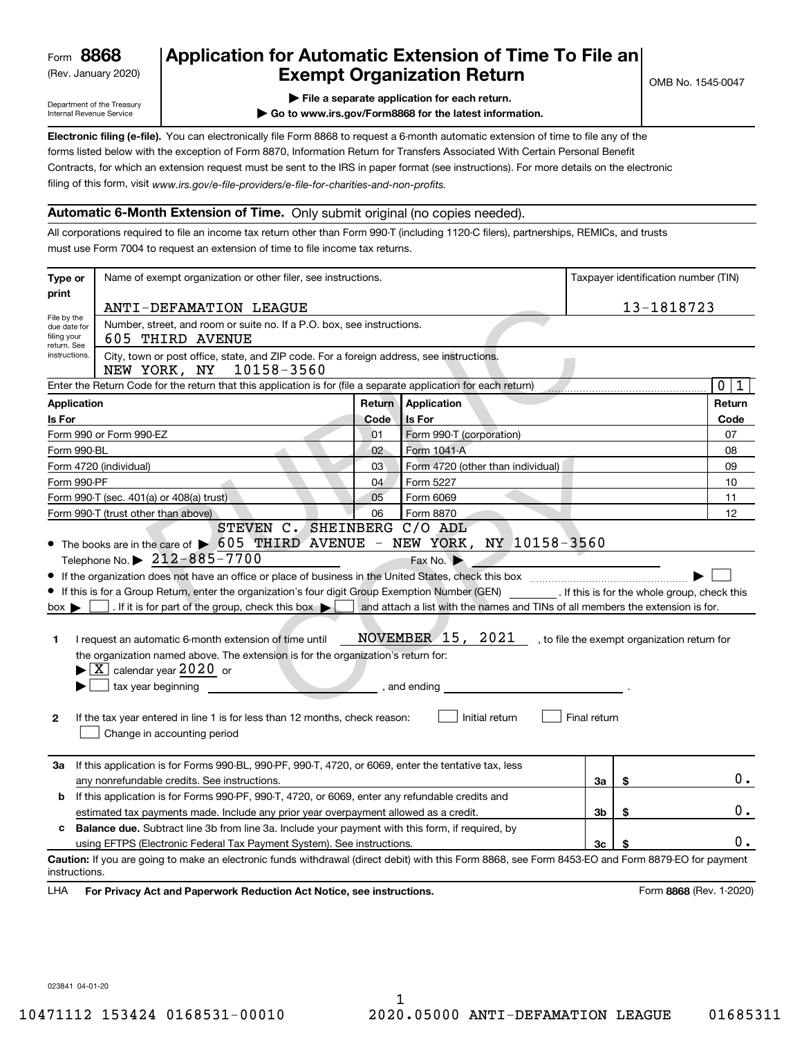Form **8868**
(Rev. January 2020)

Department of the Treasury
Internal Revenue Service

# Application for Automatic Extension of Time To File an Exempt Organization Return

OMB No. 1545-0047

▶ **File a separate application for each return.**

▶ **Go to www.irs.gov/Form8868 for the latest information.**

**Electronic filing (e-file).** You can electronically file Form 8868 to request a 6-month automatic extension of time to file any of the forms listed below with the exception of Form 8870, Information Return for Transfers Associated With Certain Personal Benefit Contracts, for which an extension request must be sent to the IRS in paper format (see instructions). For more details on the electronic filing of this form, visit *www.irs.gov/e-file-providers/e-file-for-charities-and-non-profits.*

## Automatic 6-Month Extension of Time. Only submit original (no copies needed).

All corporations required to file an income tax return other than Form 990-T (including 1120-C filers), partnerships, REMICs, and trusts must use Form 7004 to request an extension of time to file income tax returns.

**Type or print**

File by the due date for filing your return. See instructions.

Name of exempt organization or other filer, see instructions.
ANTI-DEFAMATION LEAGUE

Taxpayer identification number (TIN)
13-1818723

Number, street, and room or suite no. If a P.O. box, see instructions.
605 THIRD AVENUE

City, town or post office, state, and ZIP code. For a foreign address, see instructions.
NEW YORK, NY 10158-3560

Enter the Return Code for the return that this application is for (file a separate application for each return) ..... 0 1

| Application Is For | Return Code | Application Is For | Return Code |
|---|---|---|---|
| Form 990 or Form 990-EZ | 01 | Form 990-T (corporation) | 07 |
| Form 990-BL | 02 | Form 1041-A | 08 |
| Form 4720 (individual) | 03 | Form 4720 (other than individual) | 09 |
| Form 990-PF | 04 | Form 5227 | 10 |
| Form 990-T (sec. 401(a) or 408(a) trust) | 05 | Form 6069 | 11 |
| Form 990-T (trust other than above) | 06 | Form 8870 | 12 |

- The books are in the care of ▶ STEVEN C. SHEINBERG C/O ADL 605 THIRD AVENUE - NEW YORK, NY 10158-3560
  Telephone No. ▶ 212-885-7700 Fax No. ▶
- If the organization does not have an office or place of business in the United States, check this box ..... ▶ ☐
- If this is for a Group Return, enter the organization's four digit Group Exemption Number (GEN) ______. If this is for the whole group, check this box ▶ ☐. If it is for part of the group, check this box ▶ ☐ and attach a list with the names and TINs of all members the extension is for.

**1** I request an automatic 6-month extension of time until NOVEMBER 15, 2021, to file the exempt organization return for the organization named above. The extension is for the organization's return for:
▶ ☒ calendar year 2020 or
▶ ☐ tax year beginning ______________, and ending ______________.

**2** If the tax year entered in line 1 is for less than 12 months, check reason: ☐ Initial return ☐ Final return
☐ Change in accounting period

| | | | |
|---|---|---|---|
| **3a** | If this application is for Forms 990-BL, 990-PF, 990-T, 4720, or 6069, enter the tentative tax, less any nonrefundable credits. See instructions. | 3a | $ 0. |
| **b** | If this application is for Forms 990-PF, 990-T, 4720, or 6069, enter any refundable credits and estimated tax payments made. Include any prior year overpayment allowed as a credit. | 3b | $ 0. |
| **c** | **Balance due.** Subtract line 3b from line 3a. Include your payment with this form, if required, by using EFTPS (Electronic Federal Tax Payment System). See instructions. | 3c | $ 0. |

**Caution:** If you are going to make an electronic funds withdrawal (direct debit) with this Form 8868, see Form 8453-EO and Form 8879-EO for payment instructions.

LHA **For Privacy Act and Paperwork Reduction Act Notice, see instructions.** Form **8868** (Rev. 1-2020)

023841 04-01-20

10471112 153424 0168531-00010 2020.05000 ANTI-DEFAMATION LEAGUE 01685311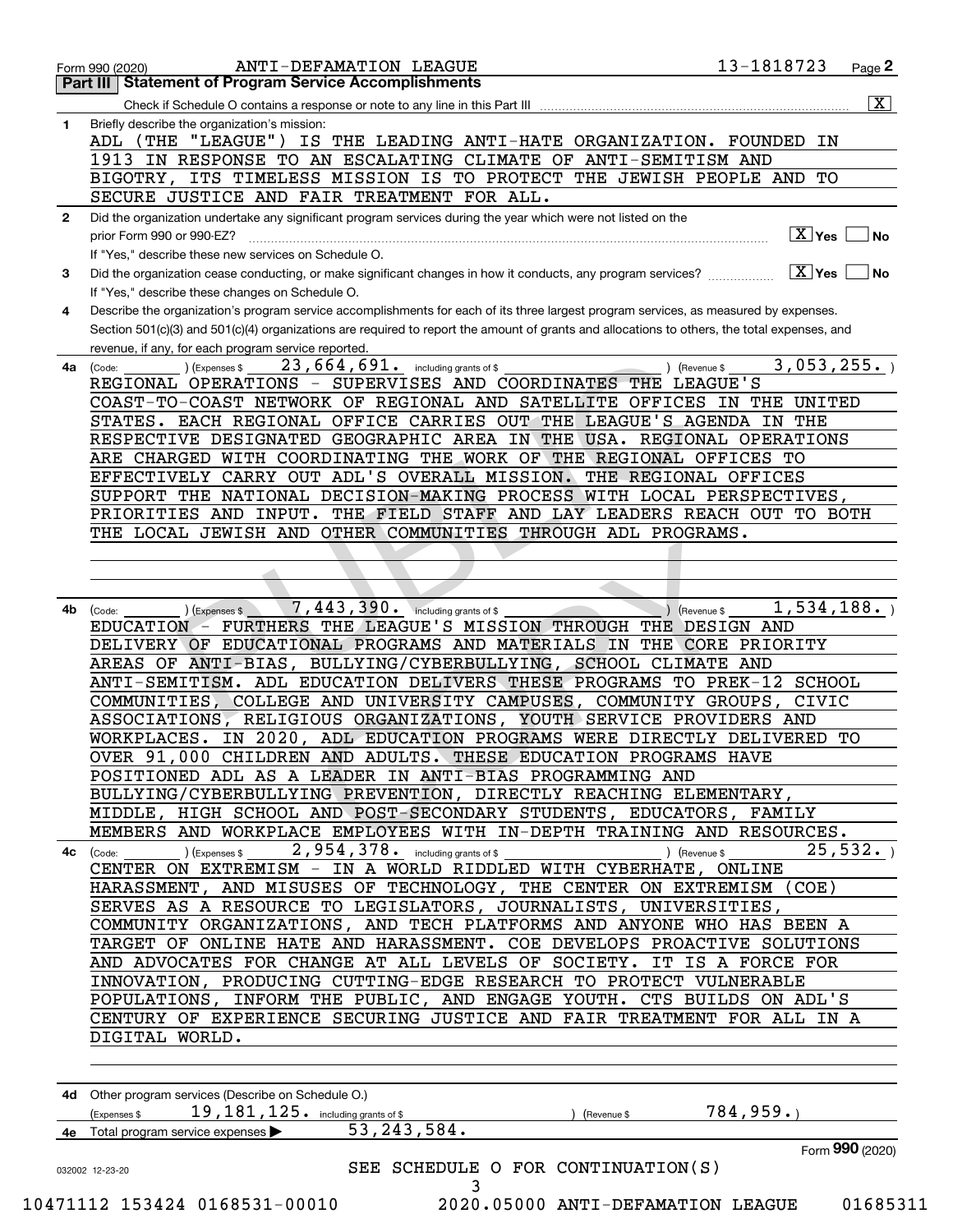Form 990 (2020) ANTI-DEFAMATION LEAGUE 13-1818723 Page 2

## Part III Statement of Program Service Accomplishments

Check if Schedule O contains a response or note to any line in this Part III [X]

**1** Briefly describe the organization's mission:

ADL (THE "LEAGUE") IS THE LEADING ANTI-HATE ORGANIZATION. FOUNDED IN 1913 IN RESPONSE TO AN ESCALATING CLIMATE OF ANTI-SEMITISM AND BIGOTRY, ITS TIMELESS MISSION IS TO PROTECT THE JEWISH PEOPLE AND TO SECURE JUSTICE AND FAIR TREATMENT FOR ALL.

**2** Did the organization undertake any significant program services during the year which were not listed on the prior Form 990 or 990-EZ? [X] Yes [ ] No

If "Yes," describe these new services on Schedule O.

**3** Did the organization cease conducting, or make significant changes in how it conducts, any program services? [X] Yes [ ] No

If "Yes," describe these changes on Schedule O.

**4** Describe the organization's program service accomplishments for each of its three largest program services, as measured by expenses. Section 501(c)(3) and 501(c)(4) organizations are required to report the amount of grants and allocations to others, the total expenses, and revenue, if any, for each program service reported.

**4a** (Code: ) (Expenses $ 23,664,691. including grants of $ ) (Revenue $ 3,053,255.)

REGIONAL OPERATIONS - SUPERVISES AND COORDINATES THE LEAGUE'S COAST-TO-COAST NETWORK OF REGIONAL AND SATELLITE OFFICES IN THE UNITED STATES. EACH REGIONAL OFFICE CARRIES OUT THE LEAGUE'S AGENDA IN THE RESPECTIVE DESIGNATED GEOGRAPHIC AREA IN THE USA. REGIONAL OPERATIONS ARE CHARGED WITH COORDINATING THE WORK OF THE REGIONAL OFFICES TO EFFECTIVELY CARRY OUT ADL'S OVERALL MISSION. THE REGIONAL OFFICES SUPPORT THE NATIONAL DECISION-MAKING PROCESS WITH LOCAL PERSPECTIVES, PRIORITIES AND INPUT. THE FIELD STAFF AND LAY LEADERS REACH OUT TO BOTH THE LOCAL JEWISH AND OTHER COMMUNITIES THROUGH ADL PROGRAMS.

**4b** (Code: ) (Expenses $ 7,443,390. including grants of $ ) (Revenue $ 1,534,188.)

EDUCATION - FURTHERS THE LEAGUE'S MISSION THROUGH THE DESIGN AND DELIVERY OF EDUCATIONAL PROGRAMS AND MATERIALS IN THE CORE PRIORITY AREAS OF ANTI-BIAS, BULLYING/CYBERBULLYING, SCHOOL CLIMATE AND ANTI-SEMITISM. ADL EDUCATION DELIVERS THESE PROGRAMS TO PREK-12 SCHOOL COMMUNITIES, COLLEGE AND UNIVERSITY CAMPUSES, COMMUNITY GROUPS, CIVIC ASSOCIATIONS, RELIGIOUS ORGANIZATIONS, YOUTH SERVICE PROVIDERS AND WORKPLACES. IN 2020, ADL EDUCATION PROGRAMS WERE DIRECTLY DELIVERED TO OVER 91,000 CHILDREN AND ADULTS. THESE EDUCATION PROGRAMS HAVE POSITIONED ADL AS A LEADER IN ANTI-BIAS PROGRAMMING AND BULLYING/CYBERBULLYING PREVENTION, DIRECTLY REACHING ELEMENTARY, MIDDLE, HIGH SCHOOL AND POST-SECONDARY STUDENTS, EDUCATORS, FAMILY MEMBERS AND WORKPLACE EMPLOYEES WITH IN-DEPTH TRAINING AND RESOURCES.

**4c** (Code: ) (Expenses $ 2,954,378. including grants of $ ) (Revenue $ 25,532.)

CENTER ON EXTREMISM - IN A WORLD RIDDLED WITH CYBERHATE, ONLINE HARASSMENT, AND MISUSES OF TECHNOLOGY, THE CENTER ON EXTREMISM (COE) SERVES AS A RESOURCE TO LEGISLATORS, JOURNALISTS, UNIVERSITIES, COMMUNITY ORGANIZATIONS, AND TECH PLATFORMS AND ANYONE WHO HAS BEEN A TARGET OF ONLINE HATE AND HARASSMENT. COE DEVELOPS PROACTIVE SOLUTIONS AND ADVOCATES FOR CHANGE AT ALL LEVELS OF SOCIETY. IT IS A FORCE FOR INNOVATION, PRODUCING CUTTING-EDGE RESEARCH TO PROTECT VULNERABLE POPULATIONS, INFORM THE PUBLIC, AND ENGAGE YOUTH. CTS BUILDS ON ADL'S CENTURY OF EXPERIENCE SECURING JUSTICE AND FAIR TREATMENT FOR ALL IN A DIGITAL WORLD.

**4d** Other program services (Describe on Schedule O.)

(Expenses $ 19,181,125. including grants of $ ) (Revenue $ 784,959.)

**4e** Total program service expenses ▶ 53,243,584.

Form **990** (2020)

SEE SCHEDULE O FOR CONTINUATION(S)

032002 12-23-20

10471112 153424 0168531-00010 2020.05000 ANTI-DEFAMATION LEAGUE 01685311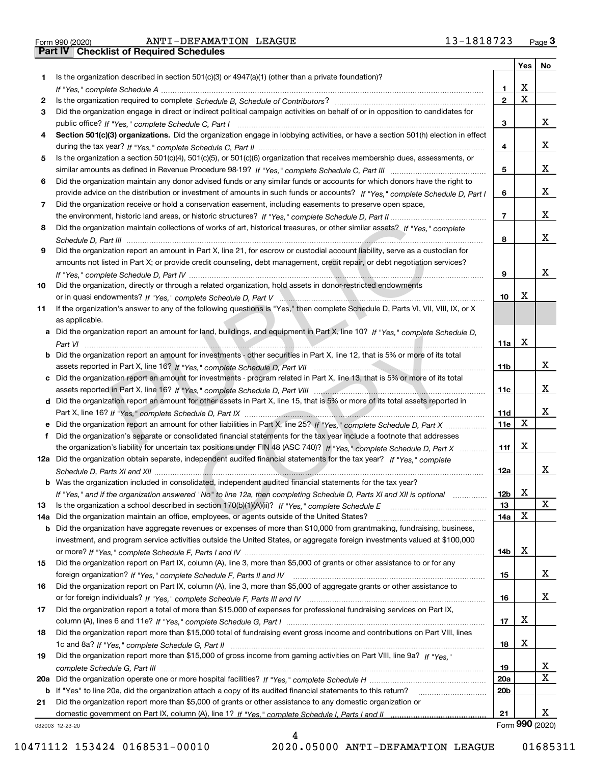Form 990 (2020) ANTI-DEFAMATION LEAGUE 13-1818723

## Part IV Checklist of Required Schedules

| | | | Yes | No |
|---|---|---|---|---|
| 1 | Is the organization described in section 501(c)(3) or 4947(a)(1) (other than a private foundation)? *If "Yes," complete Schedule A* | 1 | X | |
| 2 | Is the organization required to complete *Schedule B, Schedule of Contributors*? | 2 | X | |
| 3 | Did the organization engage in direct or indirect political campaign activities on behalf of or in opposition to candidates for public office? *If "Yes," complete Schedule C, Part I* | 3 | | X |
| 4 | **Section 501(c)(3) organizations.** Did the organization engage in lobbying activities, or have a section 501(h) election in effect during the tax year? *If "Yes," complete Schedule C, Part II* | 4 | | X |
| 5 | Is the organization a section 501(c)(4), 501(c)(5), or 501(c)(6) organization that receives membership dues, assessments, or similar amounts as defined in Revenue Procedure 98-19? *If "Yes," complete Schedule C, Part III* | 5 | | X |
| 6 | Did the organization maintain any donor advised funds or any similar funds or accounts for which donors have the right to provide advice on the distribution or investment of amounts in such funds or accounts? *If "Yes," complete Schedule D, Part I* | 6 | | X |
| 7 | Did the organization receive or hold a conservation easement, including easements to preserve open space, the environment, historic land areas, or historic structures? *If "Yes," complete Schedule D, Part II* | 7 | | X |
| 8 | Did the organization maintain collections of works of art, historical treasures, or other similar assets? *If "Yes," complete Schedule D, Part III* | 8 | | X |
| 9 | Did the organization report an amount in Part X, line 21, for escrow or custodial account liability, serve as a custodian for amounts not listed in Part X; or provide credit counseling, debt management, credit repair, or debt negotiation services? *If "Yes," complete Schedule D, Part IV* | 9 | | X |
| 10 | Did the organization, directly or through a related organization, hold assets in donor-restricted endowments or in quasi endowments? *If "Yes," complete Schedule D, Part V* | 10 | X | |
| 11 | If the organization's answer to any of the following questions is "Yes," then complete Schedule D, Parts VI, VII, VIII, IX, or X as applicable. | | | |
| a | Did the organization report an amount for land, buildings, and equipment in Part X, line 10? *If "Yes," complete Schedule D, Part VI* | 11a | X | |
| b | Did the organization report an amount for investments - other securities in Part X, line 12, that is 5% or more of its total assets reported in Part X, line 16? *If "Yes," complete Schedule D, Part VII* | 11b | | X |
| c | Did the organization report an amount for investments - program related in Part X, line 13, that is 5% or more of its total assets reported in Part X, line 16? *If "Yes," complete Schedule D, Part VIII* | 11c | | X |
| d | Did the organization report an amount for other assets in Part X, line 15, that is 5% or more of its total assets reported in Part X, line 16? *If "Yes," complete Schedule D, Part IX* | 11d | | X |
| e | Did the organization report an amount for other liabilities in Part X, line 25? *If "Yes," complete Schedule D, Part X* | 11e | X | |
| f | Did the organization's separate or consolidated financial statements for the tax year include a footnote that addresses the organization's liability for uncertain tax positions under FIN 48 (ASC 740)? *If "Yes," complete Schedule D, Part X* | 11f | X | |
| 12a | Did the organization obtain separate, independent audited financial statements for the tax year? *If "Yes," complete Schedule D, Parts XI and XII* | 12a | | X |
| b | Was the organization included in consolidated, independent audited financial statements for the tax year? *If "Yes," and if the organization answered "No" to line 12a, then completing Schedule D, Parts XI and XII is optional* | 12b | X | |
| 13 | Is the organization a school described in section 170(b)(1)(A)(ii)? *If "Yes," complete Schedule E* | 13 | | X |
| 14a | Did the organization maintain an office, employees, or agents outside of the United States? | 14a | X | |
| b | Did the organization have aggregate revenues or expenses of more than $10,000 from grantmaking, fundraising, business, investment, and program service activities outside the United States, or aggregate foreign investments valued at $100,000 or more? *If "Yes," complete Schedule F, Parts I and IV* | 14b | X | |
| 15 | Did the organization report on Part IX, column (A), line 3, more than $5,000 of grants or other assistance to or for any foreign organization? *If "Yes," complete Schedule F, Parts II and IV* | 15 | | X |
| 16 | Did the organization report on Part IX, column (A), line 3, more than $5,000 of aggregate grants or other assistance to or for foreign individuals? *If "Yes," complete Schedule F, Parts III and IV* | 16 | | X |
| 17 | Did the organization report a total of more than $15,000 of expenses for professional fundraising services on Part IX, column (A), lines 6 and 11e? *If "Yes," complete Schedule G, Part I* | 17 | X | |
| 18 | Did the organization report more than $15,000 total of fundraising event gross income and contributions on Part VIII, lines 1c and 8a? *If "Yes," complete Schedule G, Part II* | 18 | X | |
| 19 | Did the organization report more than $15,000 of gross income from gaming activities on Part VIII, line 9a? *If "Yes," complete Schedule G, Part III* | 19 | | X |
| 20a | Did the organization operate one or more hospital facilities? *If "Yes," complete Schedule H* | 20a | | X |
| b | If "Yes" to line 20a, did the organization attach a copy of its audited financial statements to this return? | 20b | | |
| 21 | Did the organization report more than $5,000 of grants or other assistance to any domestic organization or domestic government on Part IX, column (A), line 1? *If "Yes," complete Schedule I, Parts I and II* | 21 | | X |

032003 12-23-20

Form **990** (2020)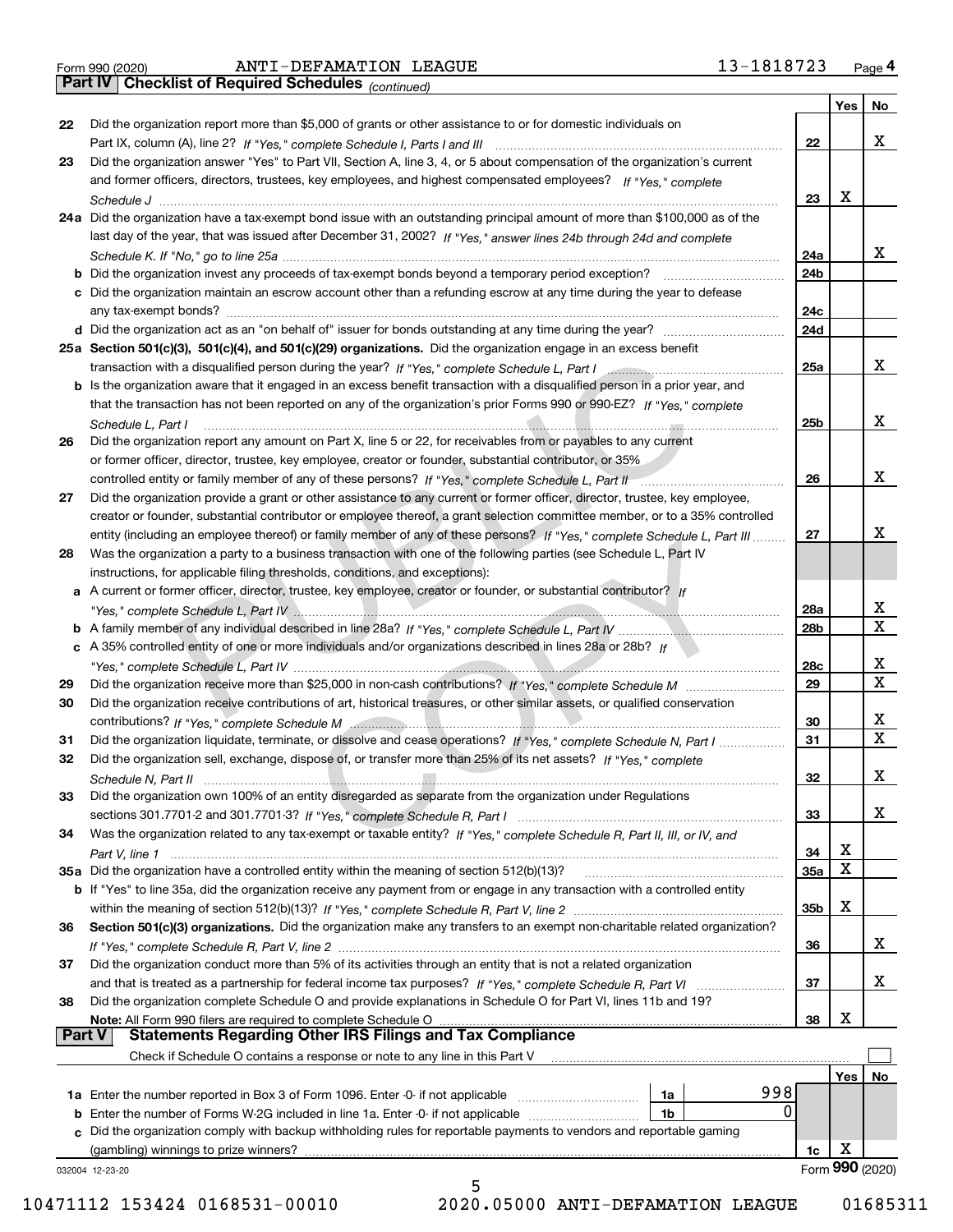Form 990 (2020) ANTI-DEFAMATION LEAGUE 13-1818723

## Part IV Checklist of Required Schedules *(continued)*

| | | | Yes | No |
|---|---|---|---|---|
| 22 | Did the organization report more than $5,000 of grants or other assistance to or for domestic individuals on Part IX, column (A), line 2? *If "Yes," complete Schedule I, Parts I and III* | 22 | | X |
| 23 | Did the organization answer "Yes" to Part VII, Section A, line 3, 4, or 5 about compensation of the organization's current and former officers, directors, trustees, key employees, and highest compensated employees? *If "Yes," complete Schedule J* | 23 | X | |
| 24a | Did the organization have a tax-exempt bond issue with an outstanding principal amount of more than $100,000 as of the last day of the year, that was issued after December 31, 2002? *If "Yes," answer lines 24b through 24d and complete Schedule K. If "No," go to line 25a* | 24a | | X |
| b | Did the organization invest any proceeds of tax-exempt bonds beyond a temporary period exception? | 24b | | |
| c | Did the organization maintain an escrow account other than a refunding escrow at any time during the year to defease any tax-exempt bonds? | 24c | | |
| d | Did the organization act as an "on behalf of" issuer for bonds outstanding at any time during the year? | 24d | | |
| 25a | **Section 501(c)(3), 501(c)(4), and 501(c)(29) organizations.** Did the organization engage in an excess benefit transaction with a disqualified person during the year? *If "Yes," complete Schedule L, Part I* | 25a | | X |
| b | Is the organization aware that it engaged in an excess benefit transaction with a disqualified person in a prior year, and that the transaction has not been reported on any of the organization's prior Forms 990 or 990-EZ? *If "Yes," complete Schedule L, Part I* | 25b | | X |
| 26 | Did the organization report any amount on Part X, line 5 or 22, for receivables from or payables to any current or former officer, director, trustee, key employee, creator or founder, substantial contributor, or 35% controlled entity or family member of any of these persons? *If "Yes," complete Schedule L, Part II* | 26 | | X |
| 27 | Did the organization provide a grant or other assistance to any current or former officer, director, trustee, key employee, creator or founder, substantial contributor or employee thereof, a grant selection committee member, or to a 35% controlled entity (including an employee thereof) or family member of any of these persons? *If "Yes," complete Schedule L, Part III* | 27 | | X |
| 28 | Was the organization a party to a business transaction with one of the following parties (see Schedule L, Part IV instructions, for applicable filing thresholds, conditions, and exceptions): | | | |
| a | A current or former officer, director, trustee, key employee, creator or founder, or substantial contributor? *If "Yes," complete Schedule L, Part IV* | 28a | | X |
| b | A family member of any individual described in line 28a? *If "Yes," complete Schedule L, Part IV* | 28b | | X |
| c | A 35% controlled entity of one or more individuals and/or organizations described in lines 28a or 28b? *If "Yes," complete Schedule L, Part IV* | 28c | | X |
| 29 | Did the organization receive more than $25,000 in non-cash contributions? *If "Yes," complete Schedule M* | 29 | | X |
| 30 | Did the organization receive contributions of art, historical treasures, or other similar assets, or qualified conservation contributions? *If "Yes," complete Schedule M* | 30 | | X |
| 31 | Did the organization liquidate, terminate, or dissolve and cease operations? *If "Yes," complete Schedule N, Part I* | 31 | | X |
| 32 | Did the organization sell, exchange, dispose of, or transfer more than 25% of its net assets? *If "Yes," complete Schedule N, Part II* | 32 | | X |
| 33 | Did the organization own 100% of an entity disregarded as separate from the organization under Regulations sections 301.7701-2 and 301.7701-3? *If "Yes," complete Schedule R, Part I* | 33 | | X |
| 34 | Was the organization related to any tax-exempt or taxable entity? *If "Yes," complete Schedule R, Part II, III, or IV, and Part V, line 1* | 34 | X | |
| 35a | Did the organization have a controlled entity within the meaning of section 512(b)(13)? | 35a | X | |
| b | If "Yes" to line 35a, did the organization receive any payment from or engage in any transaction with a controlled entity within the meaning of section 512(b)(13)? *If "Yes," complete Schedule R, Part V, line 2* | 35b | X | |
| 36 | **Section 501(c)(3) organizations.** Did the organization make any transfers to an exempt non-charitable related organization? *If "Yes," complete Schedule R, Part V, line 2* | 36 | | X |
| 37 | Did the organization conduct more than 5% of its activities through an entity that is not a related organization and that is treated as a partnership for federal income tax purposes? *If "Yes," complete Schedule R, Part VI* | 37 | | X |
| 38 | Did the organization complete Schedule O and provide explanations in Schedule O for Part VI, lines 11b and 19? **Note:** All Form 990 filers are required to complete Schedule O | 38 | X | |

## Part V Statements Regarding Other IRS Filings and Tax Compliance

Check if Schedule O contains a response or note to any line in this Part V ☐

| | | | | | Yes | No |
|---|---|---|---|---|---|---|
| 1a | Enter the number reported in Box 3 of Form 1096. Enter -0- if not applicable | 1a | 998 | | | |
| b | Enter the number of Forms W-2G included in line 1a. Enter -0- if not applicable | 1b | 0 | | | |
| c | Did the organization comply with backup withholding rules for reportable payments to vendors and reportable gaming (gambling) winnings to prize winners? | | | 1c | X | |

Form **990** (2020)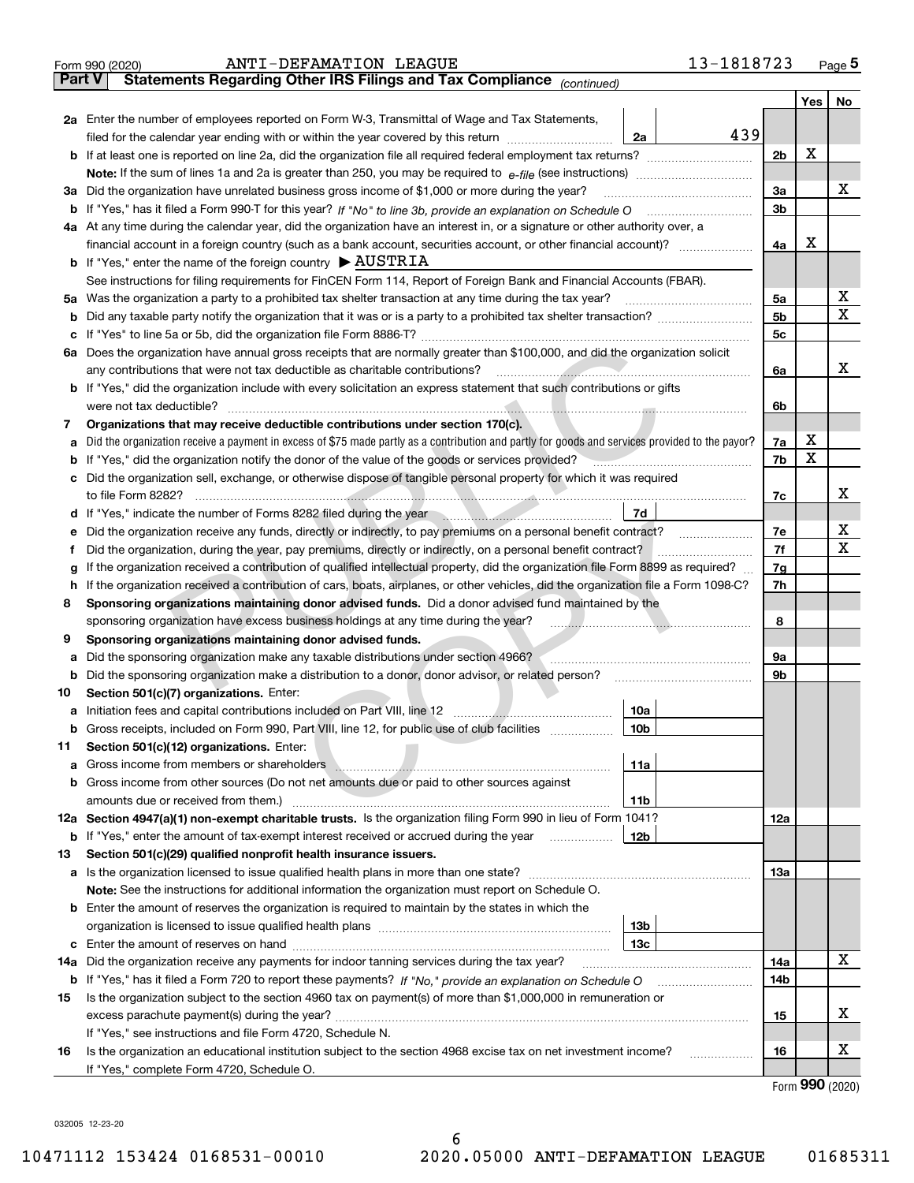Form 990 (2020) ANTI-DEFAMATION LEAGUE 13-1818723

**Part V Statements Regarding Other IRS Filings and Tax Compliance** *(continued)*

| | | | | | Yes | No |
|---|---|---|---|---|---|---|
| **2a** | Enter the number of employees reported on Form W-3, Transmittal of Wage and Tax Statements, filed for the calendar year ending with or within the year covered by this return | 2a | 439 | | | |
| **b** | If at least one is reported on line 2a, did the organization file all required federal employment tax returns? | | | 2b | X | |
| | **Note:** If the sum of lines 1a and 2a is greater than 250, you may be required to *e-file* (see instructions) | | | | | |
| **3a** | Did the organization have unrelated business gross income of $1,000 or more during the year? | | | 3a | | X |
| **b** | If "Yes," has it filed a Form 990-T for this year? *If "No" to line 3b, provide an explanation on Schedule O* | | | 3b | | |
| **4a** | At any time during the calendar year, did the organization have an interest in, or a signature or other authority over, a financial account in a foreign country (such as a bank account, securities account, or other financial account)? | | | 4a | X | |
| **b** | If "Yes," enter the name of the foreign country ▶ AUSTRIA | | | | | |
| | See instructions for filing requirements for FinCEN Form 114, Report of Foreign Bank and Financial Accounts (FBAR). | | | | | |
| **5a** | Was the organization a party to a prohibited tax shelter transaction at any time during the tax year? | | | 5a | | X |
| **b** | Did any taxable party notify the organization that it was or is a party to a prohibited tax shelter transaction? | | | 5b | | X |
| **c** | If "Yes" to line 5a or 5b, did the organization file Form 8886-T? | | | 5c | | |
| **6a** | Does the organization have annual gross receipts that are normally greater than $100,000, and did the organization solicit any contributions that were not tax deductible as charitable contributions? | | | 6a | | X |
| **b** | If "Yes," did the organization include with every solicitation an express statement that such contributions or gifts were not tax deductible? | | | 6b | | |
| **7** | **Organizations that may receive deductible contributions under section 170(c).** | | | | | |
| **a** | Did the organization receive a payment in excess of $75 made partly as a contribution and partly for goods and services provided to the payor? | | | 7a | X | |
| **b** | If "Yes," did the organization notify the donor of the value of the goods or services provided? | | | 7b | X | |
| **c** | Did the organization sell, exchange, or otherwise dispose of tangible personal property for which it was required to file Form 8282? | | | 7c | | X |
| **d** | If "Yes," indicate the number of Forms 8282 filed during the year | 7d | | | | |
| **e** | Did the organization receive any funds, directly or indirectly, to pay premiums on a personal benefit contract? | | | 7e | | X |
| **f** | Did the organization, during the year, pay premiums, directly or indirectly, on a personal benefit contract? | | | 7f | | X |
| **g** | If the organization received a contribution of qualified intellectual property, did the organization file Form 8899 as required? | | | 7g | | |
| **h** | If the organization received a contribution of cars, boats, airplanes, or other vehicles, did the organization file a Form 1098-C? | | | 7h | | |
| **8** | **Sponsoring organizations maintaining donor advised funds.** Did a donor advised fund maintained by the sponsoring organization have excess business holdings at any time during the year? | | | 8 | | |
| **9** | **Sponsoring organizations maintaining donor advised funds.** | | | | | |
| **a** | Did the sponsoring organization make any taxable distributions under section 4966? | | | 9a | | |
| **b** | Did the sponsoring organization make a distribution to a donor, donor advisor, or related person? | | | 9b | | |
| **10** | **Section 501(c)(7) organizations.** Enter: | | | | | |
| **a** | Initiation fees and capital contributions included on Part VIII, line 12 | 10a | | | | |
| **b** | Gross receipts, included on Form 990, Part VIII, line 12, for public use of club facilities | 10b | | | | |
| **11** | **Section 501(c)(12) organizations.** Enter: | | | | | |
| **a** | Gross income from members or shareholders | 11a | | | | |
| **b** | Gross income from other sources (Do not net amounts due or paid to other sources against amounts due or received from them.) | 11b | | | | |
| **12a** | **Section 4947(a)(1) non-exempt charitable trusts.** Is the organization filing Form 990 in lieu of Form 1041? | | | 12a | | |
| **b** | If "Yes," enter the amount of tax-exempt interest received or accrued during the year | 12b | | | | |
| **13** | **Section 501(c)(29) qualified nonprofit health insurance issuers.** | | | | | |
| **a** | Is the organization licensed to issue qualified health plans in more than one state? | | | 13a | | |
| | **Note:** See the instructions for additional information the organization must report on Schedule O. | | | | | |
| **b** | Enter the amount of reserves the organization is required to maintain by the states in which the organization is licensed to issue qualified health plans | 13b | | | | |
| **c** | Enter the amount of reserves on hand | 13c | | | | |
| **14a** | Did the organization receive any payments for indoor tanning services during the tax year? | | | 14a | | X |
| **b** | If "Yes," has it filed a Form 720 to report these payments? *If "No," provide an explanation on Schedule O* | | | 14b | | |
| **15** | Is the organization subject to the section 4960 tax on payment(s) of more than $1,000,000 in remuneration or excess parachute payment(s) during the year? | | | 15 | | X |
| | If "Yes," see instructions and file Form 4720, Schedule N. | | | | | |
| **16** | Is the organization an educational institution subject to the section 4968 excise tax on net investment income? | | | 16 | | X |
| | If "Yes," complete Form 4720, Schedule O. | | | | | |

Form **990** (2020)

032005 12-23-20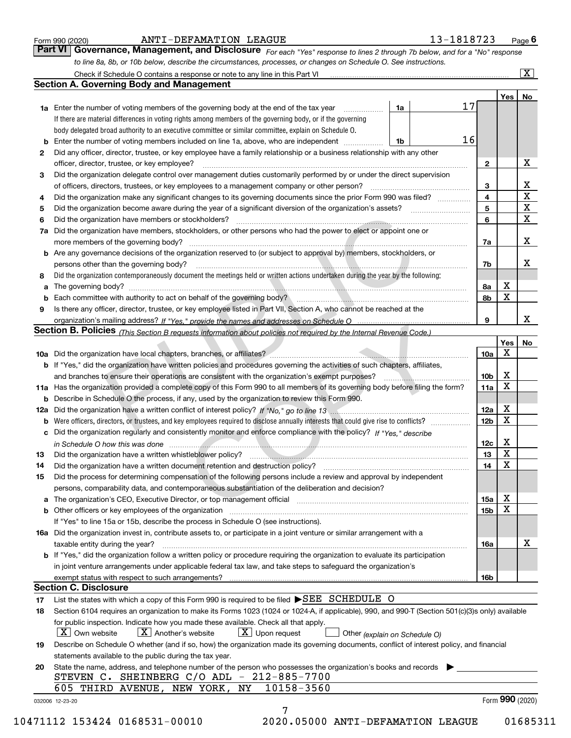Form 990 (2020) ANTI-DEFAMATION LEAGUE 13-1818723 Page 6

## Part VI Governance, Management, and Disclosure

*For each "Yes" response to lines 2 through 7b below, and for a "No" response to line 8a, 8b, or 10b below, describe the circumstances, processes, or changes on Schedule O. See instructions.*

Check if Schedule O contains a response or note to any line in this Part VI [X]

### Section A. Governing Body and Management

| | | | | Yes | No |
|---|---|---|---|---|---|
| **1a** | Enter the number of voting members of the governing body at the end of the tax year — If there are material differences in voting rights among members of the governing body, or if the governing body delegated broad authority to an executive committee or similar committee, explain on Schedule O. | 1a: 17 | | | |
| **b** | Enter the number of voting members included on line 1a, above, who are independent | 1b: 16 | | | |
| **2** | Did any officer, director, trustee, or key employee have a family relationship or a business relationship with any other officer, director, trustee, or key employee? | | 2 | | X |
| **3** | Did the organization delegate control over management duties customarily performed by or under the direct supervision of officers, directors, trustees, or key employees to a management company or other person? | | 3 | | X |
| **4** | Did the organization make any significant changes to its governing documents since the prior Form 990 was filed? | | 4 | | X |
| **5** | Did the organization become aware during the year of a significant diversion of the organization's assets? | | 5 | | X |
| **6** | Did the organization have members or stockholders? | | 6 | | X |
| **7a** | Did the organization have members, stockholders, or other persons who had the power to elect or appoint one or more members of the governing body? | | 7a | | X |
| **b** | Are any governance decisions of the organization reserved to (or subject to approval by) members, stockholders, or persons other than the governing body? | | 7b | | X |
| **8** | Did the organization contemporaneously document the meetings held or written actions undertaken during the year by the following: | | | | |
| **a** | The governing body? | | 8a | X | |
| **b** | Each committee with authority to act on behalf of the governing body? | | 8b | X | |
| **9** | Is there any officer, director, trustee, or key employee listed in Part VII, Section A, who cannot be reached at the organization's mailing address? *If "Yes," provide the names and addresses on Schedule O* | | 9 | | X |

### Section B. Policies *(This Section B requests information about policies not required by the Internal Revenue Code.)*

| | | | Yes | No |
|---|---|---|---|---|
| **10a** | Did the organization have local chapters, branches, or affiliates? | 10a | X | |
| **b** | If "Yes," did the organization have written policies and procedures governing the activities of such chapters, affiliates, and branches to ensure their operations are consistent with the organization's exempt purposes? | 10b | X | |
| **11a** | Has the organization provided a complete copy of this Form 990 to all members of its governing body before filing the form? | 11a | X | |
| **b** | Describe in Schedule O the process, if any, used by the organization to review this Form 990. | | | |
| **12a** | Did the organization have a written conflict of interest policy? *If "No," go to line 13* | 12a | X | |
| **b** | Were officers, directors, or trustees, and key employees required to disclose annually interests that could give rise to conflicts? | 12b | X | |
| **c** | Did the organization regularly and consistently monitor and enforce compliance with the policy? *If "Yes," describe in Schedule O how this was done* | 12c | X | |
| **13** | Did the organization have a written whistleblower policy? | 13 | X | |
| **14** | Did the organization have a written document retention and destruction policy? | 14 | X | |
| **15** | Did the process for determining compensation of the following persons include a review and approval by independent persons, comparability data, and contemporaneous substantiation of the deliberation and decision? | | | |
| **a** | The organization's CEO, Executive Director, or top management official | 15a | X | |
| **b** | Other officers or key employees of the organization | 15b | X | |
| | If "Yes" to line 15a or 15b, describe the process in Schedule O (see instructions). | | | |
| **16a** | Did the organization invest in, contribute assets to, or participate in a joint venture or similar arrangement with a taxable entity during the year? | 16a | | X |
| **b** | If "Yes," did the organization follow a written policy or procedure requiring the organization to evaluate its participation in joint venture arrangements under applicable federal tax law, and take steps to safeguard the organization's exempt status with respect to such arrangements? | 16b | | |

### Section C. Disclosure

**17** List the states with which a copy of this Form 990 is required to be filed ▶SEE SCHEDULE O

**18** Section 6104 requires an organization to make its Forms 1023 (1024 or 1024-A, if applicable), 990, and 990-T (Section 501(c)(3)s only) available for public inspection. Indicate how you made these available. Check all that apply.

[X] Own website [X] Another's website [X] Upon request [ ] Other *(explain on Schedule O)*

**19** Describe on Schedule O whether (and if so, how) the organization made its governing documents, conflict of interest policy, and financial statements available to the public during the tax year.

**20** State the name, address, and telephone number of the person who possesses the organization's books and records ▶

STEVEN C. SHEINBERG C/O ADL - 212-885-7700
605 THIRD AVENUE, NEW YORK, NY 10158-3560

032006 12-23-20 Form **990** (2020)

10471112 153424 0168531-00010 2020.05000 ANTI-DEFAMATION LEAGUE 01685311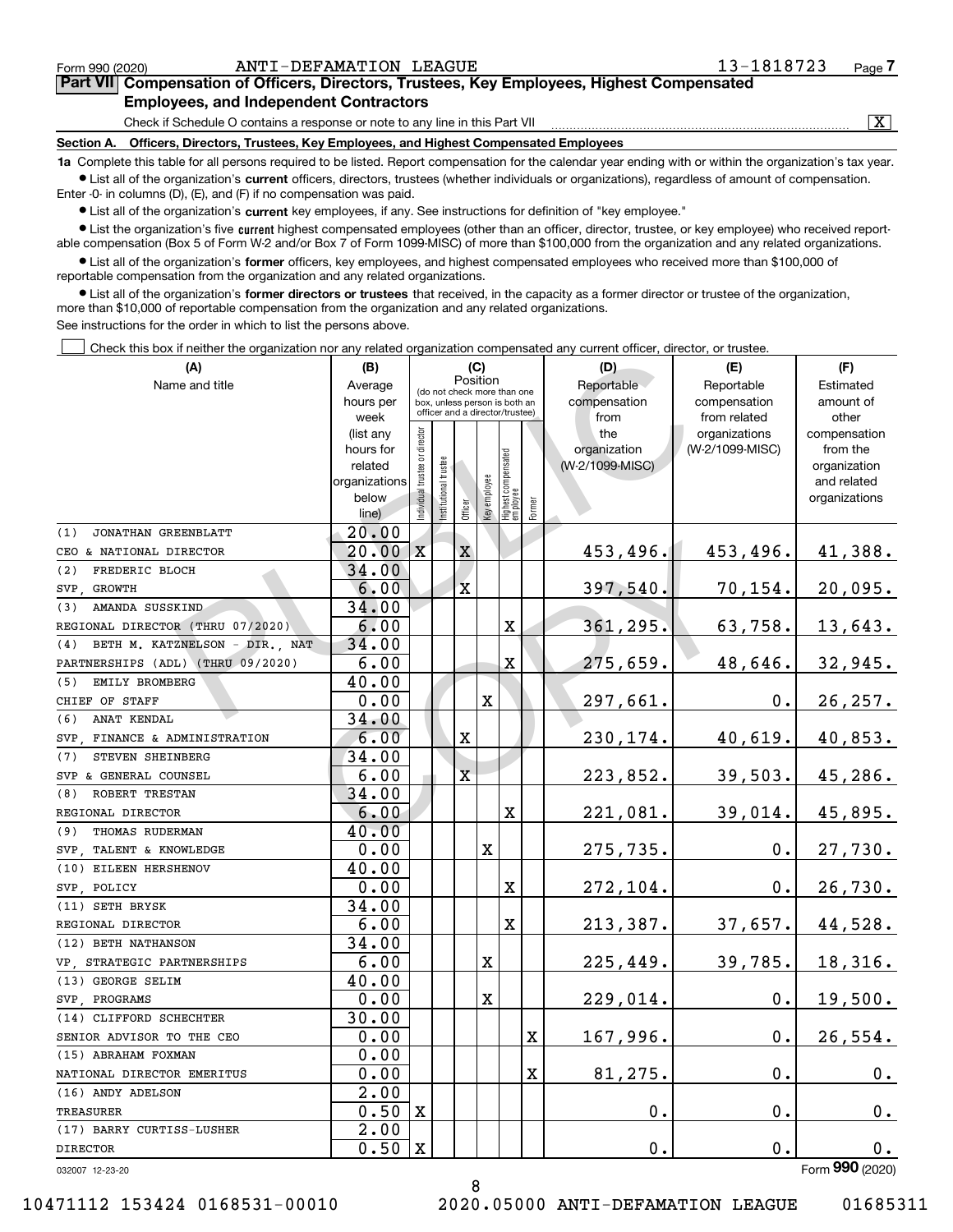Form 990 (2020) ANTI-DEFAMATION LEAGUE 13-1818723 Page 7

**Part VII Compensation of Officers, Directors, Trustees, Key Employees, Highest Compensated Employees, and Independent Contractors**

Check if Schedule O contains a response or note to any line in this Part VII ☒

**Section A. Officers, Directors, Trustees, Key Employees, and Highest Compensated Employees**

**1a** Complete this table for all persons required to be listed. Report compensation for the calendar year ending with or within the organization's tax year.

- List all of the organization's **current** officers, directors, trustees (whether individuals or organizations), regardless of amount of compensation. Enter -0- in columns (D), (E), and (F) if no compensation was paid.
- List all of the organization's **current** key employees, if any. See instructions for definition of "key employee."
- List the organization's five **current** highest compensated employees (other than an officer, director, trustee, or key employee) who received reportable compensation (Box 5 of Form W-2 and/or Box 7 of Form 1099-MISC) of more than $100,000 from the organization and any related organizations.
- List all of the organization's **former** officers, key employees, and highest compensated employees who received more than $100,000 of reportable compensation from the organization and any related organizations.
- List all of the organization's **former directors or trustees** that received, in the capacity as a former director or trustee of the organization, more than $10,000 of reportable compensation from the organization and any related organizations.

See instructions for the order in which to list the persons above.

☐ Check this box if neither the organization nor any related organization compensated any current officer, director, or trustee.

| (A) Name and title | (B) Average hours per week (list any hours for related organizations below line) | (C) Position: Individual trustee or director | Institutional trustee | Officer | Key employee | Highest compensated employee | Former | (D) Reportable compensation from the organization (W-2/1099-MISC) | (E) Reportable compensation from related organizations (W-2/1099-MISC) | (F) Estimated amount of other compensation from the organization and related organizations |
|---|---|---|---|---|---|---|---|---|---|---|
| (1) JONATHAN GREENBLATT<br>CEO & NATIONAL DIRECTOR | 20.00<br>20.00 | X | | X | | | | 453,496. | 453,496. | 41,388. |
| (2) FREDERIC BLOCH<br>SVP, GROWTH | 34.00<br>6.00 | | | X | | | | 397,540. | 70,154. | 20,095. |
| (3) AMANDA SUSSKIND<br>REGIONAL DIRECTOR (THRU 07/2020) | 34.00<br>6.00 | | | | | X | | 361,295. | 63,758. | 13,643. |
| (4) BETH M. KATZNELSON - DIR., NAT PARTNERSHIPS (ADL) (THRU 09/2020) | 34.00<br>6.00 | | | | | X | | 275,659. | 48,646. | 32,945. |
| (5) EMILY BROMBERG<br>CHIEF OF STAFF | 40.00<br>0.00 | | | | X | | | 297,661. | 0. | 26,257. |
| (6) ANAT KENDAL<br>SVP, FINANCE & ADMINISTRATION | 34.00<br>6.00 | | | X | | | | 230,174. | 40,619. | 40,853. |
| (7) STEVEN SHEINBERG<br>SVP & GENERAL COUNSEL | 34.00<br>6.00 | | | X | | | | 223,852. | 39,503. | 45,286. |
| (8) ROBERT TRESTAN<br>REGIONAL DIRECTOR | 34.00<br>6.00 | | | | | X | | 221,081. | 39,014. | 45,895. |
| (9) THOMAS RUDERMAN<br>SVP, TALENT & KNOWLEDGE | 40.00<br>0.00 | | | | X | | | 275,735. | 0. | 27,730. |
| (10) EILEEN HERSHENOV<br>SVP, POLICY | 40.00<br>0.00 | | | | | X | | 272,104. | 0. | 26,730. |
| (11) SETH BRYSK<br>REGIONAL DIRECTOR | 34.00<br>6.00 | | | | | X | | 213,387. | 37,657. | 44,528. |
| (12) BETH NATHANSON<br>VP, STRATEGIC PARTNERSHIPS | 34.00<br>6.00 | | | | X | | | 225,449. | 39,785. | 18,316. |
| (13) GEORGE SELIM<br>SVP, PROGRAMS | 40.00<br>0.00 | | | | X | | | 229,014. | 0. | 19,500. |
| (14) CLIFFORD SCHECHTER<br>SENIOR ADVISOR TO THE CEO | 30.00<br>0.00 | | | | | | X | 167,996. | 0. | 26,554. |
| (15) ABRAHAM FOXMAN<br>NATIONAL DIRECTOR EMERITUS | 0.00<br>0.00 | | | | | | X | 81,275. | 0. | 0. |
| (16) ANDY ADELSON<br>TREASURER | 2.00<br>0.50 | X | | | | | | 0. | 0. | 0. |
| (17) BARRY CURTISS-LUSHER<br>DIRECTOR | 2.00<br>0.50 | X | | | | | | 0. | 0. | 0. |

032007 12-23-20 Form **990** (2020)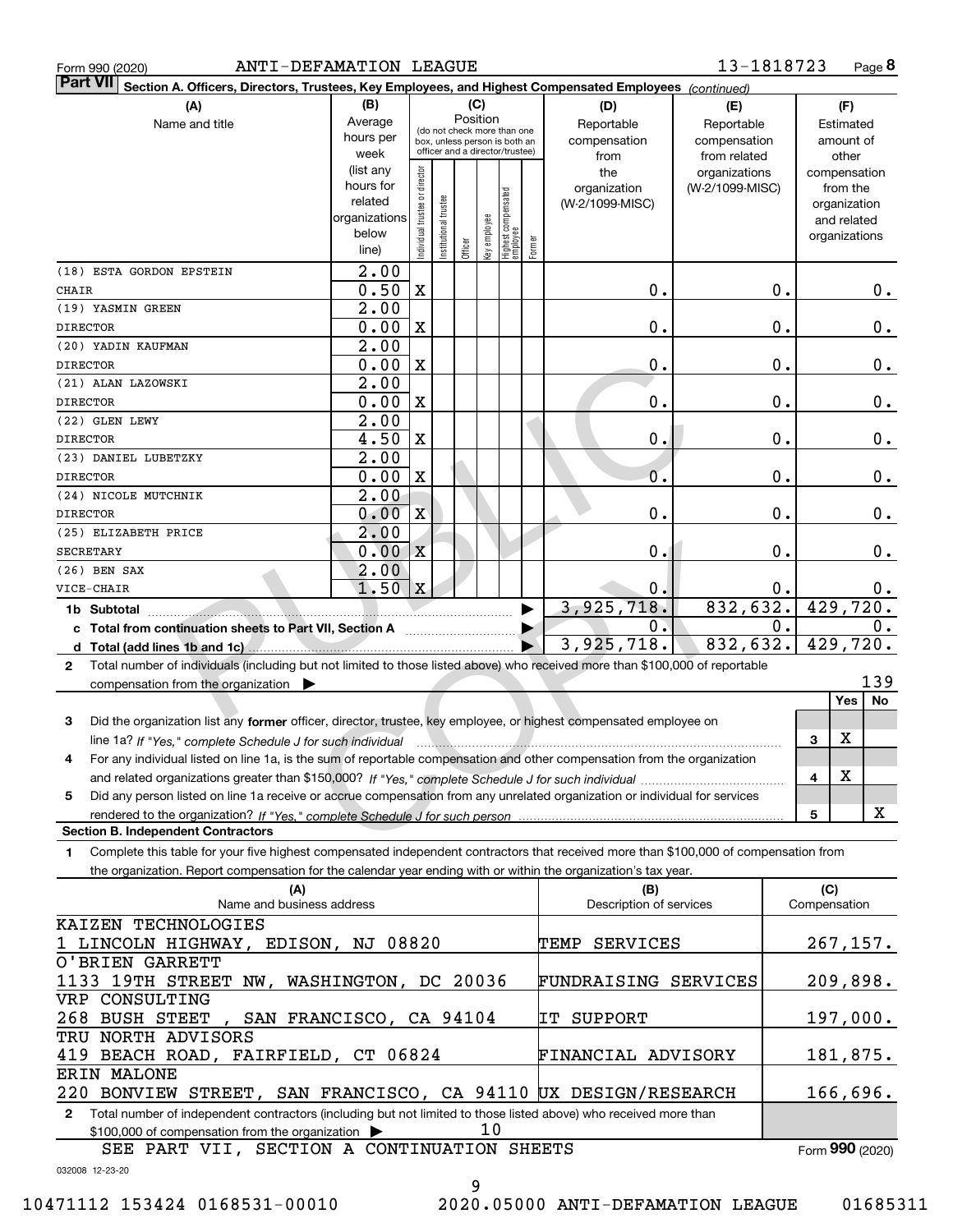Form 990 (2020) ANTI-DEFAMATION LEAGUE 13-1818723 Page **8**

**Part VII Section A. Officers, Directors, Trustees, Key Employees, and Highest Compensated Employees** *(continued)*

| (A) Name and title | (B) Average hours per week (list any hours for related organizations below line) | (C) Position: Individual trustee or director | Institutional trustee | Officer | Key employee | Highest compensated employee | Former | (D) Reportable compensation from the organization (W-2/1099-MISC) | (E) Reportable compensation from related organizations (W-2/1099-MISC) | (F) Estimated amount of other compensation from the organization and related organizations |
|---|---|---|---|---|---|---|---|---|---|---|
| (18) ESTA GORDON EPSTEIN / CHAIR | 2.00 / 0.50 | X | | | | | | 0. | 0. | 0. |
| (19) YASMIN GREEN / DIRECTOR | 2.00 / 0.00 | X | | | | | | 0. | 0. | 0. |
| (20) YADIN KAUFMAN / DIRECTOR | 2.00 / 0.00 | X | | | | | | 0. | 0. | 0. |
| (21) ALAN LAZOWSKI / DIRECTOR | 2.00 / 0.00 | X | | | | | | 0. | 0. | 0. |
| (22) GLEN LEWY / DIRECTOR | 2.00 / 4.50 | X | | | | | | 0. | 0. | 0. |
| (23) DANIEL LUBETZKY / DIRECTOR | 2.00 / 0.00 | X | | | | | | 0. | 0. | 0. |
| (24) NICOLE MUTCHNIK / DIRECTOR | 2.00 / 0.00 | X | | | | | | 0. | 0. | 0. |
| (25) ELIZABETH PRICE / SECRETARY | 2.00 / 0.00 | X | | | | | | 0. | 0. | 0. |
| (26) BEN SAX / VICE-CHAIR | 2.00 / 1.50 | X | | | | | | 0. | 0. | 0. |
| **1b Subtotal** | | | | | | | | 3,925,718. | 832,632. | 429,720. |
| **c Total from continuation sheets to Part VII, Section A** | | | | | | | | 0. | 0. | 0. |
| **d Total (add lines 1b and 1c)** | | | | | | | | 3,925,718. | 832,632. | 429,720. |

**2** Total number of individuals (including but not limited to those listed above) who received more than $100,000 of reportable compensation from the organization ▶ 139

| | | Yes | No |
|---|---|---|---|
| **3** Did the organization list any **former** officer, director, trustee, key employee, or highest compensated employee on line 1a? *If "Yes," complete Schedule J for such individual* | 3 | X | |
| **4** For any individual listed on line 1a, is the sum of reportable compensation and other compensation from the organization and related organizations greater than $150,000? *If "Yes," complete Schedule J for such individual* | 4 | X | |
| **5** Did any person listed on line 1a receive or accrue compensation from any unrelated organization or individual for services rendered to the organization? *If "Yes," complete Schedule J for such person* | 5 | | X |

**Section B. Independent Contractors**

**1** Complete this table for your five highest compensated independent contractors that received more than $100,000 of compensation from the organization. Report compensation for the calendar year ending with or within the organization's tax year.

| (A) Name and business address | (B) Description of services | (C) Compensation |
|---|---|---|
| KAIZEN TECHNOLOGIES, 1 LINCOLN HIGHWAY, EDISON, NJ 08820 | TEMP SERVICES | 267,157. |
| O'BRIEN GARRETT, 1133 19TH STREET NW, WASHINGTON, DC 20036 | FUNDRAISING SERVICES | 209,898. |
| VRP CONSULTING, 268 BUSH STEET , SAN FRANCISCO, CA 94104 | IT SUPPORT | 197,000. |
| TRU NORTH ADVISORS, 419 BEACH ROAD, FAIRFIELD, CT 06824 | FINANCIAL ADVISORY | 181,875. |
| ERIN MALONE, 220 BONVIEW STREET, SAN FRANCISCO, CA 94110 | UX DESIGN/RESEARCH | 166,696. |

**2** Total number of independent contractors (including but not limited to those listed above) who received more than $100,000 of compensation from the organization ▶ 10

SEE PART VII, SECTION A CONTINUATION SHEETS

Form **990** (2020)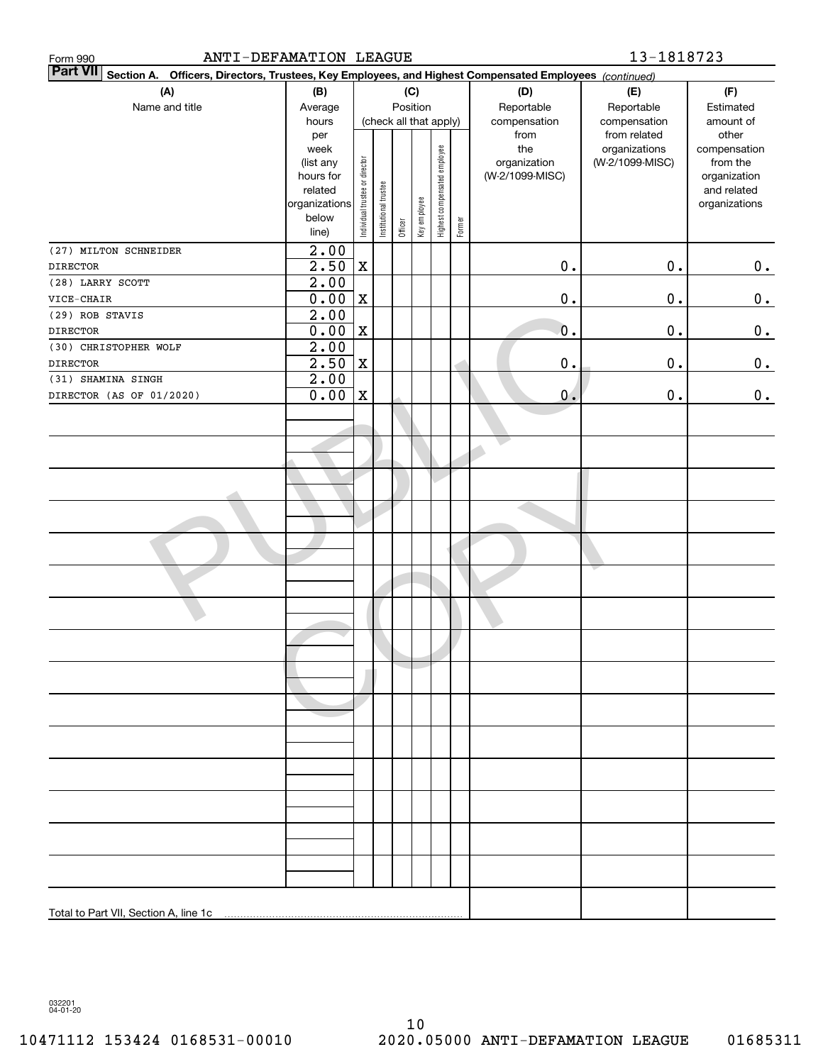Form 990 ANTI-DEFAMATION LEAGUE 13-1818723

**Part VII Section A. Officers, Directors, Trustees, Key Employees, and Highest Compensated Employees** *(continued)*

| (A) Name and title | (B) Average hours per week (list any hours for related organizations below line) | (C) Position (check all that apply): Individual trustee or director | Institutional trustee | Officer | Key employee | Highest compensated employee | Former | (D) Reportable compensation from the organization (W-2/1099-MISC) | (E) Reportable compensation from related organizations (W-2/1099-MISC) | (F) Estimated amount of other compensation from the organization and related organizations |
|---|---|---|---|---|---|---|---|---|---|---|
| (27) MILTON SCHNEIDER<br>DIRECTOR | 2.00<br>2.50 | X | | | | | | 0. | 0. | 0. |
| (28) LARRY SCOTT<br>VICE-CHAIR | 2.00<br>0.00 | X | | | | | | 0. | 0. | 0. |
| (29) ROB STAVIS<br>DIRECTOR | 2.00<br>0.00 | X | | | | | | 0. | 0. | 0. |
| (30) CHRISTOPHER WOLF<br>DIRECTOR | 2.00<br>2.50 | X | | | | | | 0. | 0. | 0. |
| (31) SHAMINA SINGH<br>DIRECTOR (AS OF 01/2020) | 2.00<br>0.00 | X | | | | | | 0. | 0. | 0. |
| Total to Part VII, Section A, line 1c | | | | | | | | | | |

032201 04-01-20

10471112 153424 0168531-00010 2020.05000 ANTI-DEFAMATION LEAGUE 01685311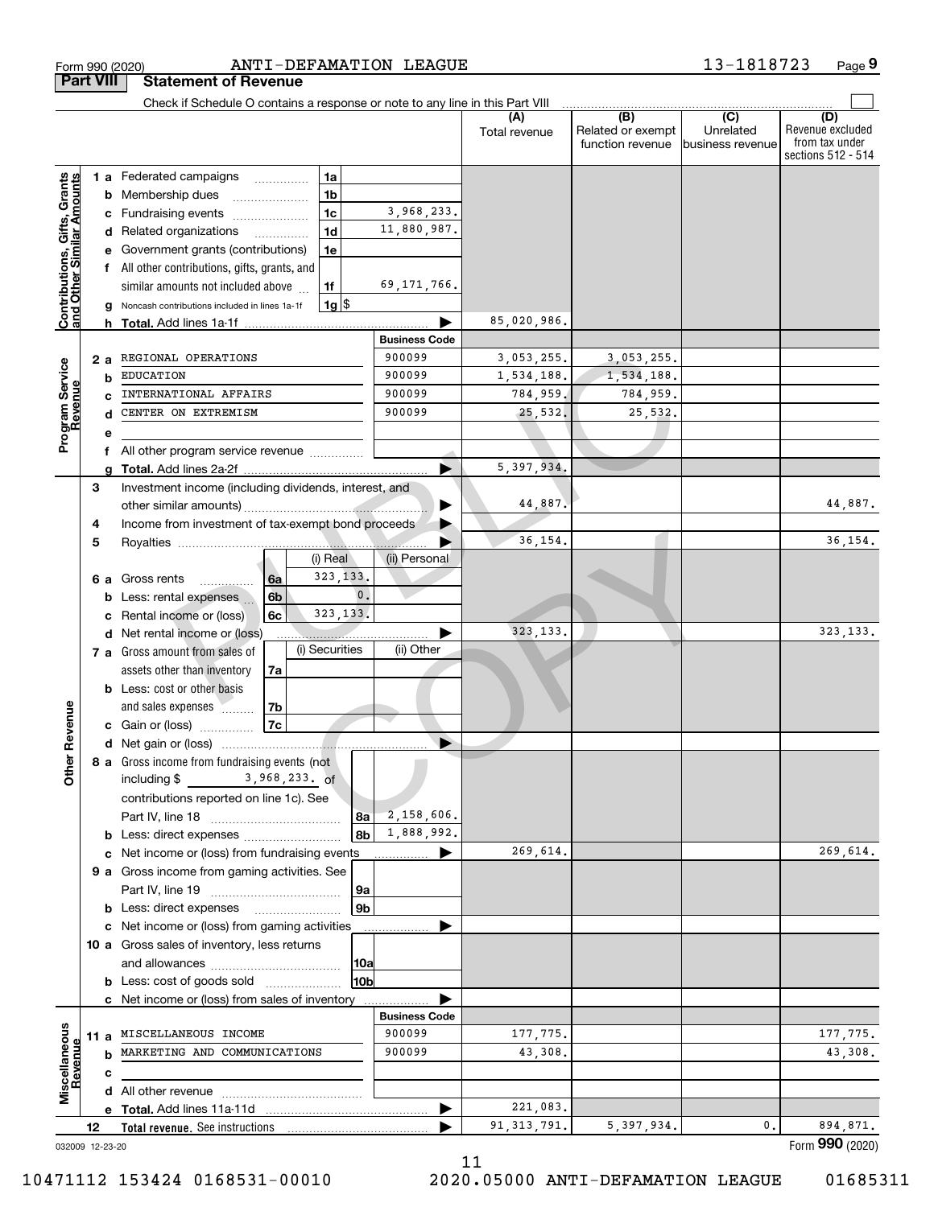Form 990 (2020) ANTI-DEFAMATION LEAGUE 13-1818723 Page 9

**Part VIII Statement of Revenue**

Check if Schedule O contains a response or note to any line in this Part VIII ☐

| | | | | (A) Total revenue | (B) Related or exempt function revenue | (C) Unrelated business revenue | (D) Revenue excluded from tax under sections 512 - 514 |
|---|---|---|---|---|---|---|---|
| **Contributions, Gifts, Grants and Other Similar Amounts** | 1 a Federated campaigns | 1a | | | | | |
| | b Membership dues | 1b | | | | | |
| | c Fundraising events | 1c | 3,968,233. | | | | |
| | d Related organizations | 1d | 11,880,987. | | | | |
| | e Government grants (contributions) | 1e | | | | | |
| | f All other contributions, gifts, grants, and similar amounts not included above | 1f | 69,171,766. | | | | |
| | g Noncash contributions included in lines 1a-1f | 1g $ | | | | | |
| | h **Total.** Add lines 1a-1f | | | 85,020,986. | | | |
| **Program Service Revenue** | | | **Business Code** | | | | |
| | 2 a REGIONAL OPERATIONS | | 900099 | 3,053,255. | 3,053,255. | | |
| | b EDUCATION | | 900099 | 1,534,188. | 1,534,188. | | |
| | c INTERNATIONAL AFFAIRS | | 900099 | 784,959. | 784,959. | | |
| | d CENTER ON EXTREMISM | | 900099 | 25,532. | 25,532. | | |
| | e | | | | | | |
| | f All other program service revenue | | | | | | |
| | g **Total.** Add lines 2a-2f | | | 5,397,934. | | | |
| **Other Revenue** | 3 Investment income (including dividends, interest, and other similar amounts) | | | 44,887. | | | 44,887. |
| | 4 Income from investment of tax-exempt bond proceeds | | | | | | |
| | 5 Royalties | | | 36,154. | | | 36,154. |
| | | | (i) Real / (ii) Personal | | | | |
| | 6 a Gross rents | 6a | 323,133. | | | | |
| | b Less: rental expenses | 6b | 0. | | | | |
| | c Rental income or (loss) | 6c | 323,133. | | | | |
| | d Net rental income or (loss) | | | 323,133. | | | 323,133. |
| | | | (i) Securities / (ii) Other | | | | |
| | 7 a Gross amount from sales of assets other than inventory | 7a | | | | | |
| | b Less: cost or other basis and sales expenses | 7b | | | | | |
| | c Gain or (loss) | 7c | | | | | |
| | d Net gain or (loss) | | | | | | |
| | 8 a Gross income from fundraising events (not including $ 3,968,233. of contributions reported on line 1c). See Part IV, line 18 | 8a | 2,158,606. | | | | |
| | b Less: direct expenses | 8b | 1,888,992. | | | | |
| | c Net income or (loss) from fundraising events | | | 269,614. | | | 269,614. |
| | 9 a Gross income from gaming activities. See Part IV, line 19 | 9a | | | | | |
| | b Less: direct expenses | 9b | | | | | |
| | c Net income or (loss) from gaming activities | | | | | | |
| | 10 a Gross sales of inventory, less returns and allowances | 10a | | | | | |
| | b Less: cost of goods sold | 10b | | | | | |
| | c Net income or (loss) from sales of inventory | | | | | | |
| **Miscellaneous Revenue** | | | **Business Code** | | | | |
| | 11 a MISCELLANEOUS INCOME | | 900099 | 177,775. | | | 177,775. |
| | b MARKETING AND COMMUNICATIONS | | 900099 | 43,308. | | | 43,308. |
| | c | | | | | | |
| | d All other revenue | | | | | | |
| | e **Total.** Add lines 11a-11d | | | 221,083. | | | |
| | 12 **Total revenue.** See instructions | | | 91,313,791. | 5,397,934. | 0. | 894,871. |

032009 12-23-20 Form **990** (2020)

10471112 153424 0168531-00010 2020.05000 ANTI-DEFAMATION LEAGUE 01685311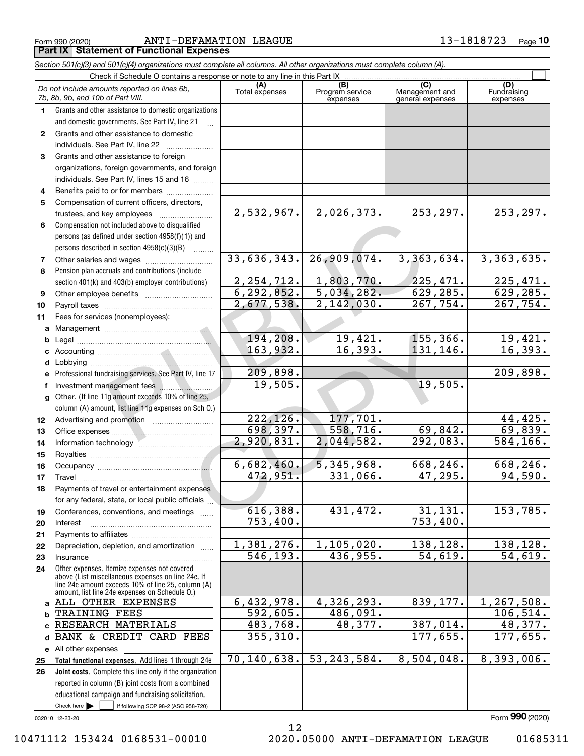Form 990 (2020) ANTI-DEFAMATION LEAGUE 13-1818723 Page 10

**Part IX Statement of Functional Expenses**

*Section 501(c)(3) and 501(c)(4) organizations must complete all columns. All other organizations must complete column (A).*

Check if Schedule O contains a response or note to any line in this Part IX ☐

| | *Do not include amounts reported on lines 6b, 7b, 8b, 9b, and 10b of Part VIII.* | (A) Total expenses | (B) Program service expenses | (C) Management and general expenses | (D) Fundraising expenses |
|---|---|---|---|---|---|
| 1 | Grants and other assistance to domestic organizations and domestic governments. See Part IV, line 21 | | | | |
| 2 | Grants and other assistance to domestic individuals. See Part IV, line 22 | | | | |
| 3 | Grants and other assistance to foreign organizations, foreign governments, and foreign individuals. See Part IV, lines 15 and 16 | | | | |
| 4 | Benefits paid to or for members | | | | |
| 5 | Compensation of current officers, directors, trustees, and key employees | 2,532,967. | 2,026,373. | 253,297. | 253,297. |
| 6 | Compensation not included above to disqualified persons (as defined under section 4958(f)(1)) and persons described in section 4958(c)(3)(B) | | | | |
| 7 | Other salaries and wages | 33,636,343. | 26,909,074. | 3,363,634. | 3,363,635. |
| 8 | Pension plan accruals and contributions (include section 401(k) and 403(b) employer contributions) | 2,254,712. | 1,803,770. | 225,471. | 225,471. |
| 9 | Other employee benefits | 6,292,852. | 5,034,282. | 629,285. | 629,285. |
| 10 | Payroll taxes | 2,677,538. | 2,142,030. | 267,754. | 267,754. |
| 11 | Fees for services (nonemployees): | | | | |
| a | Management | | | | |
| b | Legal | 194,208. | 19,421. | 155,366. | 19,421. |
| c | Accounting | 163,932. | 16,393. | 131,146. | 16,393. |
| d | Lobbying | | | | |
| e | Professional fundraising services. See Part IV, line 17 | 209,898. | | | 209,898. |
| f | Investment management fees | 19,505. | | 19,505. | |
| g | Other. (If line 11g amount exceeds 10% of line 25, column (A) amount, list line 11g expenses on Sch O.) | | | | |
| 12 | Advertising and promotion | 222,126. | 177,701. | | 44,425. |
| 13 | Office expenses | 698,397. | 558,716. | 69,842. | 69,839. |
| 14 | Information technology | 2,920,831. | 2,044,582. | 292,083. | 584,166. |
| 15 | Royalties | | | | |
| 16 | Occupancy | 6,682,460. | 5,345,968. | 668,246. | 668,246. |
| 17 | Travel | 472,951. | 331,066. | 47,295. | 94,590. |
| 18 | Payments of travel or entertainment expenses for any federal, state, or local public officials | | | | |
| 19 | Conferences, conventions, and meetings | 616,388. | 431,472. | 31,131. | 153,785. |
| 20 | Interest | 753,400. | | 753,400. | |
| 21 | Payments to affiliates | | | | |
| 22 | Depreciation, depletion, and amortization | 1,381,276. | 1,105,020. | 138,128. | 138,128. |
| 23 | Insurance | 546,193. | 436,955. | 54,619. | 54,619. |
| 24 | Other expenses. Itemize expenses not covered above (List miscellaneous expenses on line 24e. If line 24e amount exceeds 10% of line 25, column (A) amount, list line 24e expenses on Schedule O.) | | | | |
| a | ALL OTHER EXPENSES | 6,432,978. | 4,326,293. | 839,177. | 1,267,508. |
| b | TRAINING FEES | 592,605. | 486,091. | | 106,514. |
| c | RESEARCH MATERIALS | 483,768. | 48,377. | 387,014. | 48,377. |
| d | BANK & CREDIT CARD FEES | 355,310. | | 177,655. | 177,655. |
| e | All other expenses | | | | |
| 25 | **Total functional expenses.** Add lines 1 through 24e | 70,140,638. | 53,243,584. | 8,504,048. | 8,393,006. |
| 26 | **Joint costs.** Complete this line only if the organization reported in column (B) joint costs from a combined educational campaign and fundraising solicitation. Check here ☐ if following SOP 98-2 (ASC 958-720) | | | | |

032010 12-23-20 Form **990** (2020)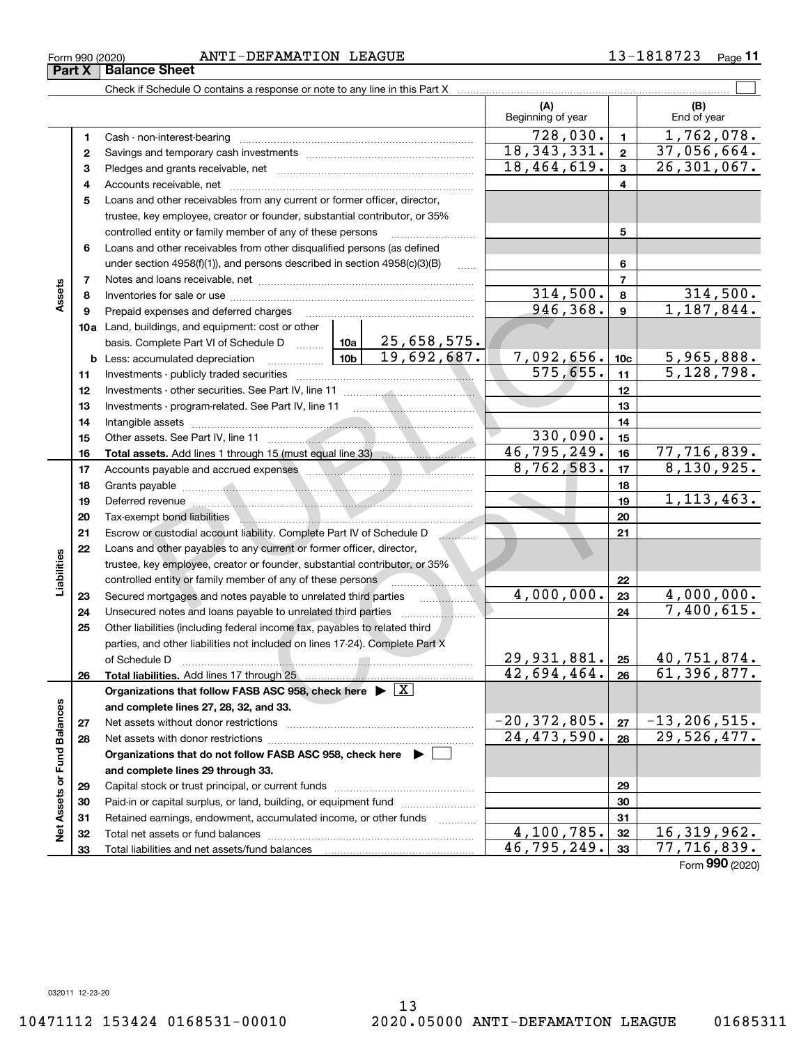Form 990 (2020) ANTI-DEFAMATION LEAGUE 13-1818723 Page **11**

## Part X Balance Sheet

Check if Schedule O contains a response or note to any line in this Part X ☐

| | | | (A) Beginning of year | | (B) End of year |
|---|---|---|---|---|---|
| **Assets** | 1 | Cash - non-interest-bearing | 728,030. | 1 | 1,762,078. |
| | 2 | Savings and temporary cash investments | 18,343,331. | 2 | 37,056,664. |
| | 3 | Pledges and grants receivable, net | 18,464,619. | 3 | 26,301,067. |
| | 4 | Accounts receivable, net | | 4 | |
| | 5 | Loans and other receivables from any current or former officer, director, trustee, key employee, creator or founder, substantial contributor, or 35% controlled entity or family member of any of these persons | | 5 | |
| | 6 | Loans and other receivables from other disqualified persons (as defined under section 4958(f)(1)), and persons described in section 4958(c)(3)(B) | | 6 | |
| | 7 | Notes and loans receivable, net | | 7 | |
| | 8 | Inventories for sale or use | 314,500. | 8 | 314,500. |
| | 9 | Prepaid expenses and deferred charges | 946,368. | 9 | 1,187,844. |
| | 10a | Land, buildings, and equipment: cost or other basis. Complete Part VI of Schedule D ... 10a 25,658,575. | | | |
| | b | Less: accumulated depreciation ... 10b 19,692,687. | 7,092,656. | 10c | 5,965,888. |
| | 11 | Investments - publicly traded securities | 575,655. | 11 | 5,128,798. |
| | 12 | Investments - other securities. See Part IV, line 11 | | 12 | |
| | 13 | Investments - program-related. See Part IV, line 11 | | 13 | |
| | 14 | Intangible assets | | 14 | |
| | 15 | Other assets. See Part IV, line 11 | 330,090. | 15 | |
| | 16 | **Total assets.** Add lines 1 through 15 (must equal line 33) | 46,795,249. | 16 | 77,716,839. |
| **Liabilities** | 17 | Accounts payable and accrued expenses | 8,762,583. | 17 | 8,130,925. |
| | 18 | Grants payable | | 18 | |
| | 19 | Deferred revenue | | 19 | 1,113,463. |
| | 20 | Tax-exempt bond liabilities | | 20 | |
| | 21 | Escrow or custodial account liability. Complete Part IV of Schedule D | | 21 | |
| | 22 | Loans and other payables to any current or former officer, director, trustee, key employee, creator or founder, substantial contributor, or 35% controlled entity or family member of any of these persons | | 22 | |
| | 23 | Secured mortgages and notes payable to unrelated third parties | 4,000,000. | 23 | 4,000,000. |
| | 24 | Unsecured notes and loans payable to unrelated third parties | | 24 | 7,400,615. |
| | 25 | Other liabilities (including federal income tax, payables to related third parties, and other liabilities not included on lines 17-24). Complete Part X of Schedule D | 29,931,881. | 25 | 40,751,874. |
| | 26 | **Total liabilities.** Add lines 17 through 25 | 42,694,464. | 26 | 61,396,877. |
| **Net Assets or Fund Balances** | | **Organizations that follow FASB ASC 958, check here** ▶ ☒ **and complete lines 27, 28, 32, and 33.** | | | |
| | 27 | Net assets without donor restrictions | -20,372,805. | 27 | -13,206,515. |
| | 28 | Net assets with donor restrictions | 24,473,590. | 28 | 29,526,477. |
| | | **Organizations that do not follow FASB ASC 958, check here** ▶ ☐ **and complete lines 29 through 33.** | | | |
| | 29 | Capital stock or trust principal, or current funds | | 29 | |
| | 30 | Paid-in or capital surplus, or land, building, or equipment fund | | 30 | |
| | 31 | Retained earnings, endowment, accumulated income, or other funds | | 31 | |
| | 32 | Total net assets or fund balances | 4,100,785. | 32 | 16,319,962. |
| | 33 | Total liabilities and net assets/fund balances | 46,795,249. | 33 | 77,716,839. |

Form **990** (2020)

032011 12-23-20

10471112 153424 0168531-00010 2020.05000 ANTI-DEFAMATION LEAGUE 01685311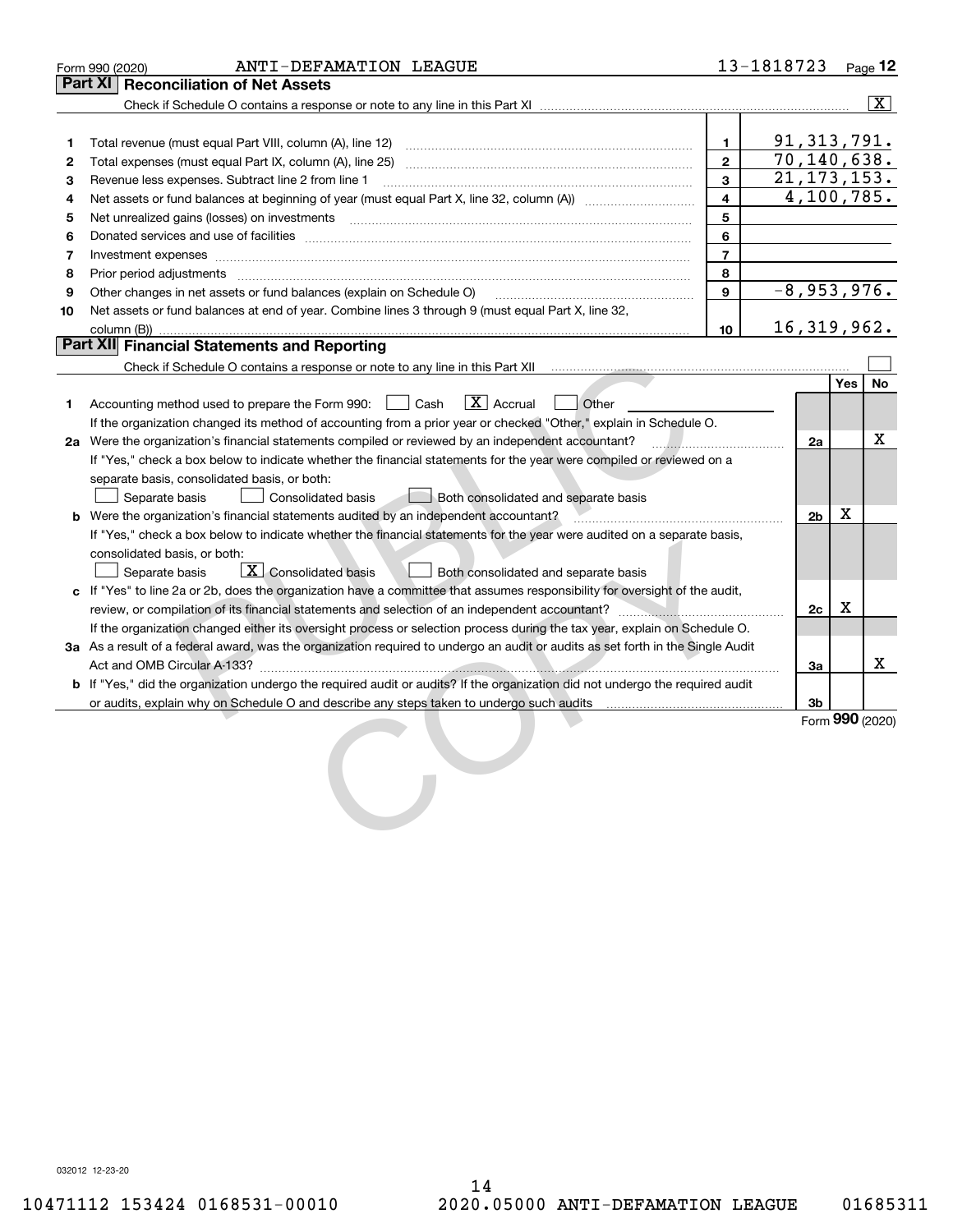Form 990 (2020) ANTI-DEFAMATION LEAGUE 13-1818723 Page **12**

## Part XI Reconciliation of Net Assets

Check if Schedule O contains a response or note to any line in this Part XI ..... [X]

| | | | |
|---|---|---|---|
| 1 | Total revenue (must equal Part VIII, column (A), line 12) | 1 | 91,313,791. |
| 2 | Total expenses (must equal Part IX, column (A), line 25) | 2 | 70,140,638. |
| 3 | Revenue less expenses. Subtract line 2 from line 1 | 3 | 21,173,153. |
| 4 | Net assets or fund balances at beginning of year (must equal Part X, line 32, column (A)) | 4 | 4,100,785. |
| 5 | Net unrealized gains (losses) on investments | 5 | |
| 6 | Donated services and use of facilities | 6 | |
| 7 | Investment expenses | 7 | |
| 8 | Prior period adjustments | 8 | |
| 9 | Other changes in net assets or fund balances (explain on Schedule O) | 9 | -8,953,976. |
| 10 | Net assets or fund balances at end of year. Combine lines 3 through 9 (must equal Part X, line 32, column (B)) | 10 | 16,319,962. |

## Part XII Financial Statements and Reporting

Check if Schedule O contains a response or note to any line in this Part XII ..... [ ]

| | | | Yes | No |
|---|---|---|---|---|
| 1 | Accounting method used to prepare the Form 990: [ ] Cash [X] Accrual [ ] Other<br>If the organization changed its method of accounting from a prior year or checked "Other," explain in Schedule O. | | | |
| 2a | Were the organization's financial statements compiled or reviewed by an independent accountant?<br>If "Yes," check a box below to indicate whether the financial statements for the year were compiled or reviewed on a separate basis, consolidated basis, or both:<br>[ ] Separate basis [ ] Consolidated basis [ ] Both consolidated and separate basis | 2a | | X |
| b | Were the organization's financial statements audited by an independent accountant?<br>If "Yes," check a box below to indicate whether the financial statements for the year were audited on a separate basis, consolidated basis, or both:<br>[ ] Separate basis [X] Consolidated basis [ ] Both consolidated and separate basis | 2b | X | |
| c | If "Yes" to line 2a or 2b, does the organization have a committee that assumes responsibility for oversight of the audit, review, or compilation of its financial statements and selection of an independent accountant?<br>If the organization changed either its oversight process or selection process during the tax year, explain on Schedule O. | 2c | X | |
| 3a | As a result of a federal award, was the organization required to undergo an audit or audits as set forth in the Single Audit Act and OMB Circular A-133? | 3a | | X |
| b | If "Yes," did the organization undergo the required audit or audits? If the organization did not undergo the required audit or audits, explain why on Schedule O and describe any steps taken to undergo such audits | 3b | | |

Form **990** (2020)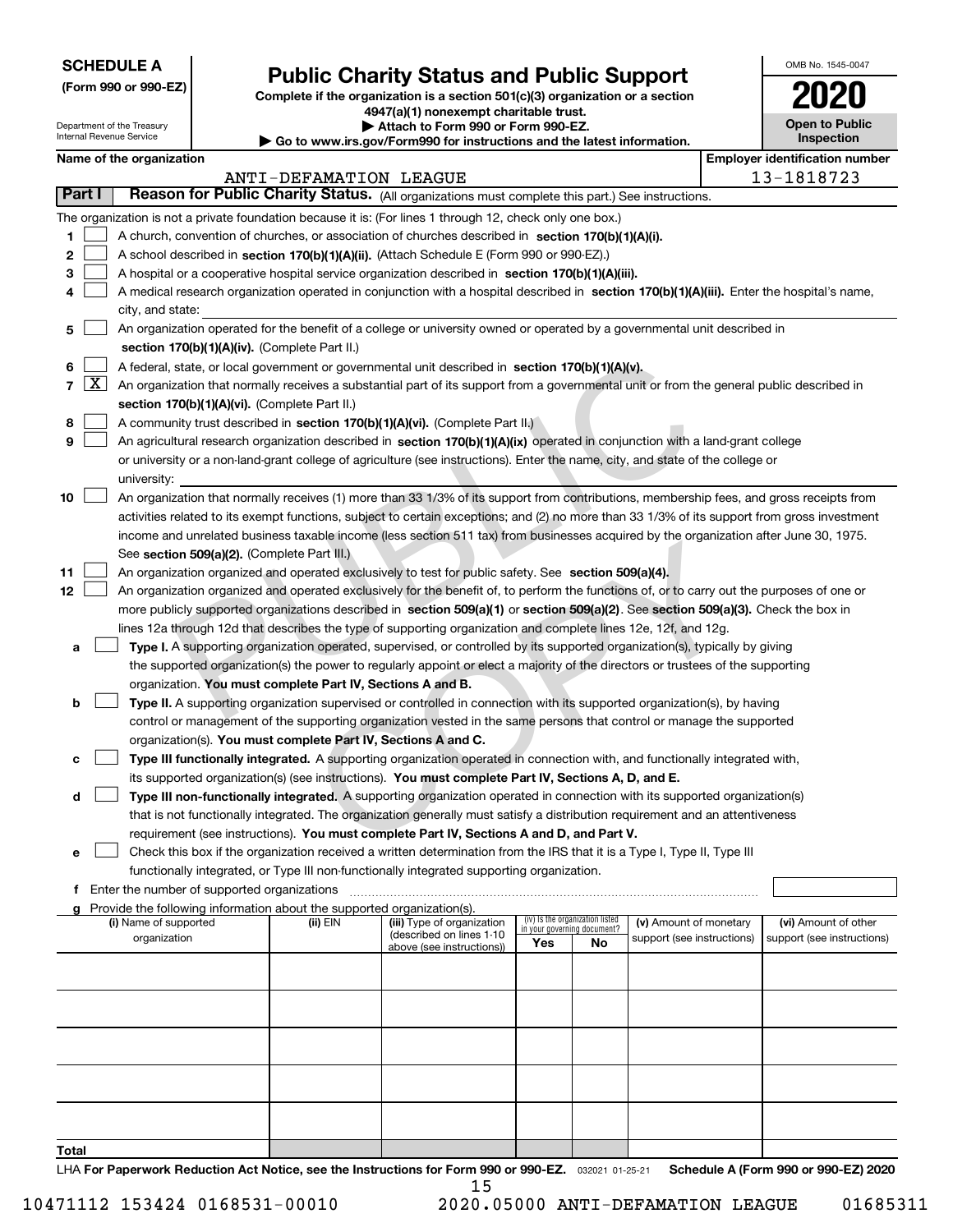**SCHEDULE A**
**(Form 990 or 990-EZ)**

Department of the Treasury
Internal Revenue Service

# Public Charity Status and Public Support

**Complete if the organization is a section 501(c)(3) organization or a section 4947(a)(1) nonexempt charitable trust.**
**▶ Attach to Form 990 or Form 990-EZ.**
**▶ Go to www.irs.gov/Form990 for instructions and the latest information.**

OMB No. 1545-0047

**2020**

**Open to Public Inspection**

**Name of the organization**
ANTI-DEFAMATION LEAGUE

**Employer identification number**
13-1818723

## Part I — Reason for Public Charity Status. (All organizations must complete this part.) See instructions.

The organization is not a private foundation because it is: (For lines 1 through 12, check only one box.)

1. [ ] A church, convention of churches, or association of churches described in **section 170(b)(1)(A)(i).**
2. [ ] A school described in **section 170(b)(1)(A)(ii).** (Attach Schedule E (Form 990 or 990-EZ).)
3. [ ] A hospital or a cooperative hospital service organization described in **section 170(b)(1)(A)(iii).**
4. [ ] A medical research organization operated in conjunction with a hospital described in **section 170(b)(1)(A)(iii).** Enter the hospital's name, city, and state:
5. [ ] An organization operated for the benefit of a college or university owned or operated by a governmental unit described in **section 170(b)(1)(A)(iv).** (Complete Part II.)
6. [ ] A federal, state, or local government or governmental unit described in **section 170(b)(1)(A)(v).**
7. [X] An organization that normally receives a substantial part of its support from a governmental unit or from the general public described in **section 170(b)(1)(A)(vi).** (Complete Part II.)
8. [ ] A community trust described in **section 170(b)(1)(A)(vi).** (Complete Part II.)
9. [ ] An agricultural research organization described in **section 170(b)(1)(A)(ix)** operated in conjunction with a land-grant college or university or a non-land-grant college of agriculture (see instructions). Enter the name, city, and state of the college or university:
10. [ ] An organization that normally receives (1) more than 33 1/3% of its support from contributions, membership fees, and gross receipts from activities related to its exempt functions, subject to certain exceptions; and (2) no more than 33 1/3% of its support from gross investment income and unrelated business taxable income (less section 511 tax) from businesses acquired by the organization after June 30, 1975. See **section 509(a)(2).** (Complete Part III.)
11. [ ] An organization organized and operated exclusively to test for public safety. See **section 509(a)(4).**
12. [ ] An organization organized and operated exclusively for the benefit of, to perform the functions of, or to carry out the purposes of one or more publicly supported organizations described in **section 509(a)(1)** or **section 509(a)(2)**. See **section 509(a)(3).** Check the box in lines 12a through 12d that describes the type of supporting organization and complete lines 12e, 12f, and 12g.
   - **a** [ ] **Type I.** A supporting organization operated, supervised, or controlled by its supported organization(s), typically by giving the supported organization(s) the power to regularly appoint or elect a majority of the directors or trustees of the supporting organization. **You must complete Part IV, Sections A and B.**
   - **b** [ ] **Type II.** A supporting organization supervised or controlled in connection with its supported organization(s), by having control or management of the supporting organization vested in the same persons that control or manage the supported organization(s). **You must complete Part IV, Sections A and C.**
   - **c** [ ] **Type III functionally integrated.** A supporting organization operated in connection with, and functionally integrated with, its supported organization(s) (see instructions). **You must complete Part IV, Sections A, D, and E.**
   - **d** [ ] **Type III non-functionally integrated.** A supporting organization operated in connection with its supported organization(s) that is not functionally integrated. The organization generally must satisfy a distribution requirement and an attentiveness requirement (see instructions). **You must complete Part IV, Sections A and D, and Part V.**
   - **e** [ ] Check this box if the organization received a written determination from the IRS that it is a Type I, Type II, Type III functionally integrated, or Type III non-functionally integrated supporting organization.
   - **f** Enter the number of supported organizations
   - **g** Provide the following information about the supported organization(s).

| (i) Name of supported organization | (ii) EIN | (iii) Type of organization (described on lines 1-10 above (see instructions)) | (iv) Is the organization listed in your governing document? Yes | No | (v) Amount of monetary support (see instructions) | (vi) Amount of other support (see instructions) |
|---|---|---|---|---|---|---|
| | | | | | | |
| | | | | | | |
| | | | | | | |
| | | | | | | |
| | | | | | | |
| **Total** | | | | | | |

LHA **For Paperwork Reduction Act Notice, see the Instructions for Form 990 or 990-EZ.** 032021 01-25-21 **Schedule A (Form 990 or 990-EZ) 2020**

10471112 153424 0168531-00010 2020.05000 ANTI-DEFAMATION LEAGUE 01685311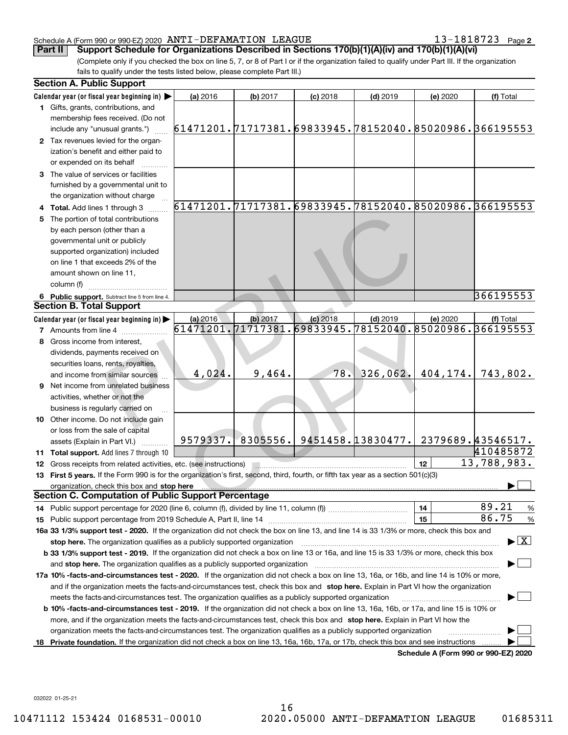Schedule A (Form 990 or 990-EZ) 2020 ANTI-DEFAMATION LEAGUE 13-1818723 Page 2

**Part II** **Support Schedule for Organizations Described in Sections 170(b)(1)(A)(iv) and 170(b)(1)(A)(vi)**

(Complete only if you checked the box on line 5, 7, or 8 of Part I or if the organization failed to qualify under Part III. If the organization fails to qualify under the tests listed below, please complete Part III.)

**Section A. Public Support**

| Calendar year (or fiscal year beginning in) ▶ | (a) 2016 | (b) 2017 | (c) 2018 | (d) 2019 | (e) 2020 | (f) Total |
|---|---|---|---|---|---|---|
| **1** Gifts, grants, contributions, and membership fees received. (Do not include any "unusual grants.") | 61471201. | 71717381. | 69833945. | 78152040. | 85020986. | 366195553 |
| **2** Tax revenues levied for the organization's benefit and either paid to or expended on its behalf | | | | | | |
| **3** The value of services or facilities furnished by a governmental unit to the organization without charge | | | | | | |
| **4 Total.** Add lines 1 through 3 | 61471201. | 71717381. | 69833945. | 78152040. | 85020986. | 366195553 |
| **5** The portion of total contributions by each person (other than a governmental unit or publicly supported organization) included on line 1 that exceeds 2% of the amount shown on line 11, column (f) | | | | | | |
| **6 Public support.** Subtract line 5 from line 4. | | | | | | 366195553 |

**Section B. Total Support**

| Calendar year (or fiscal year beginning in) ▶ | (a) 2016 | (b) 2017 | (c) 2018 | (d) 2019 | (e) 2020 | (f) Total |
|---|---|---|---|---|---|---|
| **7** Amounts from line 4 | 61471201. | 71717381. | 69833945. | 78152040. | 85020986. | 366195553 |
| **8** Gross income from interest, dividends, payments received on securities loans, rents, royalties, and income from similar sources | 4,024. | 9,464. | 78. | 326,062. | 404,174. | 743,802. |
| **9** Net income from unrelated business activities, whether or not the business is regularly carried on | | | | | | |
| **10** Other income. Do not include gain or loss from the sale of capital assets (Explain in Part VI.) | 9579337. | 8305556. | 9451458. | 13830477. | 2379689. | 43546517. |
| **11 Total support.** Add lines 7 through 10 | | | | | | 410485872 |

**12** Gross receipts from related activities, etc. (see instructions) | **12** | 13,788,983.

**13 First 5 years.** If the Form 990 is for the organization's first, second, third, fourth, or fifth tax year as a section 501(c)(3) organization, check this box and **stop here** ▶ ☐

**Section C. Computation of Public Support Percentage**

**14** Public support percentage for 2020 (line 6, column (f), divided by line 11, column (f)) | **14** | 89.21 %

**15** Public support percentage from 2019 Schedule A, Part II, line 14 | **15** | 86.75 %

**16a 33 1/3% support test - 2020.** If the organization did not check the box on line 13, and line 14 is 33 1/3% or more, check this box and **stop here.** The organization qualifies as a publicly supported organization ▶ ☒

**b 33 1/3% support test - 2019.** If the organization did not check a box on line 13 or 16a, and line 15 is 33 1/3% or more, check this box and **stop here.** The organization qualifies as a publicly supported organization ▶ ☐

**17a 10% -facts-and-circumstances test - 2020.** If the organization did not check a box on line 13, 16a, or 16b, and line 14 is 10% or more, and if the organization meets the facts-and-circumstances test, check this box and **stop here.** Explain in Part VI how the organization meets the facts-and-circumstances test. The organization qualifies as a publicly supported organization ▶ ☐

**b 10% -facts-and-circumstances test - 2019.** If the organization did not check a box on line 13, 16a, 16b, or 17a, and line 15 is 10% or more, and if the organization meets the facts-and-circumstances test, check this box and **stop here.** Explain in Part VI how the organization meets the facts-and-circumstances test. The organization qualifies as a publicly supported organization ▶ ☐

**18 Private foundation.** If the organization did not check a box on line 13, 16a, 16b, 17a, or 17b, check this box and see instructions ▶ ☐

**Schedule A (Form 990 or 990-EZ) 2020**

032022 01-25-21

10471112 153424 0168531-00010 2020.05000 ANTI-DEFAMATION LEAGUE 01685311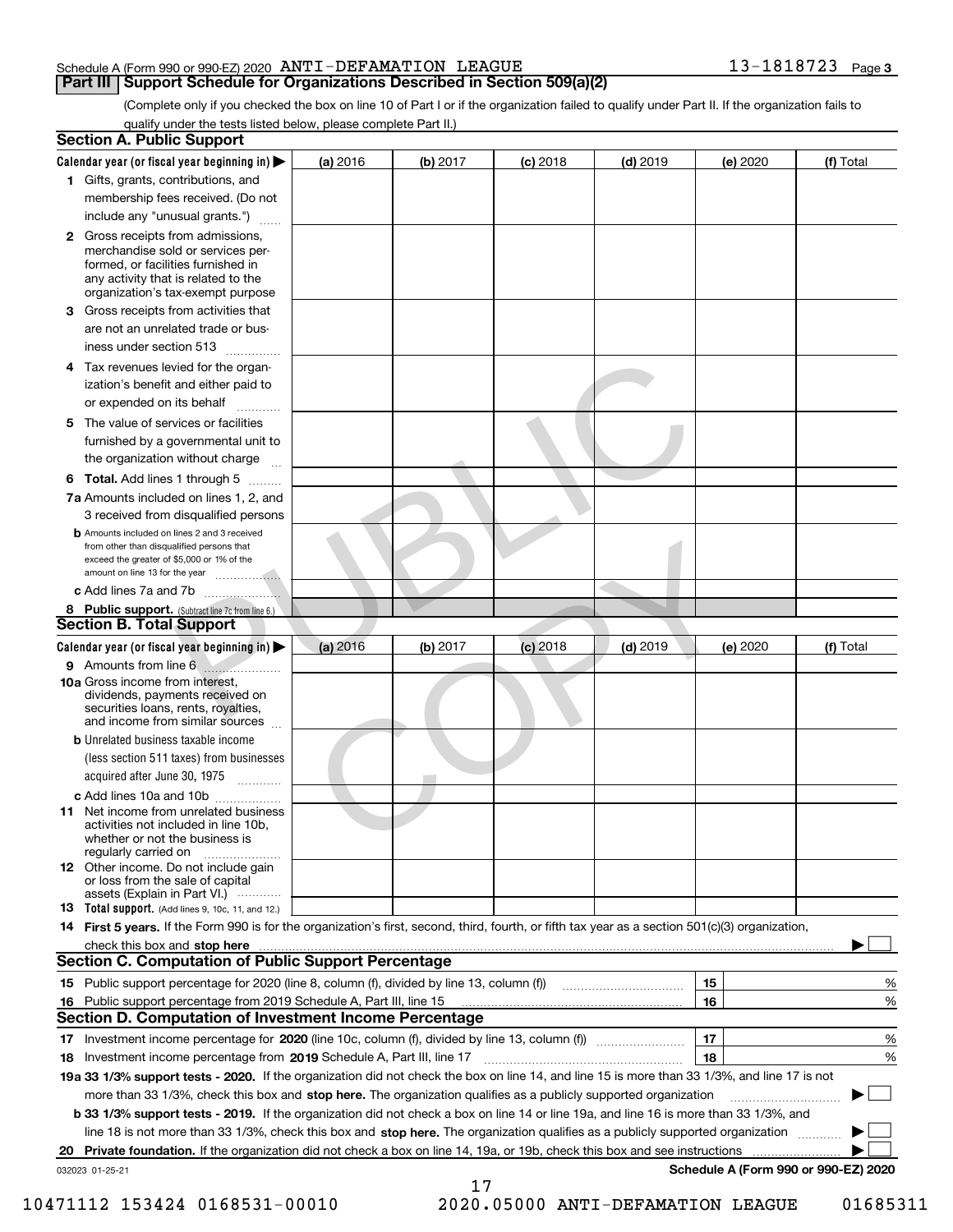Schedule A (Form 990 or 990-EZ) 2020 ANTI-DEFAMATION LEAGUE 13-1818723 Page 3

## Part III | Support Schedule for Organizations Described in Section 509(a)(2)

(Complete only if you checked the box on line 10 of Part I or if the organization failed to qualify under Part II. If the organization fails to qualify under the tests listed below, please complete Part II.)

### Section A. Public Support

| Calendar year (or fiscal year beginning in) ▶ | (a) 2016 | (b) 2017 | (c) 2018 | (d) 2019 | (e) 2020 | (f) Total |
|---|---|---|---|---|---|---|
| **1** Gifts, grants, contributions, and membership fees received. (Do not include any "unusual grants.") | | | | | | |
| **2** Gross receipts from admissions, merchandise sold or services performed, or facilities furnished in any activity that is related to the organization's tax-exempt purpose | | | | | | |
| **3** Gross receipts from activities that are not an unrelated trade or business under section 513 | | | | | | |
| **4** Tax revenues levied for the organization's benefit and either paid to or expended on its behalf | | | | | | |
| **5** The value of services or facilities furnished by a governmental unit to the organization without charge | | | | | | |
| **6 Total.** Add lines 1 through 5 | | | | | | |
| **7a** Amounts included on lines 1, 2, and 3 received from disqualified persons | | | | | | |
| **b** Amounts included on lines 2 and 3 received from other than disqualified persons that exceed the greater of $5,000 or 1% of the amount on line 13 for the year | | | | | | |
| **c** Add lines 7a and 7b | | | | | | |
| **8 Public support.** (Subtract line 7c from line 6.) | | | | | | |

### Section B. Total Support

| Calendar year (or fiscal year beginning in) ▶ | (a) 2016 | (b) 2017 | (c) 2018 | (d) 2019 | (e) 2020 | (f) Total |
|---|---|---|---|---|---|---|
| **9** Amounts from line 6 | | | | | | |
| **10a** Gross income from interest, dividends, payments received on securities loans, rents, royalties, and income from similar sources | | | | | | |
| **b** Unrelated business taxable income (less section 511 taxes) from businesses acquired after June 30, 1975 | | | | | | |
| **c** Add lines 10a and 10b | | | | | | |
| **11** Net income from unrelated business activities not included in line 10b, whether or not the business is regularly carried on | | | | | | |
| **12** Other income. Do not include gain or loss from the sale of capital assets (Explain in Part VI.) | | | | | | |
| **13 Total support.** (Add lines 9, 10c, 11, and 12.) | | | | | | |

**14 First 5 years.** If the Form 990 is for the organization's first, second, third, fourth, or fifth tax year as a section 501(c)(3) organization, check this box and **stop here** ▶ ☐

### Section C. Computation of Public Support Percentage

| | | | |
|---|---|---|---|
| **15** Public support percentage for 2020 (line 8, column (f), divided by line 13, column (f)) | 15 | | % |
| **16** Public support percentage from 2019 Schedule A, Part III, line 15 | 16 | | % |

### Section D. Computation of Investment Income Percentage

| | | | |
|---|---|---|---|
| **17** Investment income percentage for **2020** (line 10c, column (f), divided by line 13, column (f)) | 17 | | % |
| **18** Investment income percentage from **2019** Schedule A, Part III, line 17 | 18 | | % |

**19a 33 1/3% support tests - 2020.** If the organization did not check the box on line 14, and line 15 is more than 33 1/3%, and line 17 is not more than 33 1/3%, check this box and **stop here.** The organization qualifies as a publicly supported organization ▶ ☐

**b 33 1/3% support tests - 2019.** If the organization did not check a box on line 14 or line 19a, and line 16 is more than 33 1/3%, and line 18 is not more than 33 1/3%, check this box and **stop here.** The organization qualifies as a publicly supported organization ▶ ☐

**20 Private foundation.** If the organization did not check a box on line 14, 19a, or 19b, check this box and see instructions ▶ ☐

032023 01-25-21 **Schedule A (Form 990 or 990-EZ) 2020**

10471112 153424 0168531-00010 2020.05000 ANTI-DEFAMATION LEAGUE 01685311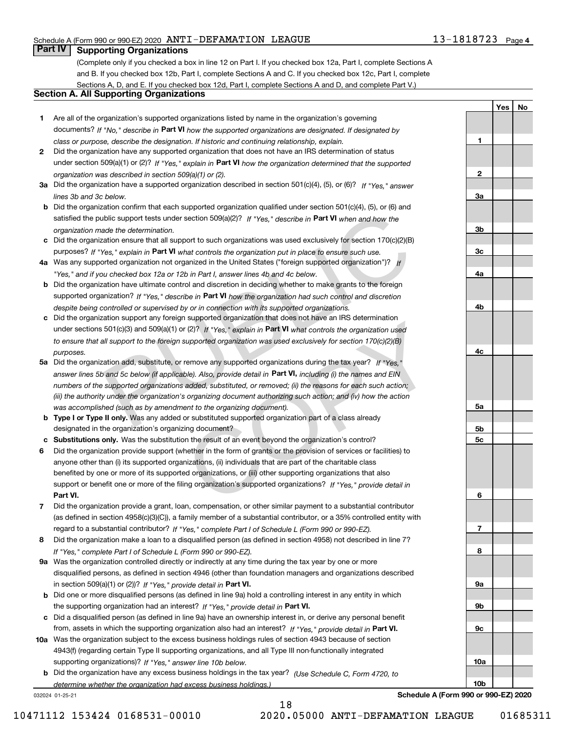Schedule A (Form 990 or 990-EZ) 2020 ANTI-DEFAMATION LEAGUE 13-1818723 Page **4**

## Part IV Supporting Organizations

(Complete only if you checked a box in line 12 on Part I. If you checked box 12a, Part I, complete Sections A and B. If you checked box 12b, Part I, complete Sections A and C. If you checked box 12c, Part I, complete Sections A, D, and E. If you checked box 12d, Part I, complete Sections A and D, and complete Part V.)

### Section A. All Supporting Organizations

| | | | Yes | No |
|---|---|---|---|---|
| **1** | Are all of the organization's supported organizations listed by name in the organization's governing documents? *If "No," describe in* **Part VI** *how the supported organizations are designated. If designated by class or purpose, describe the designation. If historic and continuing relationship, explain.* | **1** | | |
| **2** | Did the organization have any supported organization that does not have an IRS determination of status under section 509(a)(1) or (2)? *If "Yes," explain in* **Part VI** *how the organization determined that the supported organization was described in section 509(a)(1) or (2).* | **2** | | |
| **3a** | Did the organization have a supported organization described in section 501(c)(4), (5), or (6)? *If "Yes," answer lines 3b and 3c below.* | **3a** | | |
| **b** | Did the organization confirm that each supported organization qualified under section 501(c)(4), (5), or (6) and satisfied the public support tests under section 509(a)(2)? *If "Yes," describe in* **Part VI** *when and how the organization made the determination.* | **3b** | | |
| **c** | Did the organization ensure that all support to such organizations was used exclusively for section 170(c)(2)(B) purposes? *If "Yes," explain in* **Part VI** *what controls the organization put in place to ensure such use.* | **3c** | | |
| **4a** | Was any supported organization not organized in the United States ("foreign supported organization")? *If "Yes," and if you checked box 12a or 12b in Part I, answer lines 4b and 4c below.* | **4a** | | |
| **b** | Did the organization have ultimate control and discretion in deciding whether to make grants to the foreign supported organization? *If "Yes," describe in* **Part VI** *how the organization had such control and discretion despite being controlled or supervised by or in connection with its supported organizations.* | **4b** | | |
| **c** | Did the organization support any foreign supported organization that does not have an IRS determination under sections 501(c)(3) and 509(a)(1) or (2)? *If "Yes," explain in* **Part VI** *what controls the organization used to ensure that all support to the foreign supported organization was used exclusively for section 170(c)(2)(B) purposes.* | **4c** | | |
| **5a** | Did the organization add, substitute, or remove any supported organizations during the tax year? *If "Yes," answer lines 5b and 5c below (if applicable). Also, provide detail in* **Part VI,** *including (i) the names and EIN numbers of the supported organizations added, substituted, or removed; (ii) the reasons for each such action; (iii) the authority under the organization's organizing document authorizing such action; and (iv) how the action was accomplished (such as by amendment to the organizing document).* | **5a** | | |
| **b** | **Type I or Type II only.** Was any added or substituted supported organization part of a class already designated in the organization's organizing document? | **5b** | | |
| **c** | **Substitutions only.** Was the substitution the result of an event beyond the organization's control? | **5c** | | |
| **6** | Did the organization provide support (whether in the form of grants or the provision of services or facilities) to anyone other than (i) its supported organizations, (ii) individuals that are part of the charitable class benefited by one or more of its supported organizations, or (iii) other supporting organizations that also support or benefit one or more of the filing organization's supported organizations? *If "Yes," provide detail in* **Part VI.** | **6** | | |
| **7** | Did the organization provide a grant, loan, compensation, or other similar payment to a substantial contributor (as defined in section 4958(c)(3)(C)), a family member of a substantial contributor, or a 35% controlled entity with regard to a substantial contributor? *If "Yes," complete Part I of Schedule L (Form 990 or 990-EZ).* | **7** | | |
| **8** | Did the organization make a loan to a disqualified person (as defined in section 4958) not described in line 7? *If "Yes," complete Part I of Schedule L (Form 990 or 990-EZ).* | **8** | | |
| **9a** | Was the organization controlled directly or indirectly at any time during the tax year by one or more disqualified persons, as defined in section 4946 (other than foundation managers and organizations described in section 509(a)(1) or (2))? *If "Yes," provide detail in* **Part VI.** | **9a** | | |
| **b** | Did one or more disqualified persons (as defined in line 9a) hold a controlling interest in any entity in which the supporting organization had an interest? *If "Yes," provide detail in* **Part VI.** | **9b** | | |
| **c** | Did a disqualified person (as defined in line 9a) have an ownership interest in, or derive any personal benefit from, assets in which the supporting organization also had an interest? *If "Yes," provide detail in* **Part VI.** | **9c** | | |
| **10a** | Was the organization subject to the excess business holdings rules of section 4943 because of section 4943(f) (regarding certain Type II supporting organizations, and all Type III non-functionally integrated supporting organizations)? *If "Yes," answer line 10b below.* | **10a** | | |
| **b** | Did the organization have any excess business holdings in the tax year? *(Use Schedule C, Form 4720, to determine whether the organization had excess business holdings.)* | **10b** | | |

032024 01-25-21 **Schedule A (Form 990 or 990-EZ) 2020**

10471112 153424 0168531-00010 2020.05000 ANTI-DEFAMATION LEAGUE 01685311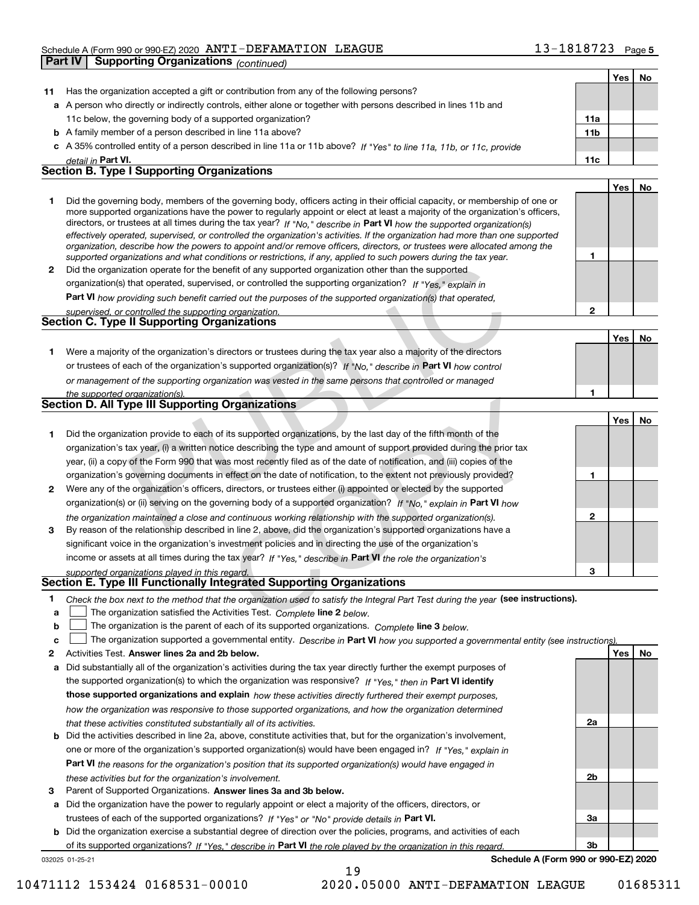Schedule A (Form 990 or 990-EZ) 2020 ANTI-DEFAMATION LEAGUE 13-1818723 Page 5

## Part IV Supporting Organizations *(continued)*

| | | | Yes | No |
|---|---|---|---|---|
| **11** | Has the organization accepted a gift or contribution from any of the following persons? | | | |
| **a** | A person who directly or indirectly controls, either alone or together with persons described in lines 11b and 11c below, the governing body of a supported organization? | **11a** | | |
| **b** | A family member of a person described in line 11a above? | **11b** | | |
| **c** | A 35% controlled entity of a person described in line 11a or 11b above? *If "Yes" to line 11a, 11b, or 11c, provide detail in* **Part VI.** | **11c** | | |

### Section B. Type I Supporting Organizations

| | | | Yes | No |
|---|---|---|---|---|
| **1** | Did the governing body, members of the governing body, officers acting in their official capacity, or membership of one or more supported organizations have the power to regularly appoint or elect at least a majority of the organization's officers, directors, or trustees at all times during the tax year? *If "No," describe in* **Part VI** *how the supported organization(s) effectively operated, supervised, or controlled the organization's activities. If the organization had more than one supported organization, describe how the powers to appoint and/or remove officers, directors, or trustees were allocated among the supported organizations and what conditions or restrictions, if any, applied to such powers during the tax year.* | **1** | | |
| **2** | Did the organization operate for the benefit of any supported organization other than the supported organization(s) that operated, supervised, or controlled the supporting organization? *If "Yes," explain in* **Part VI** *how providing such benefit carried out the purposes of the supported organization(s) that operated, supervised, or controlled the supporting organization.* | **2** | | |

### Section C. Type II Supporting Organizations

| | | | Yes | No |
|---|---|---|---|---|
| **1** | Were a majority of the organization's directors or trustees during the tax year also a majority of the directors or trustees of each of the organization's supported organization(s)? *If "No," describe in* **Part VI** *how control or management of the supporting organization was vested in the same persons that controlled or managed the supported organization(s).* | **1** | | |

### Section D. All Type III Supporting Organizations

| | | | Yes | No |
|---|---|---|---|---|
| **1** | Did the organization provide to each of its supported organizations, by the last day of the fifth month of the organization's tax year, (i) a written notice describing the type and amount of support provided during the prior tax year, (ii) a copy of the Form 990 that was most recently filed as of the date of notification, and (iii) copies of the organization's governing documents in effect on the date of notification, to the extent not previously provided? | **1** | | |
| **2** | Were any of the organization's officers, directors, or trustees either (i) appointed or elected by the supported organization(s) or (ii) serving on the governing body of a supported organization? *If "No," explain in* **Part VI** *how the organization maintained a close and continuous working relationship with the supported organization(s).* | **2** | | |
| **3** | By reason of the relationship described in line 2, above, did the organization's supported organizations have a significant voice in the organization's investment policies and in directing the use of the organization's income or assets at all times during the tax year? *If "Yes," describe in* **Part VI** *the role the organization's supported organizations played in this regard.* | **3** | | |

### Section E. Type III Functionally Integrated Supporting Organizations

**1** *Check the box next to the method that the organization used to satisfy the Integral Part Test during the year* **(see instructions).**

- **a** ☐ The organization satisfied the Activities Test. *Complete* **line 2** *below.*
- **b** ☐ The organization is the parent of each of its supported organizations. *Complete* **line 3** *below.*
- **c** ☐ The organization supported a governmental entity. *Describe in* **Part VI** *how you supported a governmental entity (see instructions).*

| | | | Yes | No |
|---|---|---|---|---|
| **2** | Activities Test. **Answer lines 2a and 2b below.** | | | |
| **a** | Did substantially all of the organization's activities during the tax year directly further the exempt purposes of the supported organization(s) to which the organization was responsive? *If "Yes," then in* **Part VI identify those supported organizations and explain** *how these activities directly furthered their exempt purposes, how the organization was responsive to those supported organizations, and how the organization determined that these activities constituted substantially all of its activities.* | **2a** | | |
| **b** | Did the activities described in line 2a, above, constitute activities that, but for the organization's involvement, one or more of the organization's supported organization(s) would have been engaged in? *If "Yes," explain in* **Part VI** *the reasons for the organization's position that its supported organization(s) would have engaged in these activities but for the organization's involvement.* | **2b** | | |
| **3** | Parent of Supported Organizations. **Answer lines 3a and 3b below.** | | | |
| **a** | Did the organization have the power to regularly appoint or elect a majority of the officers, directors, or trustees of each of the supported organizations? *If "Yes" or "No" provide details in* **Part VI.** | **3a** | | |
| **b** | Did the organization exercise a substantial degree of direction over the policies, programs, and activities of each of its supported organizations? *If "Yes," describe in* **Part VI** *the role played by the organization in this regard.* | **3b** | | |

032025 01-25-21 **Schedule A (Form 990 or 990-EZ) 2020**

10471112 153424 0168531-00010 2020.05000 ANTI-DEFAMATION LEAGUE 01685311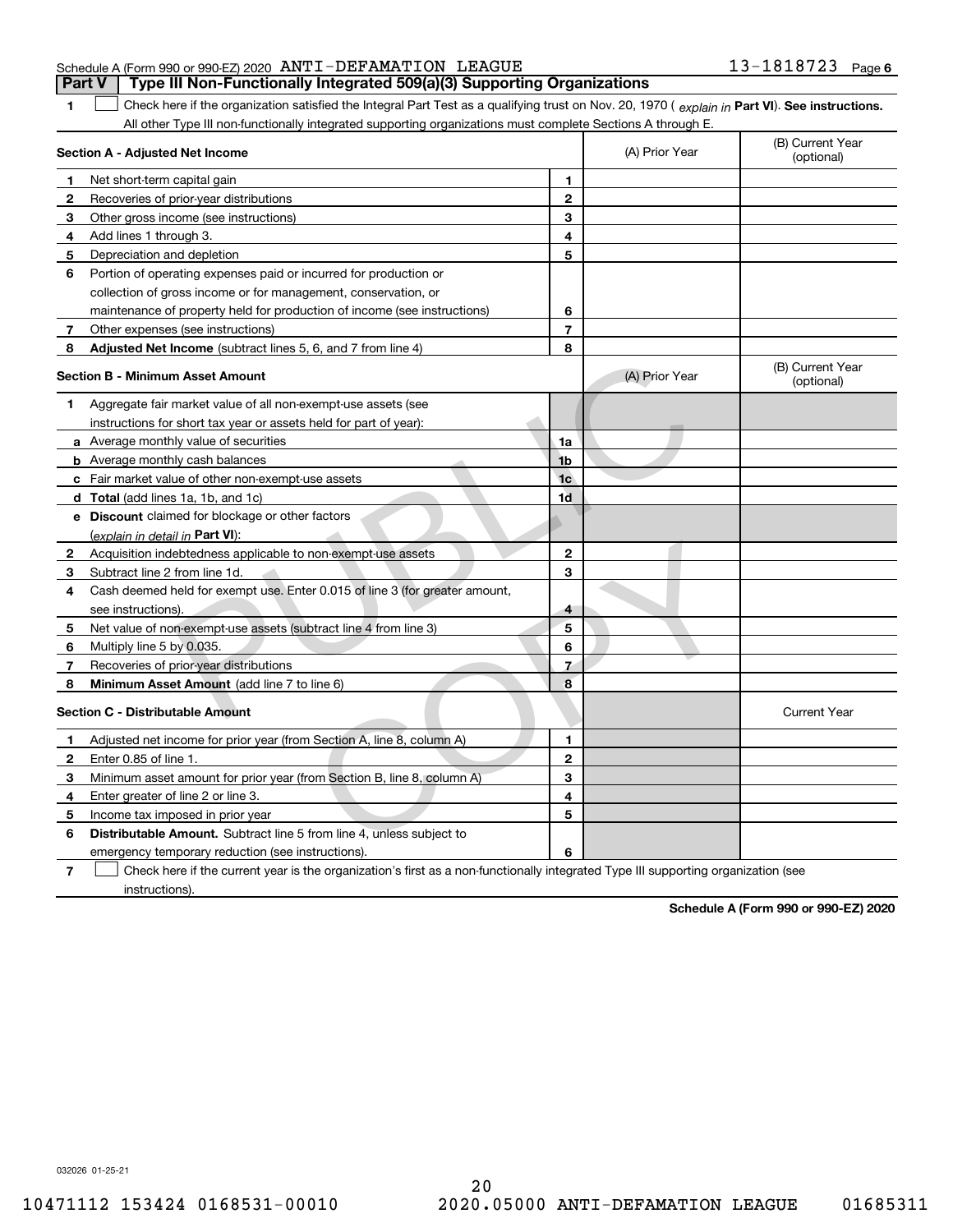Schedule A (Form 990 or 990-EZ) 2020 ANTI-DEFAMATION LEAGUE 13-1818723 Page 6

**Part V | Type III Non-Functionally Integrated 509(a)(3) Supporting Organizations**

**1** ☐ Check here if the organization satisfied the Integral Part Test as a qualifying trust on Nov. 20, 1970 ( *explain in* **Part VI**). **See instructions.** All other Type III non-functionally integrated supporting organizations must complete Sections A through E.

| **Section A - Adjusted Net Income** | | (A) Prior Year | (B) Current Year (optional) |
|---|---|---|---|
| **1** Net short-term capital gain | **1** | | |
| **2** Recoveries of prior-year distributions | **2** | | |
| **3** Other gross income (see instructions) | **3** | | |
| **4** Add lines 1 through 3. | **4** | | |
| **5** Depreciation and depletion | **5** | | |
| **6** Portion of operating expenses paid or incurred for production or collection of gross income or for management, conservation, or maintenance of property held for production of income (see instructions) | **6** | | |
| **7** Other expenses (see instructions) | **7** | | |
| **8** **Adjusted Net Income** (subtract lines 5, 6, and 7 from line 4) | **8** | | |

| **Section B - Minimum Asset Amount** | | (A) Prior Year | (B) Current Year (optional) |
|---|---|---|---|
| **1** Aggregate fair market value of all non-exempt-use assets (see instructions for short tax year or assets held for part of year): | | | |
| **a** Average monthly value of securities | **1a** | | |
| **b** Average monthly cash balances | **1b** | | |
| **c** Fair market value of other non-exempt-use assets | **1c** | | |
| **d** **Total** (add lines 1a, 1b, and 1c) | **1d** | | |
| **e** **Discount** claimed for blockage or other factors (*explain in detail in* **Part VI**): | | | |
| **2** Acquisition indebtedness applicable to non-exempt-use assets | **2** | | |
| **3** Subtract line 2 from line 1d. | **3** | | |
| **4** Cash deemed held for exempt use. Enter 0.015 of line 3 (for greater amount, see instructions). | **4** | | |
| **5** Net value of non-exempt-use assets (subtract line 4 from line 3) | **5** | | |
| **6** Multiply line 5 by 0.035. | **6** | | |
| **7** Recoveries of prior-year distributions | **7** | | |
| **8** **Minimum Asset Amount** (add line 7 to line 6) | **8** | | |

| **Section C - Distributable Amount** | | | Current Year |
|---|---|---|---|
| **1** Adjusted net income for prior year (from Section A, line 8, column A) | **1** | | |
| **2** Enter 0.85 of line 1. | **2** | | |
| **3** Minimum asset amount for prior year (from Section B, line 8, column A) | **3** | | |
| **4** Enter greater of line 2 or line 3. | **4** | | |
| **5** Income tax imposed in prior year | **5** | | |
| **6** **Distributable Amount.** Subtract line 5 from line 4, unless subject to emergency temporary reduction (see instructions). | **6** | | |

**7** ☐ Check here if the current year is the organization's first as a non-functionally integrated Type III supporting organization (see instructions).

**Schedule A (Form 990 or 990-EZ) 2020**

032026 01-25-21

10471112 153424 0168531-00010 2020.05000 ANTI-DEFAMATION LEAGUE 01685311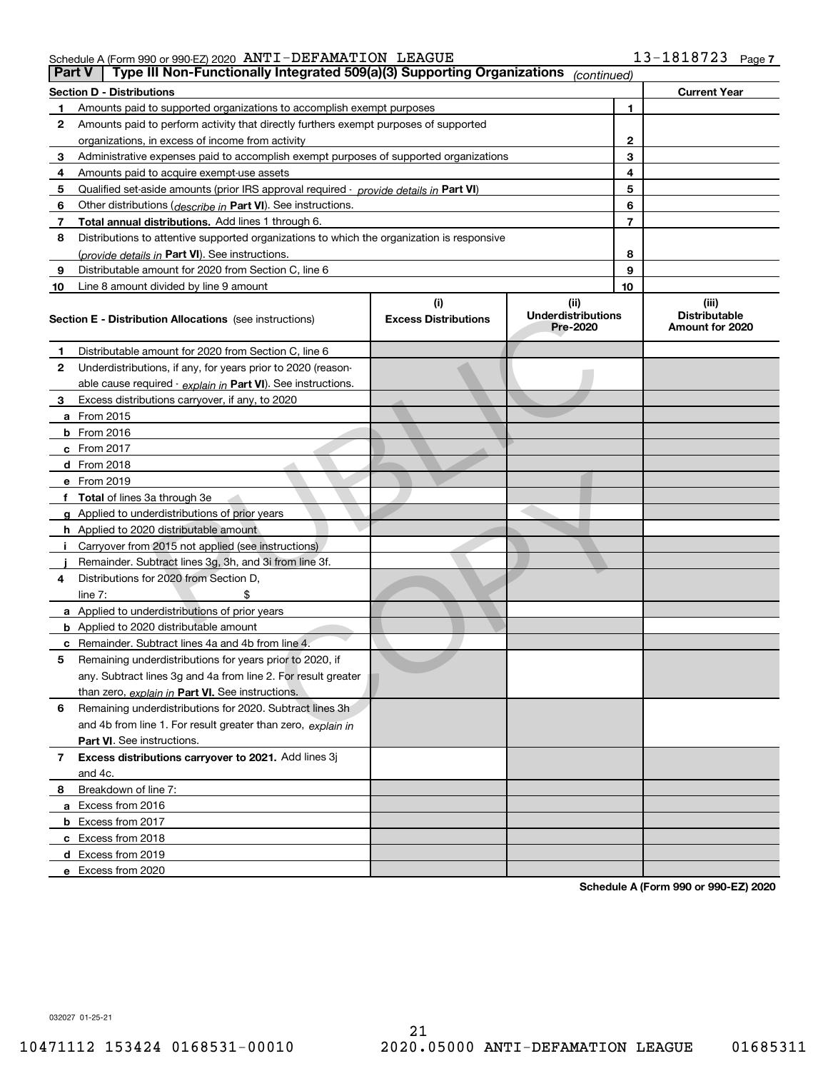Schedule A (Form 990 or 990-EZ) 2020 ANTI-DEFAMATION LEAGUE 13-1818723 Page 7

## Part V | Type III Non-Functionally Integrated 509(a)(3) Supporting Organizations *(continued)*

| Section D - Distributions | | | Current Year |
|---|---|---|---|
| 1 | Amounts paid to supported organizations to accomplish exempt purposes | 1 | |
| 2 | Amounts paid to perform activity that directly furthers exempt purposes of supported organizations, in excess of income from activity | 2 | |
| 3 | Administrative expenses paid to accomplish exempt purposes of supported organizations | 3 | |
| 4 | Amounts paid to acquire exempt-use assets | 4 | |
| 5 | Qualified set-aside amounts (prior IRS approval required - *provide details in* **Part VI**) | 5 | |
| 6 | Other distributions (*describe in* **Part VI**). See instructions. | 6 | |
| 7 | **Total annual distributions.** Add lines 1 through 6. | 7 | |
| 8 | Distributions to attentive supported organizations to which the organization is responsive (*provide details in* **Part VI**). See instructions. | 8 | |
| 9 | Distributable amount for 2020 from Section C, line 6 | 9 | |
| 10 | Line 8 amount divided by line 9 amount | 10 | |

| | **Section E - Distribution Allocations** (see instructions) | (i) Excess Distributions | (ii) Underdistributions Pre-2020 | (iii) Distributable Amount for 2020 |
|---|---|---|---|---|
| 1 | Distributable amount for 2020 from Section C, line 6 | | | |
| 2 | Underdistributions, if any, for years prior to 2020 (reasonable cause required - *explain in* **Part VI**). See instructions. | | | |
| 3 | Excess distributions carryover, if any, to 2020 | | | |
| a | From 2015 | | | |
| b | From 2016 | | | |
| c | From 2017 | | | |
| d | From 2018 | | | |
| e | From 2019 | | | |
| f | **Total** of lines 3a through 3e | | | |
| g | Applied to underdistributions of prior years | | | |
| h | Applied to 2020 distributable amount | | | |
| i | Carryover from 2015 not applied (see instructions) | | | |
| j | Remainder. Subtract lines 3g, 3h, and 3i from line 3f. | | | |
| 4 | Distributions for 2020 from Section D, line 7: $ | | | |
| a | Applied to underdistributions of prior years | | | |
| b | Applied to 2020 distributable amount | | | |
| c | Remainder. Subtract lines 4a and 4b from line 4. | | | |
| 5 | Remaining underdistributions for years prior to 2020, if any. Subtract lines 3g and 4a from line 2. For result greater than zero, *explain in* **Part VI.** See instructions. | | | |
| 6 | Remaining underdistributions for 2020. Subtract lines 3h and 4b from line 1. For result greater than zero, *explain in* **Part VI**. See instructions. | | | |
| 7 | **Excess distributions carryover to 2021.** Add lines 3j and 4c. | | | |
| 8 | Breakdown of line 7: | | | |
| a | Excess from 2016 | | | |
| b | Excess from 2017 | | | |
| c | Excess from 2018 | | | |
| d | Excess from 2019 | | | |
| e | Excess from 2020 | | | |

**Schedule A (Form 990 or 990-EZ) 2020**

032027 01-25-21

10471112 153424 0168531-00010 2020.05000 ANTI-DEFAMATION LEAGUE 01685311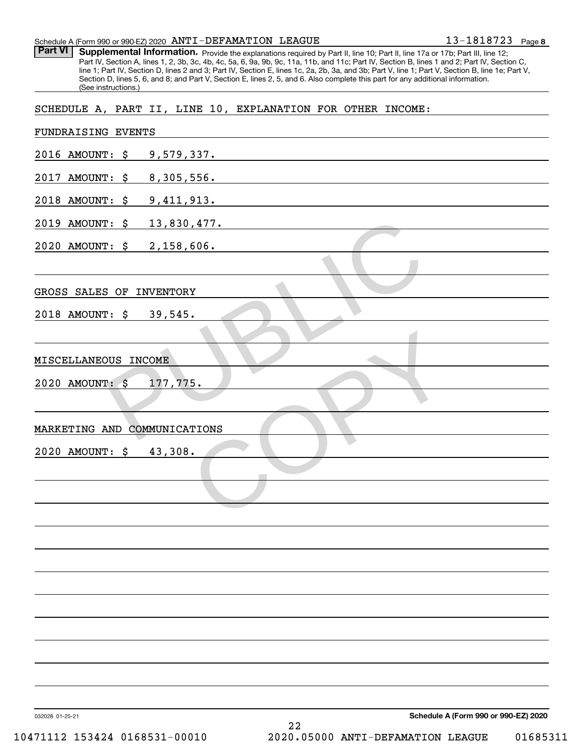Schedule A (Form 990 or 990-EZ) 2020 ANTI-DEFAMATION LEAGUE 13-1818723 Page 8

**Part VI** **Supplemental Information.** Provide the explanations required by Part II, line 10; Part II, line 17a or 17b; Part III, line 12; Part IV, Section A, lines 1, 2, 3b, 3c, 4b, 4c, 5a, 6, 9a, 9b, 9c, 11a, 11b, and 11c; Part IV, Section B, lines 1 and 2; Part IV, Section C, line 1; Part IV, Section D, lines 2 and 3; Part IV, Section E, lines 1c, 2a, 2b, 3a, and 3b; Part V, line 1; Part V, Section B, line 1e; Part V, Section D, lines 5, 6, and 8; and Part V, Section E, lines 2, 5, and 6. Also complete this part for any additional information. (See instructions.)

SCHEDULE A, PART II, LINE 10, EXPLANATION FOR OTHER INCOME:

FUNDRAISING EVENTS

2016 AMOUNT: $ 9,579,337.

2017 AMOUNT: $ 8,305,556.

2018 AMOUNT: $ 9,411,913.

2019 AMOUNT: $ 13,830,477.

2020 AMOUNT: $ 2,158,606.

GROSS SALES OF INVENTORY

2018 AMOUNT: $ 39,545.

MISCELLANEOUS INCOME

2020 AMOUNT: $ 177,775.

MARKETING AND COMMUNICATIONS

2020 AMOUNT: $ 43,308.

032028 01-25-21 **Schedule A (Form 990 or 990-EZ) 2020**

10471112 153424 0168531-00010 2020.05000 ANTI-DEFAMATION LEAGUE 01685311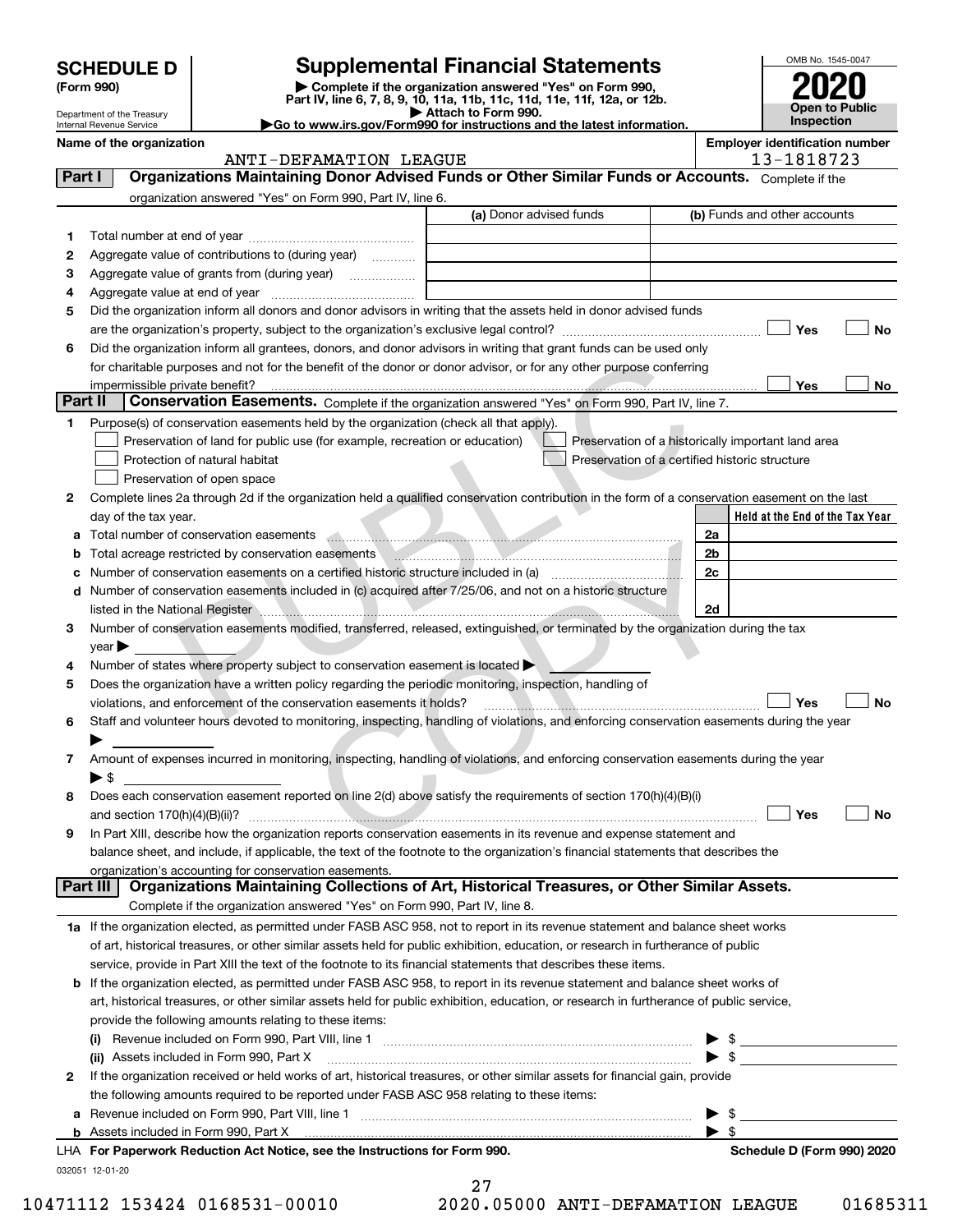# SCHEDULE D (Form 990)

Department of the Treasury
Internal Revenue Service

## Supplemental Financial Statements

▶ Complete if the organization answered "Yes" on Form 990, Part IV, line 6, 7, 8, 9, 10, 11a, 11b, 11c, 11d, 11e, 11f, 12a, or 12b.
▶ Attach to Form 990.
▶Go to www.irs.gov/Form990 for instructions and the latest information.

OMB No. 1545-0047
**2020**
**Open to Public Inspection**

**Name of the organization:** ANTI-DEFAMATION LEAGUE
**Employer identification number:** 13-1818723

## Part I Organizations Maintaining Donor Advised Funds or Other Similar Funds or Accounts.

Complete if the organization answered "Yes" on Form 990, Part IV, line 6.

| | | (a) Donor advised funds | (b) Funds and other accounts |
|---|---|---|---|
| 1 | Total number at end of year | | |
| 2 | Aggregate value of contributions to (during year) | | |
| 3 | Aggregate value of grants from (during year) | | |
| 4 | Aggregate value at end of year | | |

5 Did the organization inform all donors and donor advisors in writing that the assets held in donor advised funds are the organization's property, subject to the organization's exclusive legal control? ☐ Yes ☐ No

6 Did the organization inform all grantees, donors, and donor advisors in writing that grant funds can be used only for charitable purposes and not for the benefit of the donor or donor advisor, or for any other purpose conferring impermissible private benefit? ☐ Yes ☐ No

## Part II Conservation Easements.

Complete if the organization answered "Yes" on Form 990, Part IV, line 7.

1 Purpose(s) of conservation easements held by the organization (check all that apply).
- ☐ Preservation of land for public use (for example, recreation or education)
- ☐ Preservation of a historically important land area
- ☐ Protection of natural habitat
- ☐ Preservation of a certified historic structure
- ☐ Preservation of open space

2 Complete lines 2a through 2d if the organization held a qualified conservation contribution in the form of a conservation easement on the last day of the tax year.

| | | | Held at the End of the Tax Year |
|---|---|---|---|
| a | Total number of conservation easements | 2a | |
| b | Total acreage restricted by conservation easements | 2b | |
| c | Number of conservation easements on a certified historic structure included in (a) | 2c | |
| d | Number of conservation easements included in (c) acquired after 7/25/06, and not on a historic structure listed in the National Register | 2d | |

3 Number of conservation easements modified, transferred, released, extinguished, or terminated by the organization during the tax year ▶

4 Number of states where property subject to conservation easement is located ▶

5 Does the organization have a written policy regarding the periodic monitoring, inspection, handling of violations, and enforcement of the conservation easements it holds? ☐ Yes ☐ No

6 Staff and volunteer hours devoted to monitoring, inspecting, handling of violations, and enforcing conservation easements during the year ▶

7 Amount of expenses incurred in monitoring, inspecting, handling of violations, and enforcing conservation easements during the year ▶ $

8 Does each conservation easement reported on line 2(d) above satisfy the requirements of section 170(h)(4)(B)(i) and section 170(h)(4)(B)(ii)? ☐ Yes ☐ No

9 In Part XIII, describe how the organization reports conservation easements in its revenue and expense statement and balance sheet, and include, if applicable, the text of the footnote to the organization's financial statements that describes the organization's accounting for conservation easements.

## Part III Organizations Maintaining Collections of Art, Historical Treasures, or Other Similar Assets.

Complete if the organization answered "Yes" on Form 990, Part IV, line 8.

1a If the organization elected, as permitted under FASB ASC 958, not to report in its revenue statement and balance sheet works of art, historical treasures, or other similar assets held for public exhibition, education, or research in furtherance of public service, provide in Part XIII the text of the footnote to its financial statements that describes these items.

b If the organization elected, as permitted under FASB ASC 958, to report in its revenue statement and balance sheet works of art, historical treasures, or other similar assets held for public exhibition, education, or research in furtherance of public service, provide the following amounts relating to these items:

(i) Revenue included on Form 990, Part VIII, line 1 ▶ $

(ii) Assets included in Form 990, Part X ▶ $

2 If the organization received or held works of art, historical treasures, or other similar assets for financial gain, provide the following amounts required to be reported under FASB ASC 958 relating to these items:

a Revenue included on Form 990, Part VIII, line 1 ▶ $

b Assets included in Form 990, Part X ▶ $

LHA **For Paperwork Reduction Act Notice, see the Instructions for Form 990.** **Schedule D (Form 990) 2020**

032051 12-01-20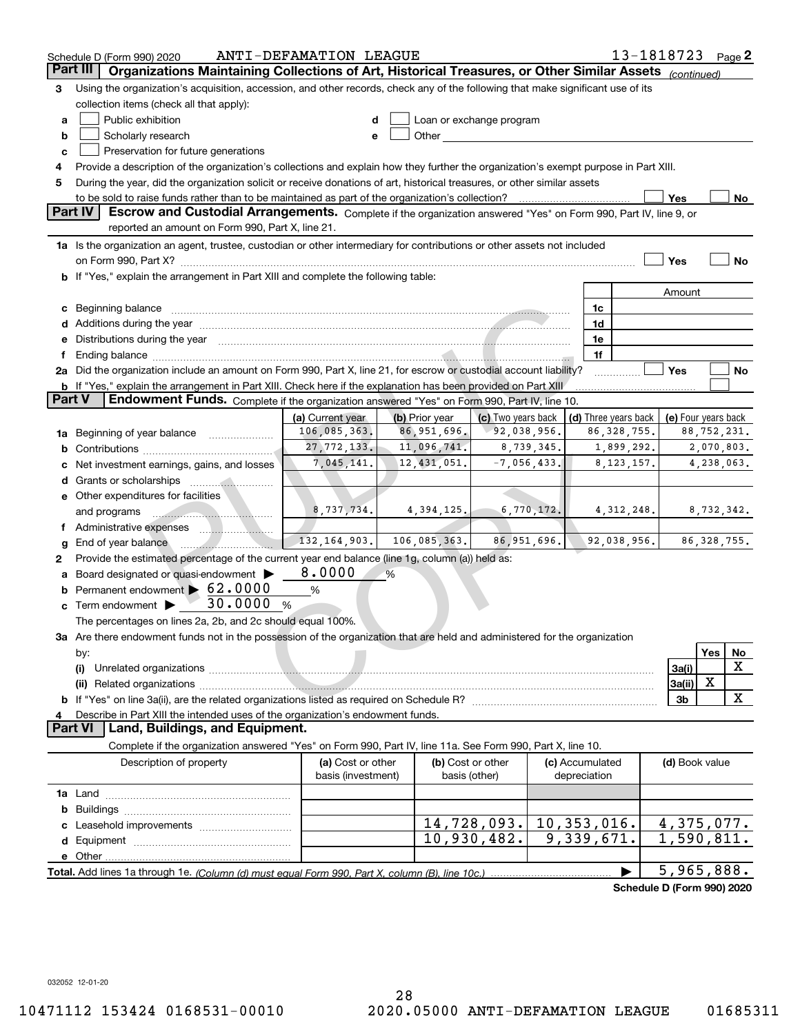Schedule D (Form 990) 2020 ANTI-DEFAMATION LEAGUE 13-1818723 Page 2

## Part III Organizations Maintaining Collections of Art, Historical Treasures, or Other Similar Assets *(continued)*

**3** Using the organization's acquisition, accession, and other records, check any of the following that make significant use of its collection items (check all that apply):

- **a** ☐ Public exhibition
- **b** ☐ Scholarly research
- **c** ☐ Preservation for future generations
- **d** ☐ Loan or exchange program
- **e** ☐ Other

**4** Provide a description of the organization's collections and explain how they further the organization's exempt purpose in Part XIII.

**5** During the year, did the organization solicit or receive donations of art, historical treasures, or other similar assets to be sold to raise funds rather than to be maintained as part of the organization's collection? ☐ Yes ☐ No

## Part IV Escrow and Custodial Arrangements.

Complete if the organization answered "Yes" on Form 990, Part IV, line 9, or reported an amount on Form 990, Part X, line 21.

**1a** Is the organization an agent, trustee, custodian or other intermediary for contributions or other assets not included on Form 990, Part X? ☐ Yes ☐ No

**b** If "Yes," explain the arrangement in Part XIII and complete the following table:

| | | Amount |
|---|---|---|
| **c** Beginning balance | 1c | |
| **d** Additions during the year | 1d | |
| **e** Distributions during the year | 1e | |
| **f** Ending balance | 1f | |

**2a** Did the organization include an amount on Form 990, Part X, line 21, for escrow or custodial account liability? ☐ Yes ☐ No

**b** If "Yes," explain the arrangement in Part XIII. Check here if the explanation has been provided on Part XIII ☐

## Part V Endowment Funds.

Complete if the organization answered "Yes" on Form 990, Part IV, line 10.

| | (a) Current year | (b) Prior year | (c) Two years back | (d) Three years back | (e) Four years back |
|---|---|---|---|---|---|
| **1a** Beginning of year balance | 106,085,363. | 86,951,696. | 92,038,956. | 86,328,755. | 88,752,231. |
| **b** Contributions | 27,772,133. | 11,096,741. | 8,739,345. | 1,899,292. | 2,070,803. |
| **c** Net investment earnings, gains, and losses | 7,045,141. | 12,431,051. | -7,056,433. | 8,123,157. | 4,238,063. |
| **d** Grants or scholarships | | | | | |
| **e** Other expenditures for facilities and programs | 8,737,734. | 4,394,125. | 6,770,172. | 4,312,248. | 8,732,342. |
| **f** Administrative expenses | | | | | |
| **g** End of year balance | 132,164,903. | 106,085,363. | 86,951,696. | 92,038,956. | 86,328,755. |

**2** Provide the estimated percentage of the current year end balance (line 1g, column (a)) held as:

- **a** Board designated or quasi-endowment ▶ 8.0000 %
- **b** Permanent endowment ▶ 62.0000 %
- **c** Term endowment ▶ 30.0000 %

The percentages on lines 2a, 2b, and 2c should equal 100%.

**3a** Are there endowment funds not in the possession of the organization that are held and administered for the organization by:

| | | Yes | No |
|---|---|---|---|
| **(i)** Unrelated organizations | 3a(i) | | X |
| **(ii)** Related organizations | 3a(ii) | X | |
| **b** If "Yes" on line 3a(ii), are the related organizations listed as required on Schedule R? | 3b | | X |

**4** Describe in Part XIII the intended uses of the organization's endowment funds.

## Part VI Land, Buildings, and Equipment.

Complete if the organization answered "Yes" on Form 990, Part IV, line 11a. See Form 990, Part X, line 10.

| Description of property | (a) Cost or other basis (investment) | (b) Cost or other basis (other) | (c) Accumulated depreciation | (d) Book value |
|---|---|---|---|---|
| **1a** Land | | | | |
| **b** Buildings | | | | |
| **c** Leasehold improvements | | 14,728,093. | 10,353,016. | 4,375,077. |
| **d** Equipment | | 10,930,482. | 9,339,671. | 1,590,811. |
| **e** Other | | | | |
| **Total.** Add lines 1a through 1e. *(Column (d) must equal Form 990, Part X, column (B), line 10c.)* | | | ▶ | 5,965,888. |

Schedule D (Form 990) 2020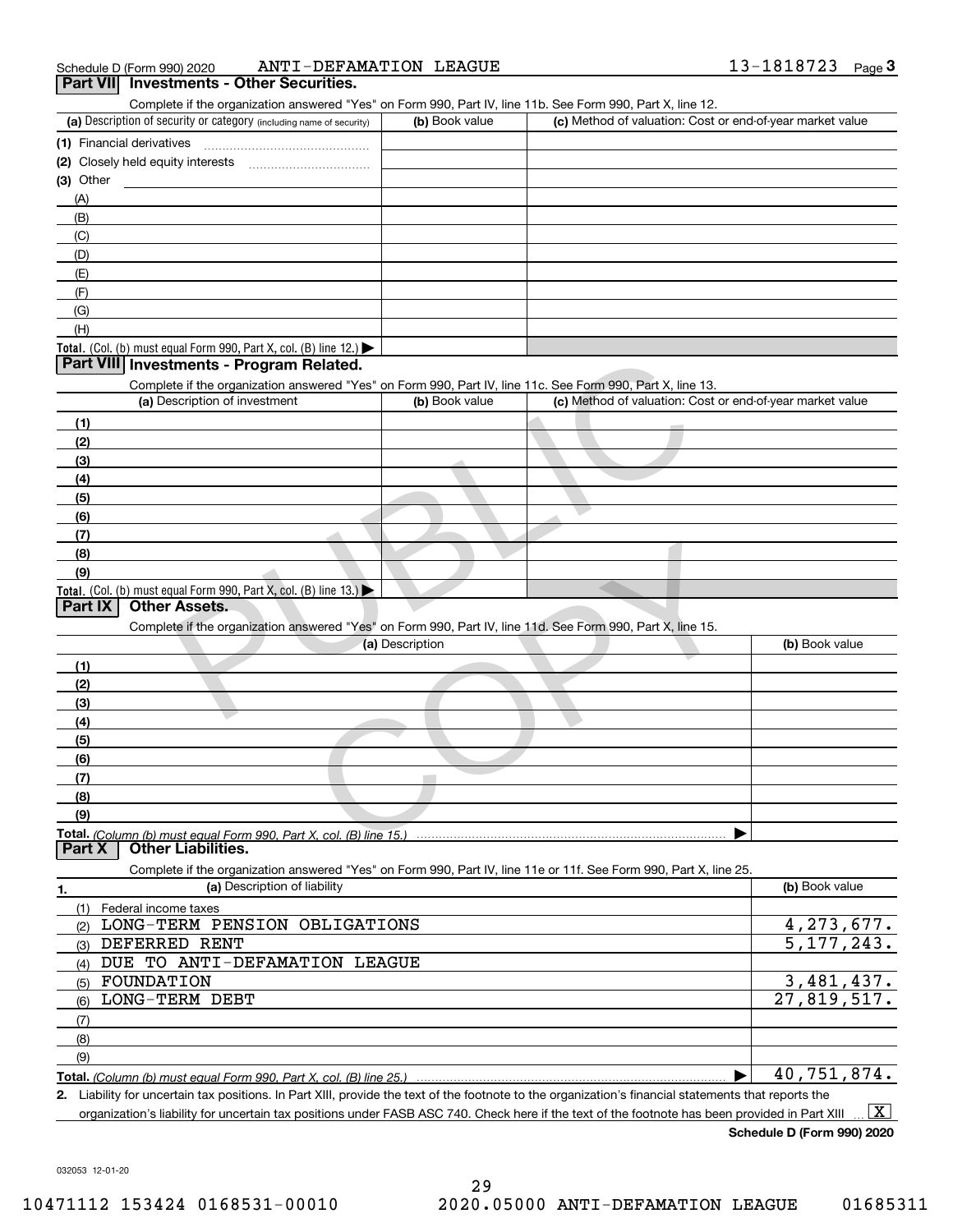Schedule D (Form 990) 2020 ANTI-DEFAMATION LEAGUE 13-1818723 Page 3

## Part VII Investments - Other Securities.

Complete if the organization answered "Yes" on Form 990, Part IV, line 11b. See Form 990, Part X, line 12.

| (a) Description of security or category (including name of security) | (b) Book value | (c) Method of valuation: Cost or end-of-year market value |
|---|---|---|
| (1) Financial derivatives | | |
| (2) Closely held equity interests | | |
| (3) Other | | |
| (A) | | |
| (B) | | |
| (C) | | |
| (D) | | |
| (E) | | |
| (F) | | |
| (G) | | |
| (H) | | |
| **Total.** (Col. (b) must equal Form 990, Part X, col. (B) line 12.) ▶ | | |

## Part VIII Investments - Program Related.

Complete if the organization answered "Yes" on Form 990, Part IV, line 11c. See Form 990, Part X, line 13.

| (a) Description of investment | (b) Book value | (c) Method of valuation: Cost or end-of-year market value |
|---|---|---|
| (1) | | |
| (2) | | |
| (3) | | |
| (4) | | |
| (5) | | |
| (6) | | |
| (7) | | |
| (8) | | |
| (9) | | |
| **Total.** (Col. (b) must equal Form 990, Part X, col. (B) line 13.) ▶ | | |

## Part IX Other Assets.

Complete if the organization answered "Yes" on Form 990, Part IV, line 11d. See Form 990, Part X, line 15.

| (a) Description | (b) Book value |
|---|---|
| (1) | |
| (2) | |
| (3) | |
| (4) | |
| (5) | |
| (6) | |
| (7) | |
| (8) | |
| (9) | |
| **Total.** *(Column (b) must equal Form 990, Part X, col. (B) line 15.)* ▶ | |

## Part X Other Liabilities.

Complete if the organization answered "Yes" on Form 990, Part IV, line 11e or 11f. See Form 990, Part X, line 25.

| 1. (a) Description of liability | (b) Book value |
|---|---|
| (1) Federal income taxes | |
| (2) LONG-TERM PENSION OBLIGATIONS | 4,273,677. |
| (3) DEFERRED RENT | 5,177,243. |
| (4) DUE TO ANTI-DEFAMATION LEAGUE | |
| (5) FOUNDATION | 3,481,437. |
| (6) LONG-TERM DEBT | 27,819,517. |
| (7) | |
| (8) | |
| (9) | |
| **Total.** *(Column (b) must equal Form 990, Part X, col. (B) line 25.)* ▶ | 40,751,874. |

2\. Liability for uncertain tax positions. In Part XIII, provide the text of the footnote to the organization's financial statements that reports the organization's liability for uncertain tax positions under FASB ASC 740. Check here if the text of the footnote has been provided in Part XIII ... [X]

**Schedule D (Form 990) 2020**

032053 12-01-20

10471112 153424 0168531-00010 2020.05000 ANTI-DEFAMATION LEAGUE 01685311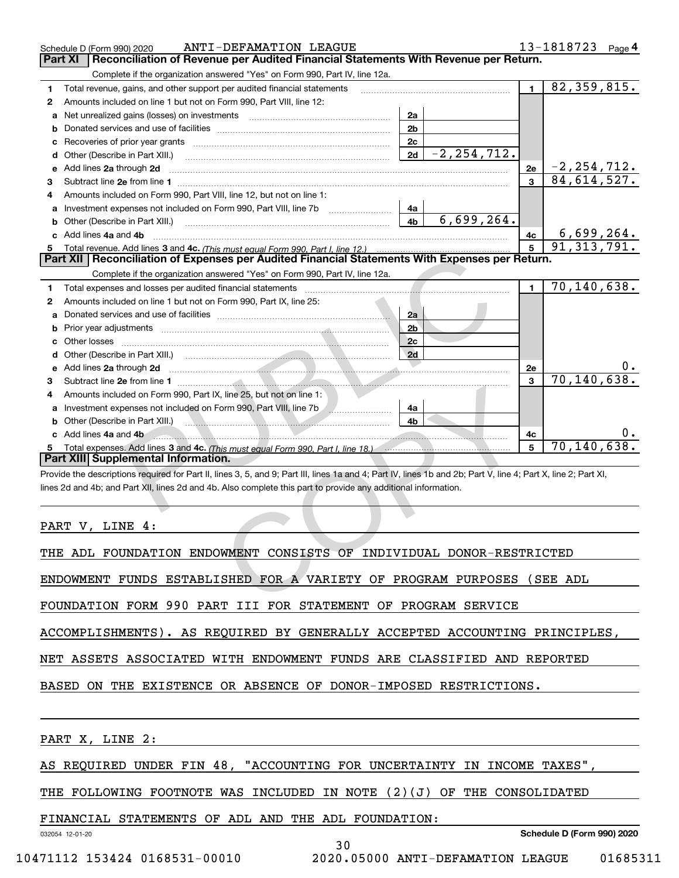Schedule D (Form 990) 2020 ANTI-DEFAMATION LEAGUE 13-1818723 Page 4

## Part XI Reconciliation of Revenue per Audited Financial Statements With Revenue per Return.

Complete if the organization answered "Yes" on Form 990, Part IV, line 12a.

| | | | | | |
|---|---|---|---|---|---|
| 1 | Total revenue, gains, and other support per audited financial statements | | | 1 | 82,359,815. |
| 2 | Amounts included on line 1 but not on Form 990, Part VIII, line 12: | | | | |
| a | Net unrealized gains (losses) on investments | 2a | | | |
| b | Donated services and use of facilities | 2b | | | |
| c | Recoveries of prior year grants | 2c | | | |
| d | Other (Describe in Part XIII.) | 2d | -2,254,712. | | |
| e | Add lines 2a through 2d | | | 2e | -2,254,712. |
| 3 | Subtract line 2e from line 1 | | | 3 | 84,614,527. |
| 4 | Amounts included on Form 990, Part VIII, line 12, but not on line 1: | | | | |
| a | Investment expenses not included on Form 990, Part VIII, line 7b | 4a | | | |
| b | Other (Describe in Part XIII.) | 4b | 6,699,264. | | |
| c | Add lines 4a and 4b | | | 4c | 6,699,264. |
| 5 | Total revenue. Add lines 3 and 4c. *(This must equal Form 990, Part I, line 12.)* | | | 5 | 91,313,791. |

## Part XII Reconciliation of Expenses per Audited Financial Statements With Expenses per Return.

Complete if the organization answered "Yes" on Form 990, Part IV, line 12a.

| | | | | | |
|---|---|---|---|---|---|
| 1 | Total expenses and losses per audited financial statements | | | 1 | 70,140,638. |
| 2 | Amounts included on line 1 but not on Form 990, Part IX, line 25: | | | | |
| a | Donated services and use of facilities | 2a | | | |
| b | Prior year adjustments | 2b | | | |
| c | Other losses | 2c | | | |
| d | Other (Describe in Part XIII.) | 2d | | | |
| e | Add lines 2a through 2d | | | 2e | 0. |
| 3 | Subtract line 2e from line 1 | | | 3 | 70,140,638. |
| 4 | Amounts included on Form 990, Part IX, line 25, but not on line 1: | | | | |
| a | Investment expenses not included on Form 990, Part VIII, line 7b | 4a | | | |
| b | Other (Describe in Part XIII.) | 4b | | | |
| c | Add lines 4a and 4b | | | 4c | 0. |
| 5 | Total expenses. Add lines 3 and 4c. *(This must equal Form 990, Part I, line 18.)* | | | 5 | 70,140,638. |

## Part XIII Supplemental Information.

Provide the descriptions required for Part II, lines 3, 5, and 9; Part III, lines 1a and 4; Part IV, lines 1b and 2b; Part V, line 4; Part X, line 2; Part XI, lines 2d and 4b; and Part XII, lines 2d and 4b. Also complete this part to provide any additional information.

PART V, LINE 4:

THE ADL FOUNDATION ENDOWMENT CONSISTS OF INDIVIDUAL DONOR-RESTRICTED ENDOWMENT FUNDS ESTABLISHED FOR A VARIETY OF PROGRAM PURPOSES (SEE ADL FOUNDATION FORM 990 PART III FOR STATEMENT OF PROGRAM SERVICE ACCOMPLISHMENTS). AS REQUIRED BY GENERALLY ACCEPTED ACCOUNTING PRINCIPLES, NET ASSETS ASSOCIATED WITH ENDOWMENT FUNDS ARE CLASSIFIED AND REPORTED BASED ON THE EXISTENCE OR ABSENCE OF DONOR-IMPOSED RESTRICTIONS.

PART X, LINE 2:

AS REQUIRED UNDER FIN 48, "ACCOUNTING FOR UNCERTAINTY IN INCOME TAXES", THE FOLLOWING FOOTNOTE WAS INCLUDED IN NOTE (2)(J) OF THE CONSOLIDATED FINANCIAL STATEMENTS OF ADL AND THE ADL FOUNDATION:

032054 12-01-20 Schedule D (Form 990) 2020

10471112 153424 0168531-00010 2020.05000 ANTI-DEFAMATION LEAGUE 01685311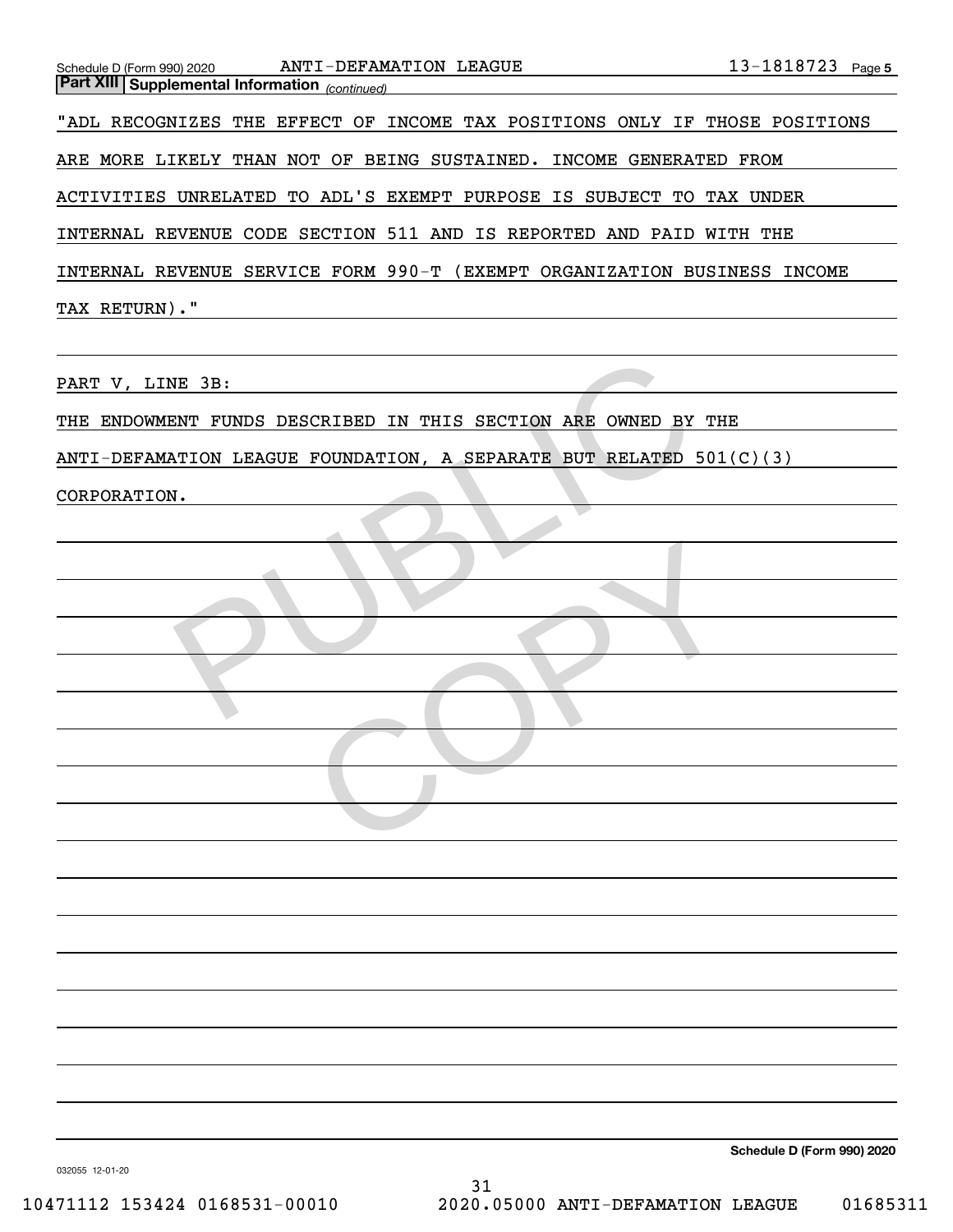**Part XIII Supplemental Information** *(continued)*

"ADL RECOGNIZES THE EFFECT OF INCOME TAX POSITIONS ONLY IF THOSE POSITIONS ARE MORE LIKELY THAN NOT OF BEING SUSTAINED. INCOME GENERATED FROM ACTIVITIES UNRELATED TO ADL'S EXEMPT PURPOSE IS SUBJECT TO TAX UNDER INTERNAL REVENUE CODE SECTION 511 AND IS REPORTED AND PAID WITH THE INTERNAL REVENUE SERVICE FORM 990-T (EXEMPT ORGANIZATION BUSINESS INCOME TAX RETURN)."

PART V, LINE 3B:

THE ENDOWMENT FUNDS DESCRIBED IN THIS SECTION ARE OWNED BY THE ANTI-DEFAMATION LEAGUE FOUNDATION, A SEPARATE BUT RELATED 501(C)(3) CORPORATION.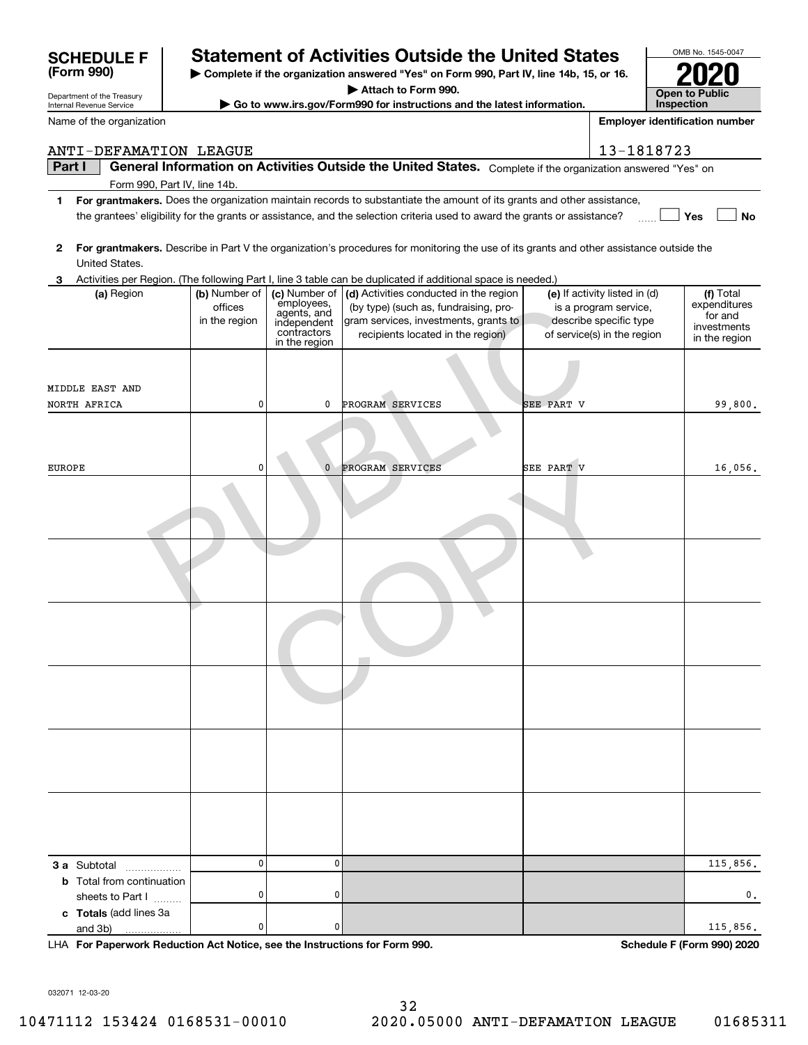# SCHEDULE F (Form 990)

Department of the Treasury
Internal Revenue Service

## Statement of Activities Outside the United States

▶ Complete if the organization answered "Yes" on Form 990, Part IV, line 14b, 15, or 16.
▶ Attach to Form 990.
▶ Go to www.irs.gov/Form990 for instructions and the latest information.

OMB No. 1545-0047
**2020**
**Open to Public Inspection**

Name of the organization: ANTI-DEFAMATION LEAGUE

Employer identification number: 13-1818723

**Part I** **General Information on Activities Outside the United States.** Complete if the organization answered "Yes" on Form 990, Part IV, line 14b.

**1** **For grantmakers.** Does the organization maintain records to substantiate the amount of its grants and other assistance, the grantees' eligibility for the grants or assistance, and the selection criteria used to award the grants or assistance? ☐ Yes ☐ No

**2** **For grantmakers.** Describe in Part V the organization's procedures for monitoring the use of its grants and other assistance outside the United States.

**3** Activities per Region. (The following Part I, line 3 table can be duplicated if additional space is needed.)

| (a) Region | (b) Number of offices in the region | (c) Number of employees, agents, and independent contractors in the region | (d) Activities conducted in the region (by type) (such as, fundraising, program services, investments, grants to recipients located in the region) | (e) If activity listed in (d) is a program service, describe specific type of service(s) in the region | (f) Total expenditures for and investments in the region |
|---|---|---|---|---|---|
| MIDDLE EAST AND NORTH AFRICA | 0 | 0 | PROGRAM SERVICES | SEE PART V | 99,800. |
| EUROPE | 0 | 0 | PROGRAM SERVICES | SEE PART V | 16,056. |
| | | | | | |
| | | | | | |
| | | | | | |
| | | | | | |
| | | | | | |
| | | | | | |
| **3 a** Subtotal | 0 | 0 | | | 115,856. |
| **b** Total from continuation sheets to Part I | 0 | 0 | | | 0. |
| **c Totals** (add lines 3a and 3b) | 0 | 0 | | | 115,856. |

LHA **For Paperwork Reduction Act Notice, see the Instructions for Form 990.** **Schedule F (Form 990) 2020**

032071 12-03-20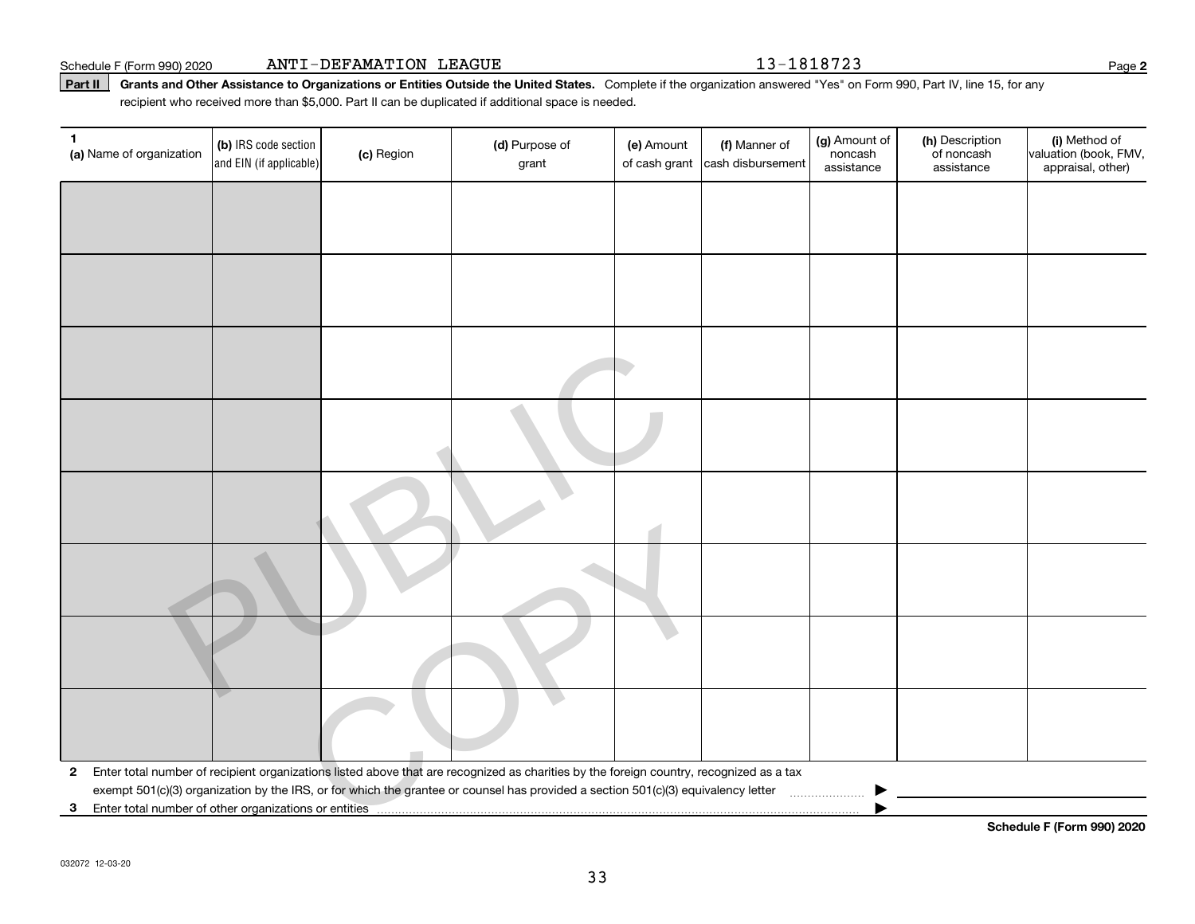Schedule F (Form 990) 2020 ANTI-DEFAMATION LEAGUE 13-1818723 Page 2

**Part II** **Grants and Other Assistance to Organizations or Entities Outside the United States.** Complete if the organization answered "Yes" on Form 990, Part IV, line 15, for any recipient who received more than $5,000. Part II can be duplicated if additional space is needed.

| 1 (a) Name of organization | (b) IRS code section and EIN (if applicable) | (c) Region | (d) Purpose of grant | (e) Amount of cash grant | (f) Manner of cash disbursement | (g) Amount of noncash assistance | (h) Description of noncash assistance | (i) Method of valuation (book, FMV, appraisal, other) |
|---|---|---|---|---|---|---|---|---|
| | | | | | | | | |
| | | | | | | | | |
| | | | | | | | | |
| | | | | | | | | |
| | | | | | | | | |
| | | | | | | | | |
| | | | | | | | | |
| | | | | | | | | |

**2** Enter total number of recipient organizations listed above that are recognized as charities by the foreign country, recognized as a tax exempt 501(c)(3) organization by the IRS, or for which the grantee or counsel has provided a section 501(c)(3) equivalency letter ▶

**3** Enter total number of other organizations or entities ▶

**Schedule F (Form 990) 2020**

032072 12-03-20

PUBLIC COPY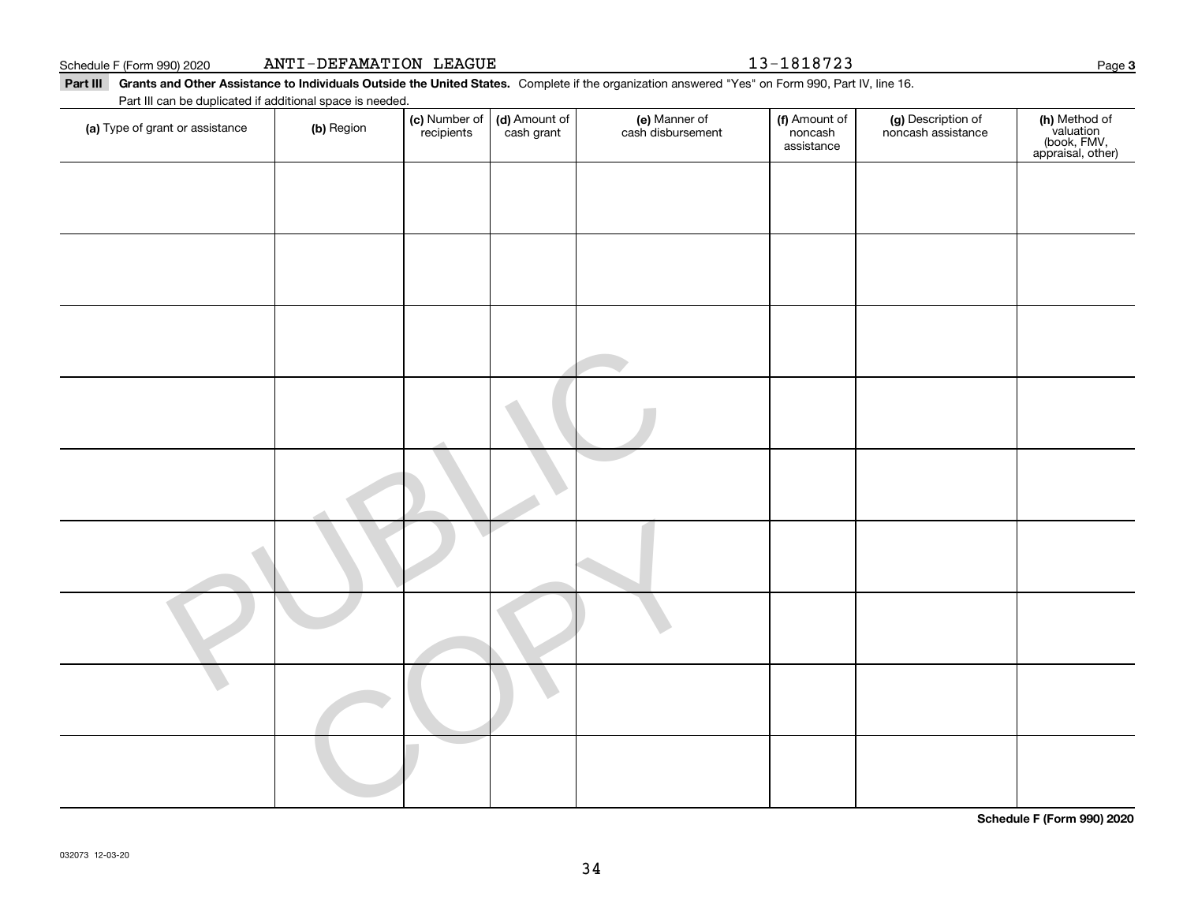Schedule F (Form 990) 2020 ANTI-DEFAMATION LEAGUE 13-1818723 Page 3

**Part III Grants and Other Assistance to Individuals Outside the United States.** Complete if the organization answered "Yes" on Form 990, Part IV, line 16.

Part III can be duplicated if additional space is needed.

| (a) Type of grant or assistance | (b) Region | (c) Number of recipients | (d) Amount of cash grant | (e) Manner of cash disbursement | (f) Amount of noncash assistance | (g) Description of noncash assistance | (h) Method of valuation (book, FMV, appraisal, other) |
|---|---|---|---|---|---|---|---|
| | | | | | | | |
| | | | | | | | |
| | | | | | | | |
| | | | | | | | |
| | | | | | | | |
| | | | | | | | |
| | | | | | | | |
| | | | | | | | |
| | | | | | | | |

**Schedule F (Form 990) 2020**

032073 12-03-20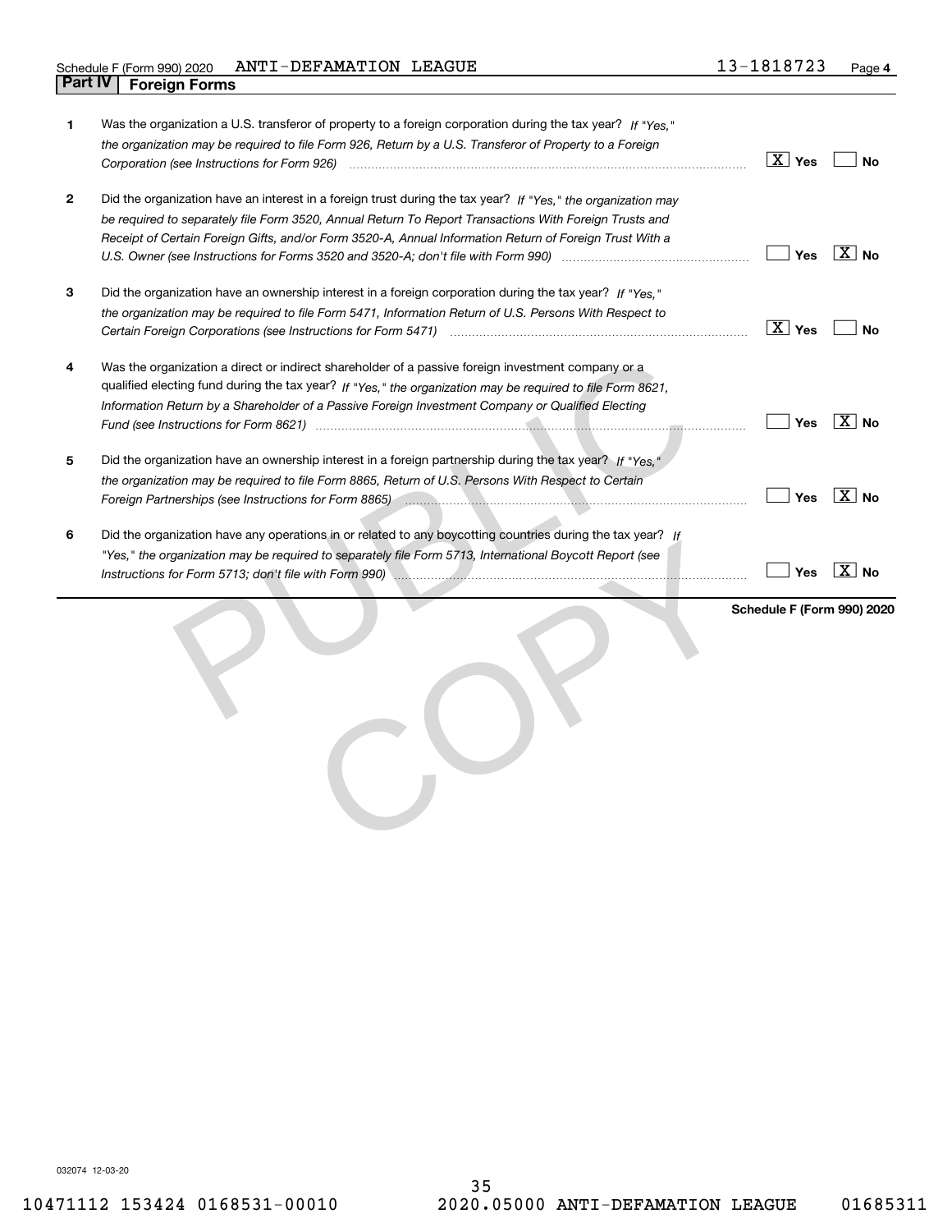Schedule F (Form 990) 2020 ANTI-DEFAMATION LEAGUE 13-1818723 Page 4

## Part IV Foreign Forms

| | | Yes | No |
|---|---|---|---|
| 1 | Was the organization a U.S. transferor of property to a foreign corporation during the tax year? *If "Yes," the organization may be required to file Form 926, Return by a U.S. Transferor of Property to a Foreign Corporation (see Instructions for Form 926)* | X | |
| 2 | Did the organization have an interest in a foreign trust during the tax year? *If "Yes," the organization may be required to separately file Form 3520, Annual Return To Report Transactions With Foreign Trusts and Receipt of Certain Foreign Gifts, and/or Form 3520-A, Annual Information Return of Foreign Trust With a U.S. Owner (see Instructions for Forms 3520 and 3520-A; don't file with Form 990)* | | X |
| 3 | Did the organization have an ownership interest in a foreign corporation during the tax year? *If "Yes," the organization may be required to file Form 5471, Information Return of U.S. Persons With Respect to Certain Foreign Corporations (see Instructions for Form 5471)* | X | |
| 4 | Was the organization a direct or indirect shareholder of a passive foreign investment company or a qualified electing fund during the tax year? *If "Yes," the organization may be required to file Form 8621, Information Return by a Shareholder of a Passive Foreign Investment Company or Qualified Electing Fund (see Instructions for Form 8621)* | | X |
| 5 | Did the organization have an ownership interest in a foreign partnership during the tax year? *If "Yes," the organization may be required to file Form 8865, Return of U.S. Persons With Respect to Certain Foreign Partnerships (see Instructions for Form 8865)* | | X |
| 6 | Did the organization have any operations in or related to any boycotting countries during the tax year? *If "Yes," the organization may be required to separately file Form 5713, International Boycott Report (see Instructions for Form 5713; don't file with Form 990)* | | X |

**Schedule F (Form 990) 2020**

032074 12-03-20

10471112 153424 0168531-00010 2020.05000 ANTI-DEFAMATION LEAGUE 01685311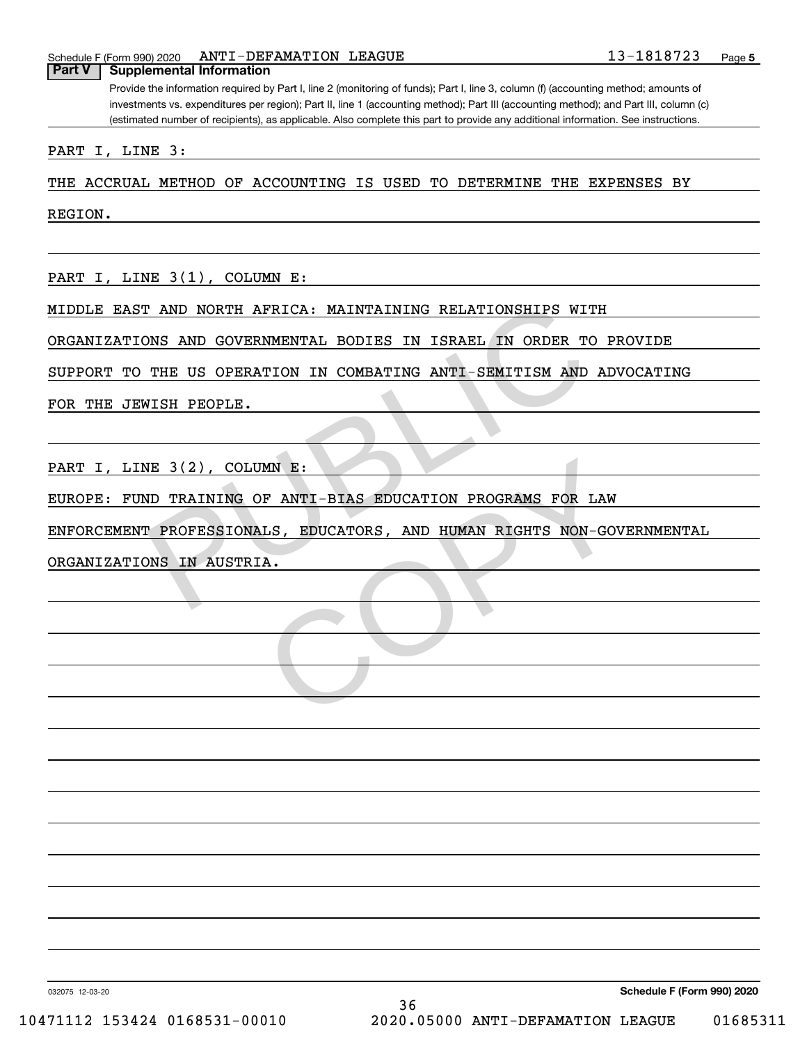Schedule F (Form 990) 2020 ANTI-DEFAMATION LEAGUE 13-1818723

## Part V Supplemental Information

Provide the information required by Part I, line 2 (monitoring of funds); Part I, line 3, column (f) (accounting method; amounts of investments vs. expenditures per region); Part II, line 1 (accounting method); Part III (accounting method); and Part III, column (c) (estimated number of recipients), as applicable. Also complete this part to provide any additional information. See instructions.

PART I, LINE 3:

THE ACCRUAL METHOD OF ACCOUNTING IS USED TO DETERMINE THE EXPENSES BY REGION.

PART I, LINE 3(1), COLUMN E:

MIDDLE EAST AND NORTH AFRICA: MAINTAINING RELATIONSHIPS WITH ORGANIZATIONS AND GOVERNMENTAL BODIES IN ISRAEL IN ORDER TO PROVIDE SUPPORT TO THE US OPERATION IN COMBATING ANTI-SEMITISM AND ADVOCATING FOR THE JEWISH PEOPLE.

PART I, LINE 3(2), COLUMN E:

EUROPE: FUND TRAINING OF ANTI-BIAS EDUCATION PROGRAMS FOR LAW ENFORCEMENT PROFESSIONALS, EDUCATORS, AND HUMAN RIGHTS NON-GOVERNMENTAL ORGANIZATIONS IN AUSTRIA.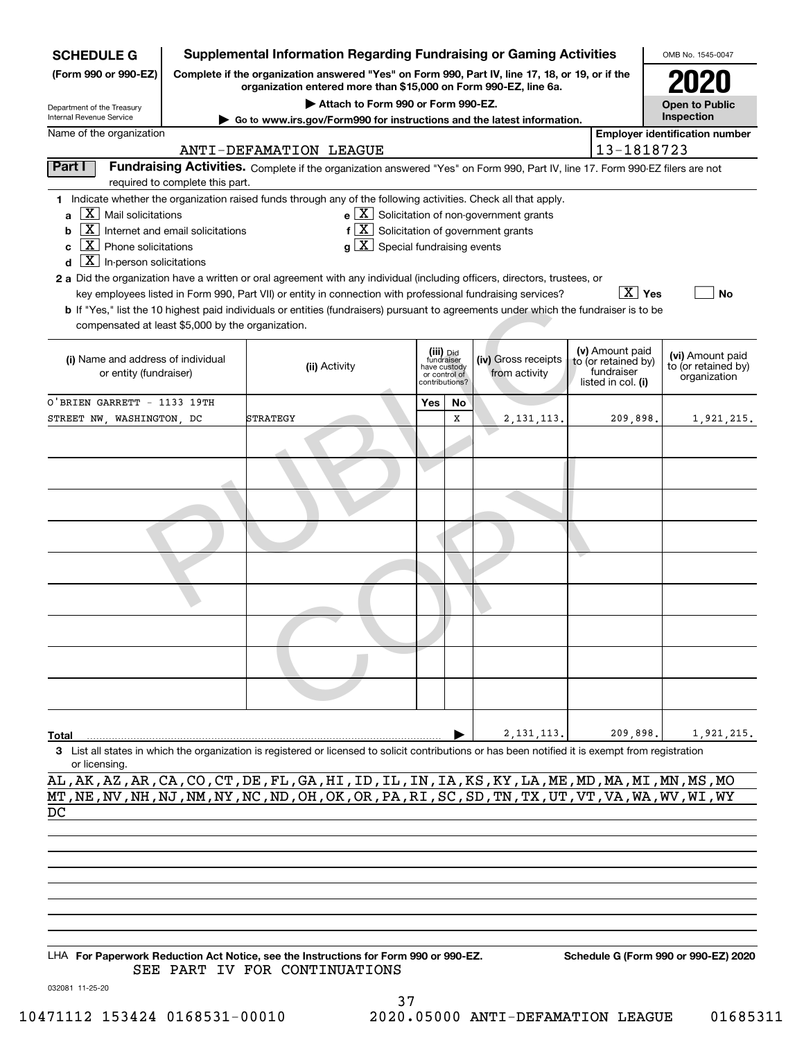**SCHEDULE G (Form 990 or 990-EZ)**

Department of the Treasury
Internal Revenue Service

# Supplemental Information Regarding Fundraising or Gaming Activities

**Complete if the organization answered "Yes" on Form 990, Part IV, line 17, 18, or 19, or if the organization entered more than $15,000 on Form 990-EZ, line 6a.**

**▶ Attach to Form 990 or Form 990-EZ.**

**▶ Go to www.irs.gov/Form990 for instructions and the latest information.**

OMB No. 1545-0047

**2020**

**Open to Public Inspection**

Name of the organization: ANTI-DEFAMATION LEAGUE

Employer identification number: 13-1818723

**Part I — Fundraising Activities.** Complete if the organization answered "Yes" on Form 990, Part IV, line 17. Form 990-EZ filers are not required to complete this part.

**1** Indicate whether the organization raised funds through any of the following activities. Check all that apply.

- **a** [X] Mail solicitations
- **b** [X] Internet and email solicitations
- **c** [X] Phone solicitations
- **d** [X] In-person solicitations
- **e** [X] Solicitation of non-government grants
- **f** [X] Solicitation of government grants
- **g** [X] Special fundraising events

**2 a** Did the organization have a written or oral agreement with any individual (including officers, directors, trustees, or key employees listed in Form 990, Part VII) or entity in connection with professional fundraising services? [X] Yes [ ] No

**b** If "Yes," list the 10 highest paid individuals or entities (fundraisers) pursuant to agreements under which the fundraiser is to be compensated at least $5,000 by the organization.

| (i) Name and address of individual or entity (fundraiser) | (ii) Activity | (iii) Did fundraiser have custody or control of contributions? Yes | No | (iv) Gross receipts from activity | (v) Amount paid to (or retained by) fundraiser listed in col. (i) | (vi) Amount paid to (or retained by) organization |
|---|---|---|---|---|---|---|
| O'BRIEN GARRETT - 1133 19TH STREET NW, WASHINGTON, DC | STRATEGY | | X | 2,131,113. | 209,898. | 1,921,215. |
| | | | | | | |
| | | | | | | |
| | | | | | | |
| | | | | | | |
| | | | | | | |
| | | | | | | |
| | | | | | | |
| | | | | | | |
| | | | | | | |
| **Total** | | | ▶ | 2,131,113. | 209,898. | 1,921,215. |

**3** List all states in which the organization is registered or licensed to solicit contributions or has been notified it is exempt from registration or licensing.

AL,AK,AZ,AR,CA,CO,CT,DE,FL,GA,HI,ID,IL,IN,IA,KS,KY,LA,ME,MD,MA,MI,MN,MS,MO
MT,NE,NV,NH,NJ,NM,NY,NC,ND,OH,OK,OR,PA,RI,SC,SD,TN,TX,UT,VT,VA,WA,WV,WI,WY
DC

LHA **For Paperwork Reduction Act Notice, see the Instructions for Form 990 or 990-EZ.** **Schedule G (Form 990 or 990-EZ) 2020**

SEE PART IV FOR CONTINUATIONS

032081 11-25-20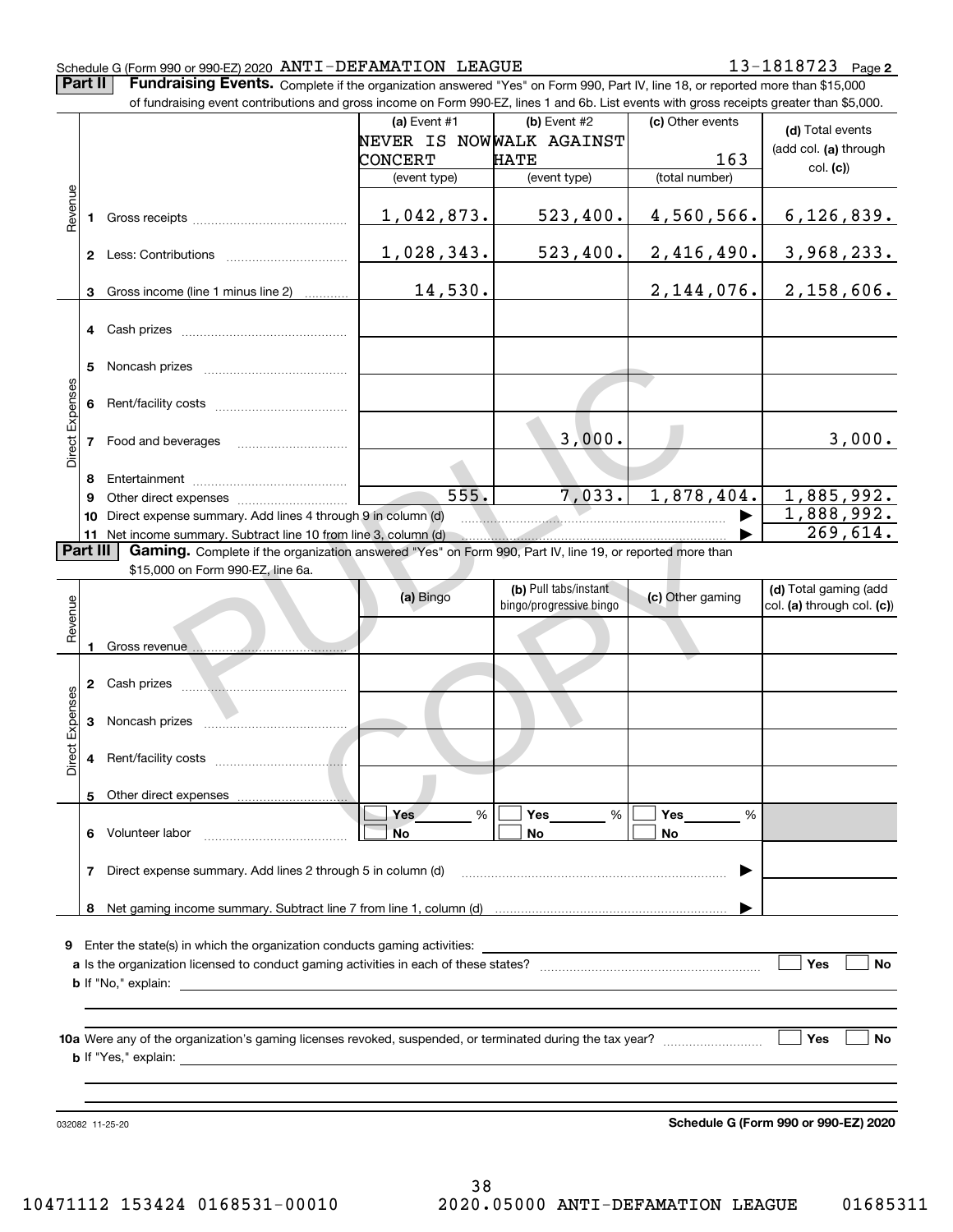Schedule G (Form 990 or 990-EZ) 2020 ANTI-DEFAMATION LEAGUE 13-1818723 Page 2

**Part II** **Fundraising Events.** Complete if the organization answered "Yes" on Form 990, Part IV, line 18, or reported more than $15,000 of fundraising event contributions and gross income on Form 990-EZ, lines 1 and 6b. List events with gross receipts greater than $5,000.

| | | (a) Event #1 NEVER IS NOW CONCERT (event type) | (b) Event #2 WALK AGAINST HATE (event type) | (c) Other events 163 (total number) | (d) Total events (add col. (a) through col. (c)) |
|---|---|---|---|---|---|
| Revenue | 1 Gross receipts | 1,042,873. | 523,400. | 4,560,566. | 6,126,839. |
| | 2 Less: Contributions | 1,028,343. | 523,400. | 2,416,490. | 3,968,233. |
| | 3 Gross income (line 1 minus line 2) | 14,530. | | 2,144,076. | 2,158,606. |
| Direct Expenses | 4 Cash prizes | | | | |
| | 5 Noncash prizes | | | | |
| | 6 Rent/facility costs | | | | |
| | 7 Food and beverages | | 3,000. | | 3,000. |
| | 8 Entertainment | | | | |
| | 9 Other direct expenses | 555. | 7,033. | 1,878,404. | 1,885,992. |
| | 10 Direct expense summary. Add lines 4 through 9 in column (d) | | | | 1,888,992. |
| | 11 Net income summary. Subtract line 10 from line 3, column (d) | | | | 269,614. |

**Part III** **Gaming.** Complete if the organization answered "Yes" on Form 990, Part IV, line 19, or reported more than $15,000 on Form 990-EZ, line 6a.

| | | (a) Bingo | (b) Pull tabs/instant bingo/progressive bingo | (c) Other gaming | (d) Total gaming (add col. (a) through col. (c)) |
|---|---|---|---|---|---|
| Revenue | 1 Gross revenue | | | | |
| Direct Expenses | 2 Cash prizes | | | | |
| | 3 Noncash prizes | | | | |
| | 4 Rent/facility costs | | | | |
| | 5 Other direct expenses | | | | |
| | 6 Volunteer labor | ☐ Yes ___ % ☐ No | ☐ Yes ___ % ☐ No | ☐ Yes ___ % ☐ No | |
| | 7 Direct expense summary. Add lines 2 through 5 in column (d) | | | | |
| | 8 Net gaming income summary. Subtract line 7 from line 1, column (d) | | | | |

**9** Enter the state(s) in which the organization conducts gaming activities: ____________

**a** Is the organization licensed to conduct gaming activities in each of these states? ☐ Yes ☐ No

**b** If "No," explain: ____________

**10a** Were any of the organization's gaming licenses revoked, suspended, or terminated during the tax year? ☐ Yes ☐ No

**b** If "Yes," explain: ____________

032082 11-25-20 **Schedule G (Form 990 or 990-EZ) 2020**

10471112 153424 0168531-00010 2020.05000 ANTI-DEFAMATION LEAGUE 01685311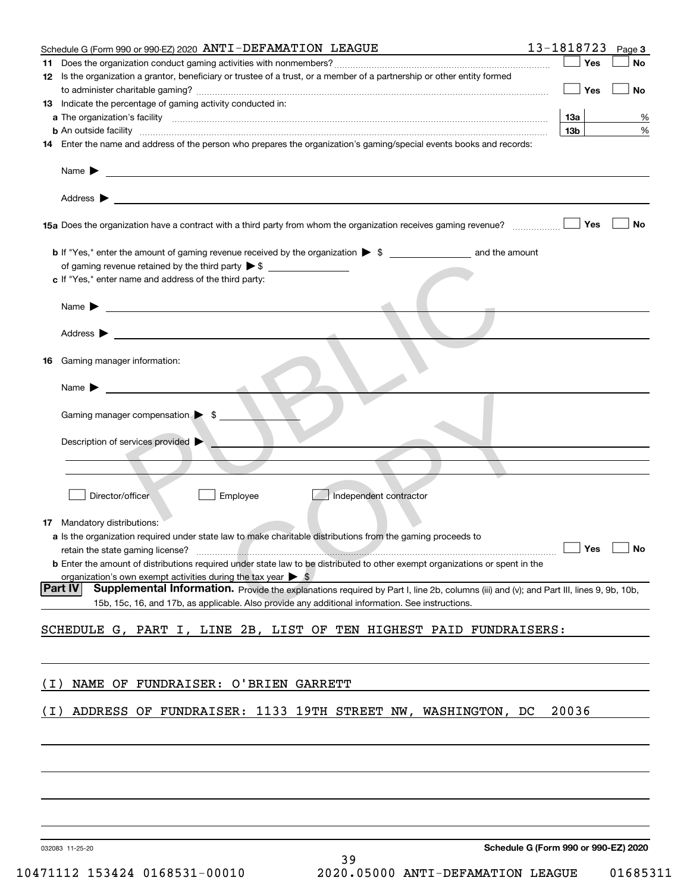Schedule G (Form 990 or 990-EZ) 2020 ANTI-DEFAMATION LEAGUE 13-1818723 Page 3

**11** Does the organization conduct gaming activities with nonmembers? ☐ Yes ☐ No

**12** Is the organization a grantor, beneficiary or trustee of a trust, or a member of a partnership or other entity formed to administer charitable gaming? ☐ Yes ☐ No

**13** Indicate the percentage of gaming activity conducted in:

**a** The organization's facility **13a** %

**b** An outside facility **13b** %

**14** Enter the name and address of the person who prepares the organization's gaming/special events books and records:

Name ▶

Address ▶

**15a** Does the organization have a contract with a third party from whom the organization receives gaming revenue? ☐ Yes ☐ No

**b** If "Yes," enter the amount of gaming revenue received by the organization ▶ $ and the amount of gaming revenue retained by the third party ▶ $

**c** If "Yes," enter name and address of the third party:

Name ▶

Address ▶

**16** Gaming manager information:

Name ▶

Gaming manager compensation ▶ $

Description of services provided ▶

☐ Director/officer ☐ Employee ☐ Independent contractor

**17** Mandatory distributions:

**a** Is the organization required under state law to make charitable distributions from the gaming proceeds to retain the state gaming license? ☐ Yes ☐ No

**b** Enter the amount of distributions required under state law to be distributed to other exempt organizations or spent in the organization's own exempt activities during the tax year ▶ $

**Part IV** **Supplemental Information.** Provide the explanations required by Part I, line 2b, columns (iii) and (v); and Part III, lines 9, 9b, 10b, 15b, 15c, 16, and 17b, as applicable. Also provide any additional information. See instructions.

SCHEDULE G, PART I, LINE 2B, LIST OF TEN HIGHEST PAID FUNDRAISERS:

(I) NAME OF FUNDRAISER: O'BRIEN GARRETT

(I) ADDRESS OF FUNDRAISER: 1133 19TH STREET NW, WASHINGTON, DC 20036

032083 11-25-20 **Schedule G (Form 990 or 990-EZ) 2020**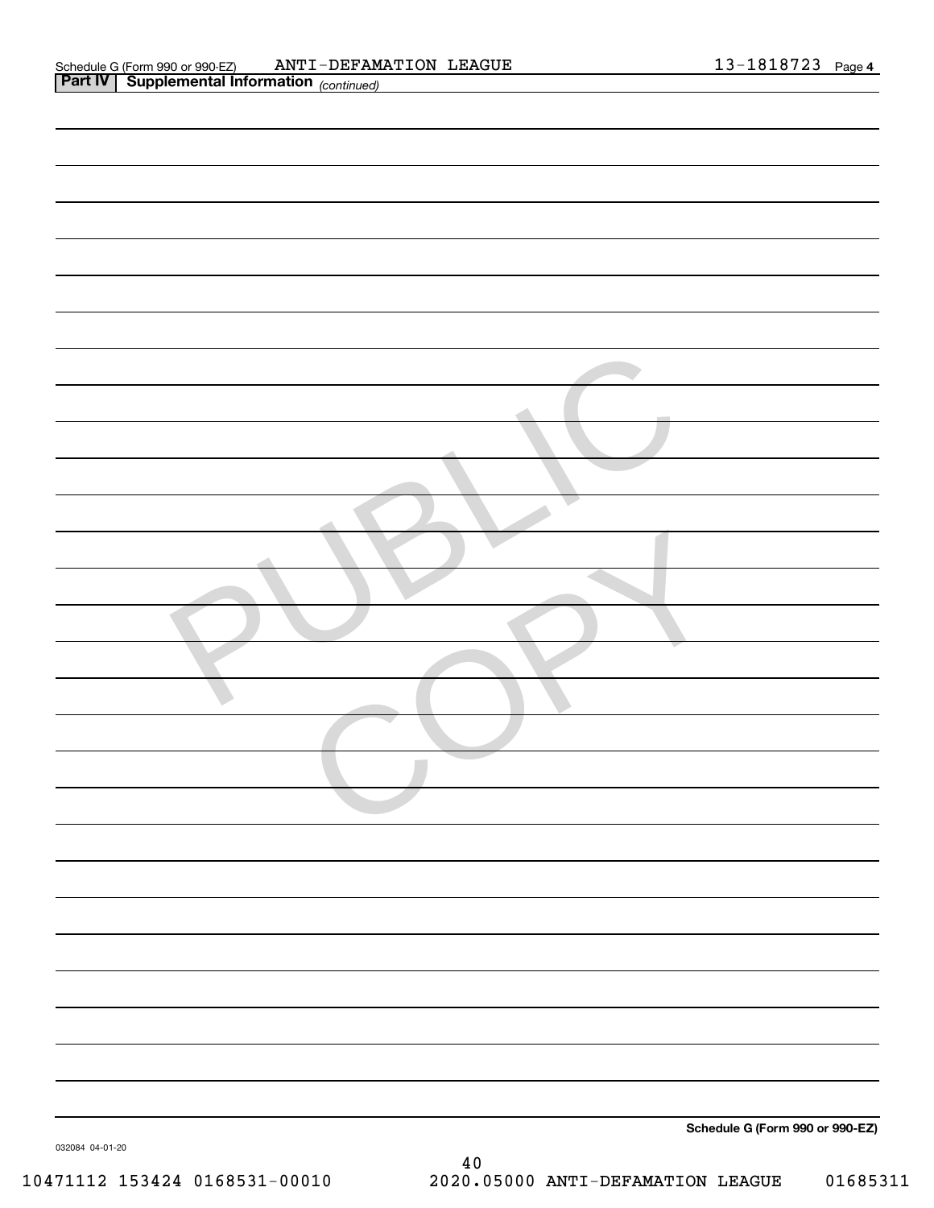Schedule G (Form 990 or 990-EZ) ANTI-DEFAMATION LEAGUE 13-1818723 Page 4

**Part IV | Supplemental Information** *(continued)*

**Schedule G (Form 990 or 990-EZ)**

032084 04-01-20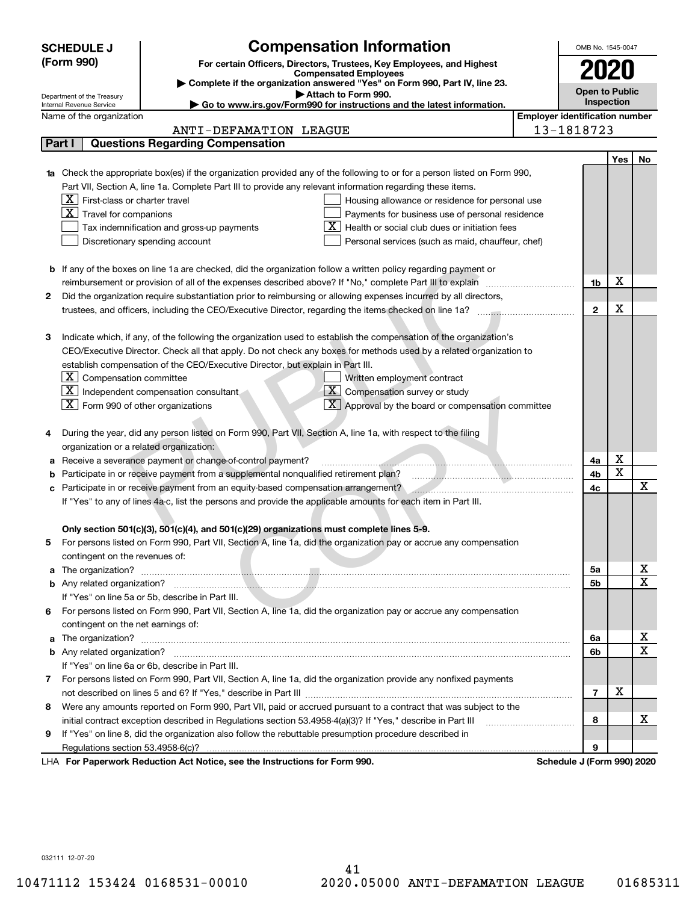**SCHEDULE J (Form 990)**

Department of the Treasury
Internal Revenue Service

# Compensation Information

**For certain Officers, Directors, Trustees, Key Employees, and Highest Compensated Employees**

▶ Complete if the organization answered "Yes" on Form 990, Part IV, line 23.
▶ Attach to Form 990.
▶ Go to www.irs.gov/Form990 for instructions and the latest information.

OMB No. 1545-0047

**2020**

**Open to Public Inspection**

Name of the organization: ANTI-DEFAMATION LEAGUE

Employer identification number: 13-1818723

## Part I Questions Regarding Compensation

| | | | Yes | No |
|---|---|---|---|---|
| **1a** | Check the appropriate box(es) if the organization provided any of the following to or for a person listed on Form 990, Part VII, Section A, line 1a. Complete Part III to provide any relevant information regarding these items.<br>[X] First-class or charter travel<br>[X] Travel for companions<br>[ ] Tax indemnification and gross-up payments<br>[ ] Discretionary spending account<br>[ ] Housing allowance or residence for personal use<br>[ ] Payments for business use of personal residence<br>[X] Health or social club dues or initiation fees<br>[ ] Personal services (such as maid, chauffeur, chef) | | | |
| **b** | If any of the boxes on line 1a are checked, did the organization follow a written policy regarding payment or reimbursement or provision of all of the expenses described above? If "No," complete Part III to explain | 1b | X | |
| **2** | Did the organization require substantiation prior to reimbursing or allowing expenses incurred by all directors, trustees, and officers, including the CEO/Executive Director, regarding the items checked on line 1a? | 2 | X | |
| **3** | Indicate which, if any, of the following the organization used to establish the compensation of the organization's CEO/Executive Director. Check all that apply. Do not check any boxes for methods used by a related organization to establish compensation of the CEO/Executive Director, but explain in Part III.<br>[X] Compensation committee<br>[X] Independent compensation consultant<br>[X] Form 990 of other organizations<br>[ ] Written employment contract<br>[X] Compensation survey or study<br>[X] Approval by the board or compensation committee | | | |
| **4** | During the year, did any person listed on Form 990, Part VII, Section A, line 1a, with respect to the filing organization or a related organization: | | | |
| **a** | Receive a severance payment or change-of-control payment? | 4a | X | |
| **b** | Participate in or receive payment from a supplemental nonqualified retirement plan? | 4b | X | |
| **c** | Participate in or receive payment from an equity-based compensation arrangement? | 4c | | X |
| | If "Yes" to any of lines 4a-c, list the persons and provide the applicable amounts for each item in Part III. | | | |
| | **Only section 501(c)(3), 501(c)(4), and 501(c)(29) organizations must complete lines 5-9.** | | | |
| **5** | For persons listed on Form 990, Part VII, Section A, line 1a, did the organization pay or accrue any compensation contingent on the revenues of: | | | |
| **a** | The organization? | 5a | | X |
| **b** | Any related organization? | 5b | | X |
| | If "Yes" on line 5a or 5b, describe in Part III. | | | |
| **6** | For persons listed on Form 990, Part VII, Section A, line 1a, did the organization pay or accrue any compensation contingent on the net earnings of: | | | |
| **a** | The organization? | 6a | | X |
| **b** | Any related organization? | 6b | | X |
| | If "Yes" on line 6a or 6b, describe in Part III. | | | |
| **7** | For persons listed on Form 990, Part VII, Section A, line 1a, did the organization provide any nonfixed payments not described on lines 5 and 6? If "Yes," describe in Part III | 7 | X | |
| **8** | Were any amounts reported on Form 990, Part VII, paid or accrued pursuant to a contract that was subject to the initial contract exception described in Regulations section 53.4958-4(a)(3)? If "Yes," describe in Part III | 8 | | X |
| **9** | If "Yes" on line 8, did the organization also follow the rebuttable presumption procedure described in Regulations section 53.4958-6(c)? | 9 | | |

LHA **For Paperwork Reduction Act Notice, see the Instructions for Form 990.** **Schedule J (Form 990) 2020**

032111 12-07-20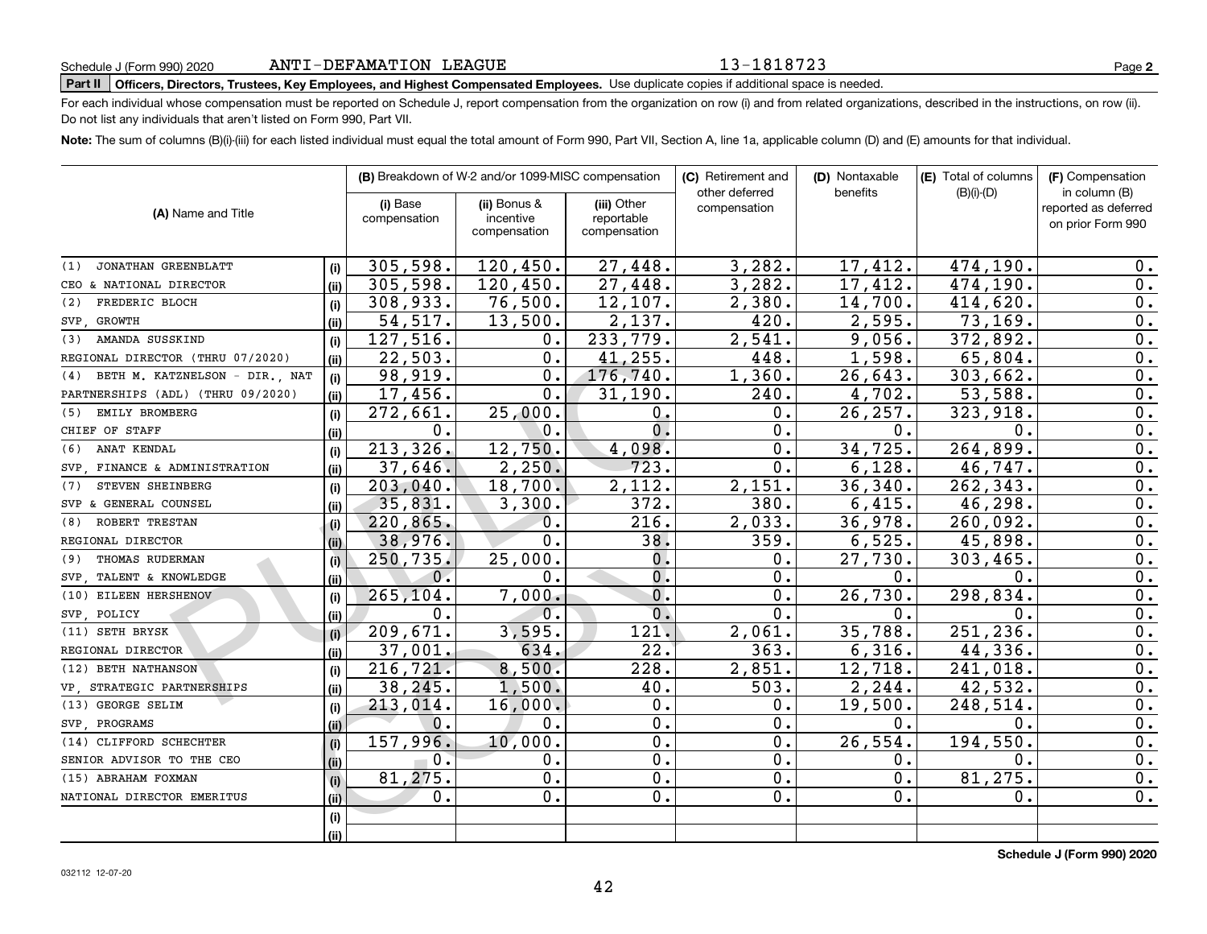Schedule J (Form 990) 2020 ANTI-DEFAMATION LEAGUE 13-1818723

**Part II Officers, Directors, Trustees, Key Employees, and Highest Compensated Employees.** Use duplicate copies if additional space is needed.

For each individual whose compensation must be reported on Schedule J, report compensation from the organization on row (i) and from related organizations, described in the instructions, on row (ii). Do not list any individuals that aren't listed on Form 990, Part VII.

**Note:** The sum of columns (B)(i)-(iii) for each listed individual must equal the total amount of Form 990, Part VII, Section A, line 1a, applicable column (D) and (E) amounts for that individual.

| (A) Name and Title | | (B) Breakdown of W-2 and/or 1099-MISC compensation | | | (C) Retirement and other deferred compensation | (D) Nontaxable benefits | (E) Total of columns (B)(i)-(D) | (F) Compensation in column (B) reported as deferred on prior Form 990 |
|---|---|---|---|---|---|---|---|---|
| | | (i) Base compensation | (ii) Bonus & incentive compensation | (iii) Other reportable compensation | | | | |
| (1) JONATHAN GREENBLATT | (i) | 305,598. | 120,450. | 27,448. | 3,282. | 17,412. | 474,190. | 0. |
| CEO & NATIONAL DIRECTOR | (ii) | 305,598. | 120,450. | 27,448. | 3,282. | 17,412. | 474,190. | 0. |
| (2) FREDERIC BLOCH | (i) | 308,933. | 76,500. | 12,107. | 2,380. | 14,700. | 414,620. | 0. |
| SVP, GROWTH | (ii) | 54,517. | 13,500. | 2,137. | 420. | 2,595. | 73,169. | 0. |
| (3) AMANDA SUSSKIND | (i) | 127,516. | 0. | 233,779. | 2,541. | 9,056. | 372,892. | 0. |
| REGIONAL DIRECTOR (THRU 07/2020) | (ii) | 22,503. | 0. | 41,255. | 448. | 1,598. | 65,804. | 0. |
| (4) BETH M. KATZNELSON - DIR., NAT | (i) | 98,919. | 0. | 176,740. | 1,360. | 26,643. | 303,662. | 0. |
| PARTNERSHIPS (ADL) (THRU 09/2020) | (ii) | 17,456. | 0. | 31,190. | 240. | 4,702. | 53,588. | 0. |
| (5) EMILY BROMBERG | (i) | 272,661. | 25,000. | 0. | 0. | 26,257. | 323,918. | 0. |
| CHIEF OF STAFF | (ii) | 0. | 0. | 0. | 0. | 0. | 0. | 0. |
| (6) ANAT KENDAL | (i) | 213,326. | 12,750. | 4,098. | 0. | 34,725. | 264,899. | 0. |
| SVP, FINANCE & ADMINISTRATION | (ii) | 37,646. | 2,250. | 723. | 0. | 6,128. | 46,747. | 0. |
| (7) STEVEN SHEINBERG | (i) | 203,040. | 18,700. | 2,112. | 2,151. | 36,340. | 262,343. | 0. |
| SVP & GENERAL COUNSEL | (ii) | 35,831. | 3,300. | 372. | 380. | 6,415. | 46,298. | 0. |
| (8) ROBERT TRESTAN | (i) | 220,865. | 0. | 216. | 2,033. | 36,978. | 260,092. | 0. |
| REGIONAL DIRECTOR | (ii) | 38,976. | 0. | 38. | 359. | 6,525. | 45,898. | 0. |
| (9) THOMAS RUDERMAN | (i) | 250,735. | 25,000. | 0. | 0. | 27,730. | 303,465. | 0. |
| SVP, TALENT & KNOWLEDGE | (ii) | 0. | 0. | 0. | 0. | 0. | 0. | 0. |
| (10) EILEEN HERSHENOV | (i) | 265,104. | 7,000. | 0. | 0. | 26,730. | 298,834. | 0. |
| SVP, POLICY | (ii) | 0. | 0. | 0. | 0. | 0. | 0. | 0. |
| (11) SETH BRYSK | (i) | 209,671. | 3,595. | 121. | 2,061. | 35,788. | 251,236. | 0. |
| REGIONAL DIRECTOR | (ii) | 37,001. | 634. | 22. | 363. | 6,316. | 44,336. | 0. |
| (12) BETH NATHANSON | (i) | 216,721. | 8,500. | 228. | 2,851. | 12,718. | 241,018. | 0. |
| VP, STRATEGIC PARTNERSHIPS | (ii) | 38,245. | 1,500. | 40. | 503. | 2,244. | 42,532. | 0. |
| (13) GEORGE SELIM | (i) | 213,014. | 16,000. | 0. | 0. | 19,500. | 248,514. | 0. |
| SVP, PROGRAMS | (ii) | 0. | 0. | 0. | 0. | 0. | 0. | 0. |
| (14) CLIFFORD SCHECHTER | (i) | 157,996. | 10,000. | 0. | 0. | 26,554. | 194,550. | 0. |
| SENIOR ADVISOR TO THE CEO | (ii) | 0. | 0. | 0. | 0. | 0. | 0. | 0. |
| (15) ABRAHAM FOXMAN | (i) | 81,275. | 0. | 0. | 0. | 0. | 81,275. | 0. |
| NATIONAL DIRECTOR EMERITUS | (ii) | 0. | 0. | 0. | 0. | 0. | 0. | 0. |
| | (i) | | | | | | | |
| | (ii) | | | | | | | |

**Schedule J (Form 990) 2020**

032112 12-07-20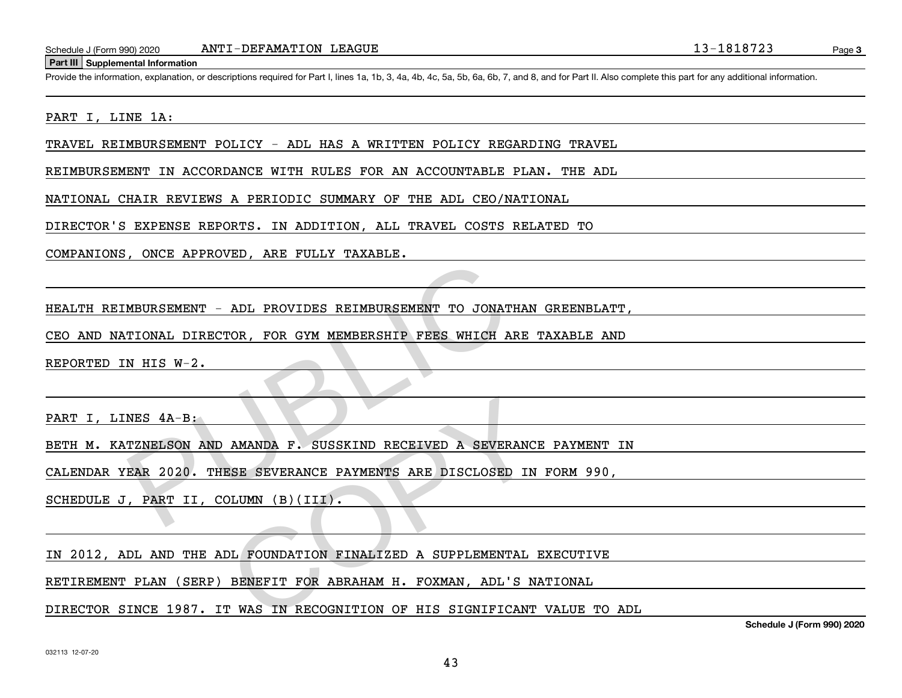## Part III Supplemental Information

Provide the information, explanation, or descriptions required for Part I, lines 1a, 1b, 3, 4a, 4b, 4c, 5a, 5b, 6a, 6b, 7, and 8, and for Part II. Also complete this part for any additional information.

PART I, LINE 1A:

TRAVEL REIMBURSEMENT POLICY - ADL HAS A WRITTEN POLICY REGARDING TRAVEL REIMBURSEMENT IN ACCORDANCE WITH RULES FOR AN ACCOUNTABLE PLAN. THE ADL NATIONAL CHAIR REVIEWS A PERIODIC SUMMARY OF THE ADL CEO/NATIONAL DIRECTOR'S EXPENSE REPORTS. IN ADDITION, ALL TRAVEL COSTS RELATED TO COMPANIONS, ONCE APPROVED, ARE FULLY TAXABLE.

HEALTH REIMBURSEMENT - ADL PROVIDES REIMBURSEMENT TO JONATHAN GREENBLATT, CEO AND NATIONAL DIRECTOR, FOR GYM MEMBERSHIP FEES WHICH ARE TAXABLE AND REPORTED IN HIS W-2.

PART I, LINES 4A-B:

BETH M. KATZNELSON AND AMANDA F. SUSSKIND RECEIVED A SEVERANCE PAYMENT IN CALENDAR YEAR 2020. THESE SEVERANCE PAYMENTS ARE DISCLOSED IN FORM 990, SCHEDULE J, PART II, COLUMN (B)(III).

IN 2012, ADL AND THE ADL FOUNDATION FINALIZED A SUPPLEMENTAL EXECUTIVE RETIREMENT PLAN (SERP) BENEFIT FOR ABRAHAM H. FOXMAN, ADL'S NATIONAL DIRECTOR SINCE 1987. IT WAS IN RECOGNITION OF HIS SIGNIFICANT VALUE TO ADL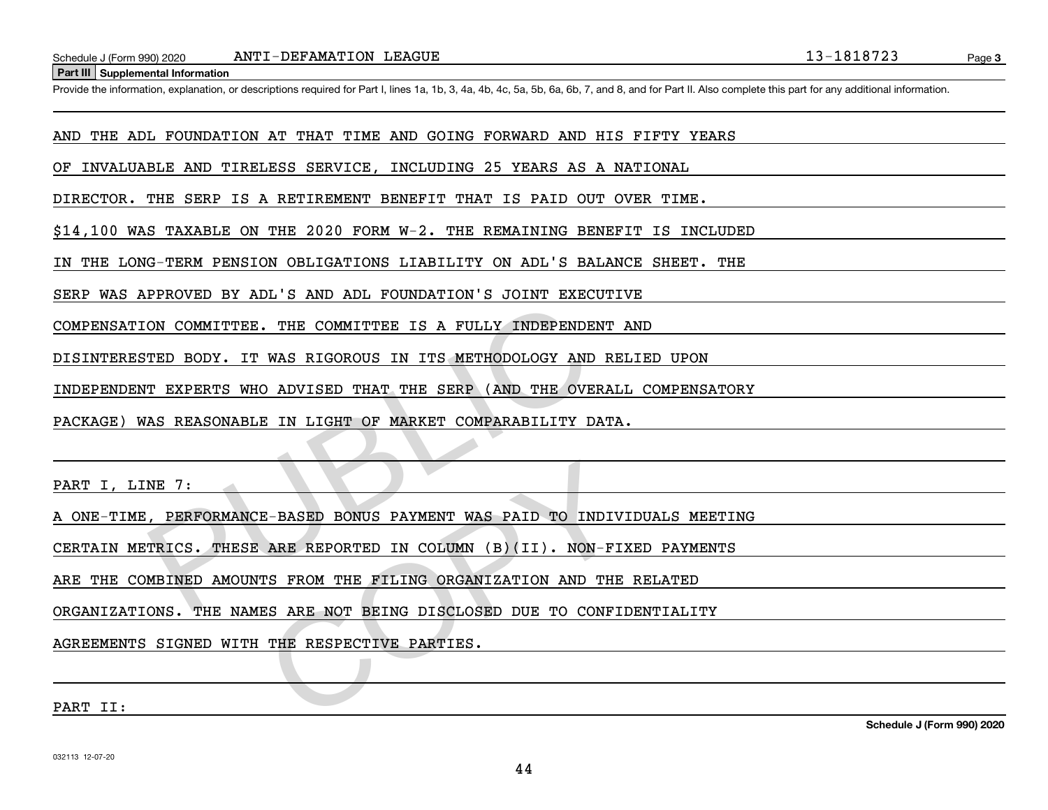**Part III Supplemental Information**

Provide the information, explanation, or descriptions required for Part I, lines 1a, 1b, 3, 4a, 4b, 4c, 5a, 5b, 6a, 6b, 7, and 8, and for Part II. Also complete this part for any additional information.

AND THE ADL FOUNDATION AT THAT TIME AND GOING FORWARD AND HIS FIFTY YEARS OF INVALUABLE AND TIRELESS SERVICE, INCLUDING 25 YEARS AS A NATIONAL DIRECTOR. THE SERP IS A RETIREMENT BENEFIT THAT IS PAID OUT OVER TIME. $14,100 WAS TAXABLE ON THE 2020 FORM W-2. THE REMAINING BENEFIT IS INCLUDED IN THE LONG-TERM PENSION OBLIGATIONS LIABILITY ON ADL'S BALANCE SHEET. THE SERP WAS APPROVED BY ADL'S AND ADL FOUNDATION'S JOINT EXECUTIVE COMPENSATION COMMITTEE. THE COMMITTEE IS A FULLY INDEPENDENT AND DISINTERESTED BODY. IT WAS RIGOROUS IN ITS METHODOLOGY AND RELIED UPON INDEPENDENT EXPERTS WHO ADVISED THAT THE SERP (AND THE OVERALL COMPENSATORY PACKAGE) WAS REASONABLE IN LIGHT OF MARKET COMPARABILITY DATA.

PART I, LINE 7:

A ONE-TIME, PERFORMANCE-BASED BONUS PAYMENT WAS PAID TO INDIVIDUALS MEETING CERTAIN METRICS. THESE ARE REPORTED IN COLUMN (B)(II). NON-FIXED PAYMENTS ARE THE COMBINED AMOUNTS FROM THE FILING ORGANIZATION AND THE RELATED ORGANIZATIONS. THE NAMES ARE NOT BEING DISCLOSED DUE TO CONFIDENTIALITY AGREEMENTS SIGNED WITH THE RESPECTIVE PARTIES.

PART II: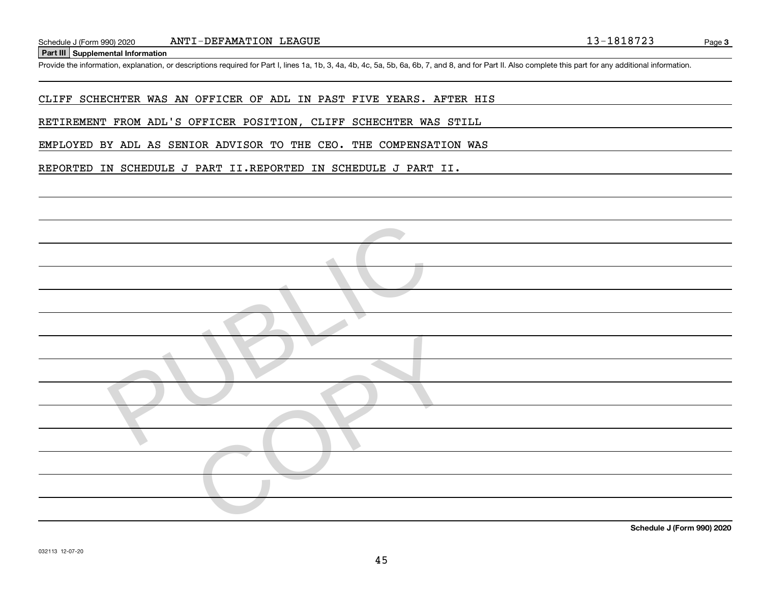Schedule J (Form 990) 2020 ANTI-DEFAMATION LEAGUE 13-1818723

## Part III Supplemental Information

Provide the information, explanation, or descriptions required for Part I, lines 1a, 1b, 3, 4a, 4b, 4c, 5a, 5b, 6a, 6b, 7, and 8, and for Part II. Also complete this part for any additional information.

CLIFF SCHECHTER WAS AN OFFICER OF ADL IN PAST FIVE YEARS. AFTER HIS RETIREMENT FROM ADL'S OFFICER POSITION, CLIFF SCHECHTER WAS STILL EMPLOYED BY ADL AS SENIOR ADVISOR TO THE CEO. THE COMPENSATION WAS REPORTED IN SCHEDULE J PART II.REPORTED IN SCHEDULE J PART II.

**Schedule J (Form 990) 2020**

032113 12-07-20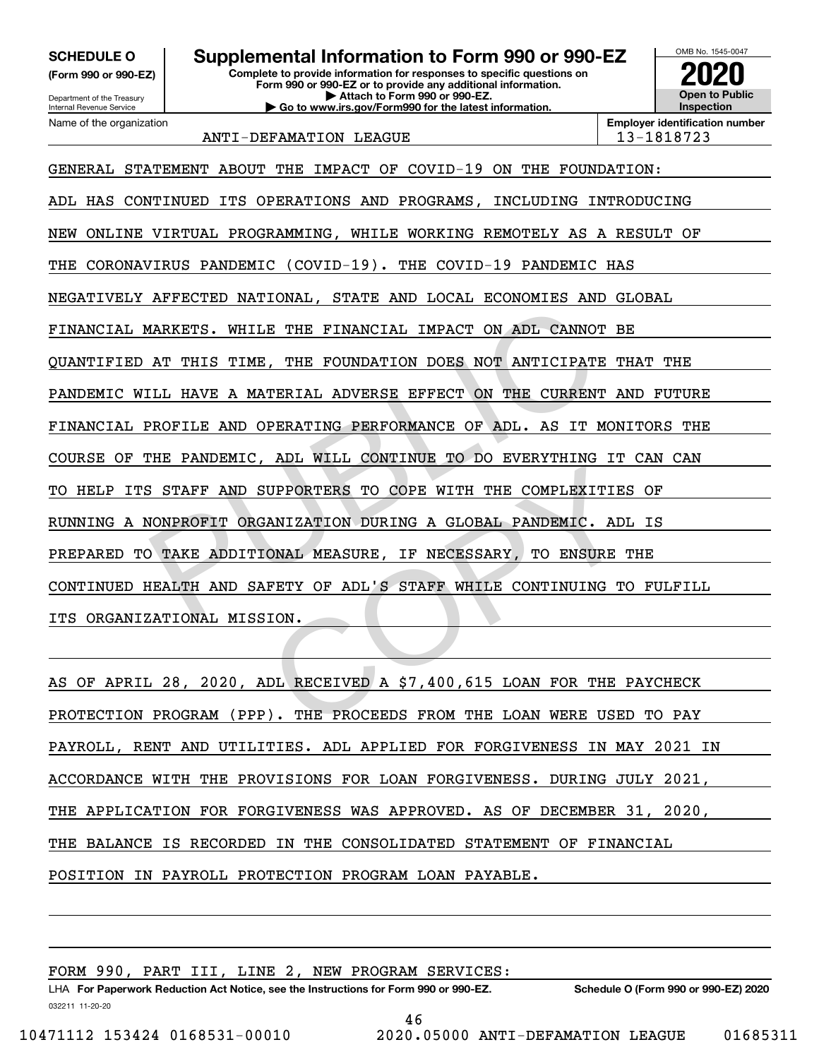**SCHEDULE O**
**(Form 990 or 990-EZ)**

Department of the Treasury
Internal Revenue Service

# Supplemental Information to Form 990 or 990-EZ

**Complete to provide information for responses to specific questions on Form 990 or 990-EZ or to provide any additional information.**
**▶ Attach to Form 990 or 990-EZ.**
**▶ Go to www.irs.gov/Form990 for the latest information.**

OMB No. 1545-0047

**2020**

**Open to Public Inspection**

Name of the organization: ANTI-DEFAMATION LEAGUE

**Employer identification number:** 13-1818723

GENERAL STATEMENT ABOUT THE IMPACT OF COVID-19 ON THE FOUNDATION:

ADL HAS CONTINUED ITS OPERATIONS AND PROGRAMS, INCLUDING INTRODUCING NEW ONLINE VIRTUAL PROGRAMMING, WHILE WORKING REMOTELY AS A RESULT OF THE CORONAVIRUS PANDEMIC (COVID-19). THE COVID-19 PANDEMIC HAS NEGATIVELY AFFECTED NATIONAL, STATE AND LOCAL ECONOMIES AND GLOBAL FINANCIAL MARKETS. WHILE THE FINANCIAL IMPACT ON ADL CANNOT BE QUANTIFIED AT THIS TIME, THE FOUNDATION DOES NOT ANTICIPATE THAT THE PANDEMIC WILL HAVE A MATERIAL ADVERSE EFFECT ON THE CURRENT AND FUTURE FINANCIAL PROFILE AND OPERATING PERFORMANCE OF ADL. AS IT MONITORS THE COURSE OF THE PANDEMIC, ADL WILL CONTINUE TO DO EVERYTHING IT CAN CAN TO HELP ITS STAFF AND SUPPORTERS TO COPE WITH THE COMPLEXITIES OF RUNNING A NONPROFIT ORGANIZATION DURING A GLOBAL PANDEMIC. ADL IS PREPARED TO TAKE ADDITIONAL MEASURE, IF NECESSARY, TO ENSURE THE CONTINUED HEALTH AND SAFETY OF ADL'S STAFF WHILE CONTINUING TO FULFILL ITS ORGANIZATIONAL MISSION.

AS OF APRIL 28, 2020, ADL RECEIVED A $7,400,615 LOAN FOR THE PAYCHECK PROTECTION PROGRAM (PPP). THE PROCEEDS FROM THE LOAN WERE USED TO PAY PAYROLL, RENT AND UTILITIES. ADL APPLIED FOR FORGIVENESS IN MAY 2021 IN ACCORDANCE WITH THE PROVISIONS FOR LOAN FORGIVENESS. DURING JULY 2021, THE APPLICATION FOR FORGIVENESS WAS APPROVED. AS OF DECEMBER 31, 2020, THE BALANCE IS RECORDED IN THE CONSOLIDATED STATEMENT OF FINANCIAL POSITION IN PAYROLL PROTECTION PROGRAM LOAN PAYABLE.

FORM 990, PART III, LINE 2, NEW PROGRAM SERVICES:

LHA **For Paperwork Reduction Act Notice, see the Instructions for Form 990 or 990-EZ.** **Schedule O (Form 990 or 990-EZ) 2020**

032211 11-20-20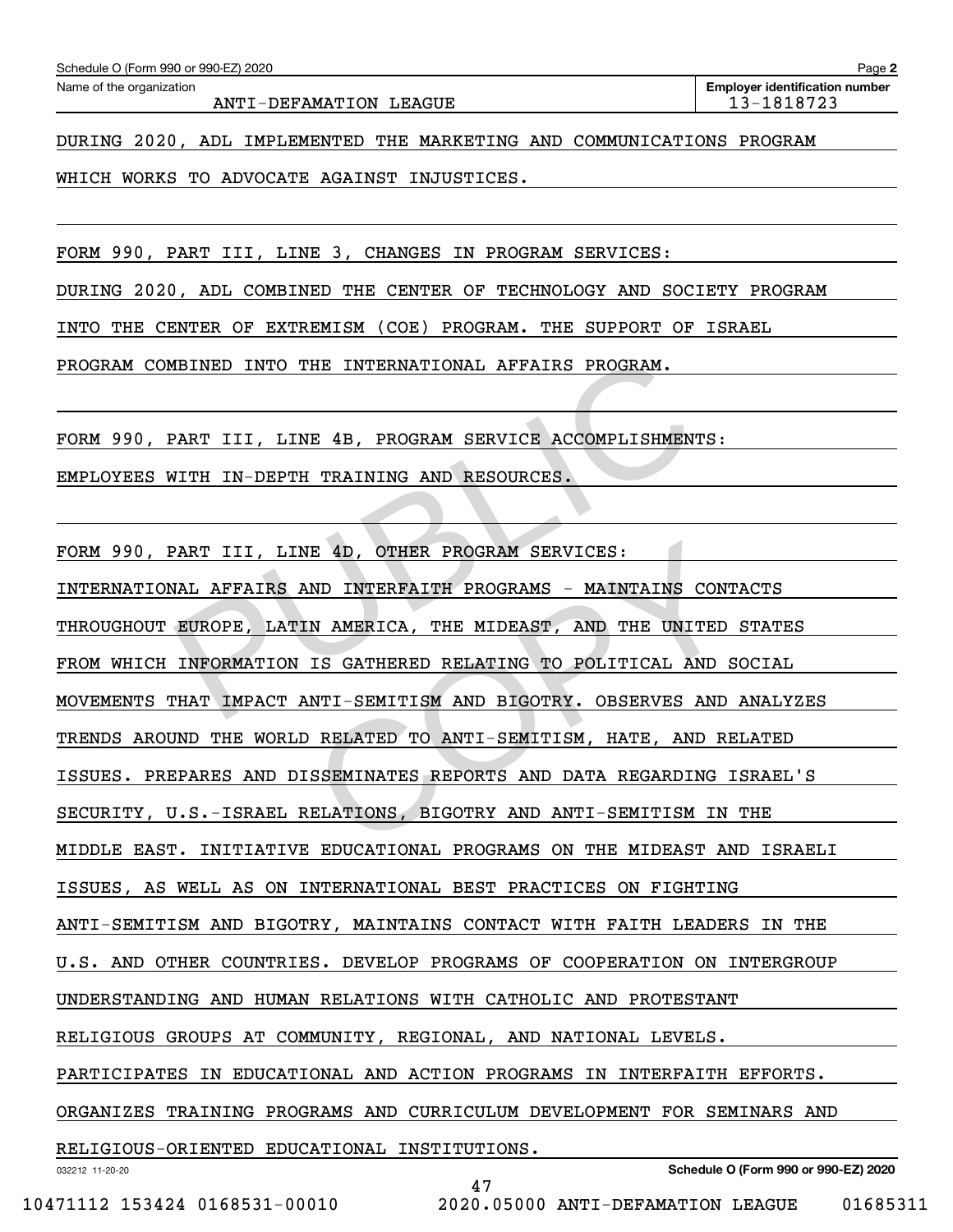Schedule O (Form 990 or 990-EZ) 2020

Name of the organization: ANTI-DEFAMATION LEAGUE

Employer identification number: 13-1818723

DURING 2020, ADL IMPLEMENTED THE MARKETING AND COMMUNICATIONS PROGRAM WHICH WORKS TO ADVOCATE AGAINST INJUSTICES.

FORM 990, PART III, LINE 3, CHANGES IN PROGRAM SERVICES:

DURING 2020, ADL COMBINED THE CENTER OF TECHNOLOGY AND SOCIETY PROGRAM INTO THE CENTER OF EXTREMISM (COE) PROGRAM. THE SUPPORT OF ISRAEL PROGRAM COMBINED INTO THE INTERNATIONAL AFFAIRS PROGRAM.

FORM 990, PART III, LINE 4B, PROGRAM SERVICE ACCOMPLISHMENTS:

EMPLOYEES WITH IN-DEPTH TRAINING AND RESOURCES.

FORM 990, PART III, LINE 4D, OTHER PROGRAM SERVICES:

INTERNATIONAL AFFAIRS AND INTERFAITH PROGRAMS - MAINTAINS CONTACTS THROUGHOUT EUROPE, LATIN AMERICA, THE MIDEAST, AND THE UNITED STATES FROM WHICH INFORMATION IS GATHERED RELATING TO POLITICAL AND SOCIAL MOVEMENTS THAT IMPACT ANTI-SEMITISM AND BIGOTRY. OBSERVES AND ANALYZES TRENDS AROUND THE WORLD RELATED TO ANTI-SEMITISM, HATE, AND RELATED ISSUES. PREPARES AND DISSEMINATES REPORTS AND DATA REGARDING ISRAEL'S SECURITY, U.S.-ISRAEL RELATIONS, BIGOTRY AND ANTI-SEMITISM IN THE MIDDLE EAST. INITIATIVE EDUCATIONAL PROGRAMS ON THE MIDEAST AND ISRAELI ISSUES, AS WELL AS ON INTERNATIONAL BEST PRACTICES ON FIGHTING ANTI-SEMITISM AND BIGOTRY, MAINTAINS CONTACT WITH FAITH LEADERS IN THE U.S. AND OTHER COUNTRIES. DEVELOP PROGRAMS OF COOPERATION ON INTERGROUP UNDERSTANDING AND HUMAN RELATIONS WITH CATHOLIC AND PROTESTANT RELIGIOUS GROUPS AT COMMUNITY, REGIONAL, AND NATIONAL LEVELS. PARTICIPATES IN EDUCATIONAL AND ACTION PROGRAMS IN INTERFAITH EFFORTS. ORGANIZES TRAINING PROGRAMS AND CURRICULUM DEVELOPMENT FOR SEMINARS AND RELIGIOUS-ORIENTED EDUCATIONAL INSTITUTIONS.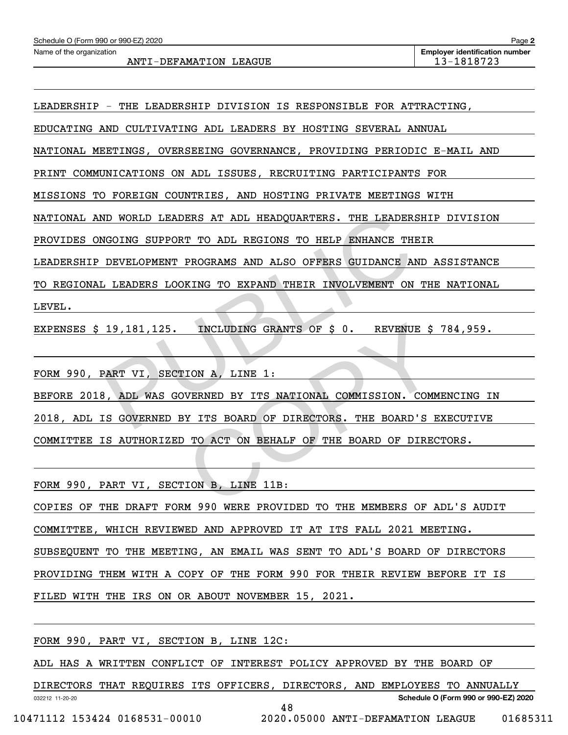LEADERSHIP - THE LEADERSHIP DIVISION IS RESPONSIBLE FOR ATTRACTING, EDUCATING AND CULTIVATING ADL LEADERS BY HOSTING SEVERAL ANNUAL NATIONAL MEETINGS, OVERSEEING GOVERNANCE, PROVIDING PERIODIC E-MAIL AND PRINT COMMUNICATIONS ON ADL ISSUES, RECRUITING PARTICIPANTS FOR MISSIONS TO FOREIGN COUNTRIES, AND HOSTING PRIVATE MEETINGS WITH NATIONAL AND WORLD LEADERS AT ADL HEADQUARTERS. THE LEADERSHIP DIVISION PROVIDES ONGOING SUPPORT TO ADL REGIONS TO HELP ENHANCE THEIR LEADERSHIP DEVELOPMENT PROGRAMS AND ALSO OFFERS GUIDANCE AND ASSISTANCE TO REGIONAL LEADERS LOOKING TO EXPAND THEIR INVOLVEMENT ON THE NATIONAL LEVEL.

EXPENSES $ 19,181,125. INCLUDING GRANTS OF $ 0. REVENUE $ 784,959.

FORM 990, PART VI, SECTION A, LINE 1:

BEFORE 2018, ADL WAS GOVERNED BY ITS NATIONAL COMMISSION. COMMENCING IN 2018, ADL IS GOVERNED BY ITS BOARD OF DIRECTORS. THE BOARD'S EXECUTIVE COMMITTEE IS AUTHORIZED TO ACT ON BEHALF OF THE BOARD OF DIRECTORS.

FORM 990, PART VI, SECTION B, LINE 11B:

COPIES OF THE DRAFT FORM 990 WERE PROVIDED TO THE MEMBERS OF ADL'S AUDIT COMMITTEE, WHICH REVIEWED AND APPROVED IT AT ITS FALL 2021 MEETING. SUBSEQUENT TO THE MEETING, AN EMAIL WAS SENT TO ADL'S BOARD OF DIRECTORS PROVIDING THEM WITH A COPY OF THE FORM 990 FOR THEIR REVIEW BEFORE IT IS FILED WITH THE IRS ON OR ABOUT NOVEMBER 15, 2021.

FORM 990, PART VI, SECTION B, LINE 12C:

ADL HAS A WRITTEN CONFLICT OF INTEREST POLICY APPROVED BY THE BOARD OF DIRECTORS THAT REQUIRES ITS OFFICERS, DIRECTORS, AND EMPLOYEES TO ANNUALLY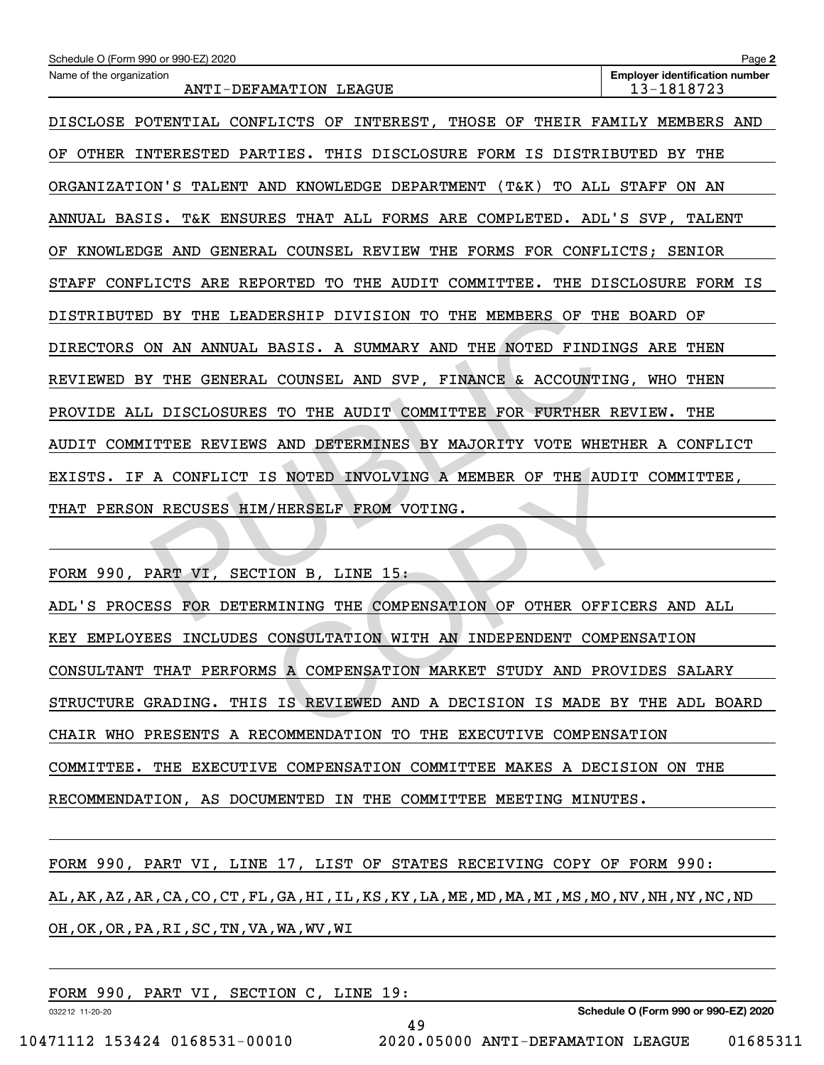Schedule O (Form 990 or 990-EZ) 2020

Name of the organization: ANTI-DEFAMATION LEAGUE

Employer identification number: 13-1818723

DISCLOSE POTENTIAL CONFLICTS OF INTEREST, THOSE OF THEIR FAMILY MEMBERS AND OF OTHER INTERESTED PARTIES. THIS DISCLOSURE FORM IS DISTRIBUTED BY THE ORGANIZATION'S TALENT AND KNOWLEDGE DEPARTMENT (T&K) TO ALL STAFF ON AN ANNUAL BASIS. T&K ENSURES THAT ALL FORMS ARE COMPLETED. ADL'S SVP, TALENT OF KNOWLEDGE AND GENERAL COUNSEL REVIEW THE FORMS FOR CONFLICTS; SENIOR STAFF CONFLICTS ARE REPORTED TO THE AUDIT COMMITTEE. THE DISCLOSURE FORM IS DISTRIBUTED BY THE LEADERSHIP DIVISION TO THE MEMBERS OF THE BOARD OF DIRECTORS ON AN ANNUAL BASIS. A SUMMARY AND THE NOTED FINDINGS ARE THEN REVIEWED BY THE GENERAL COUNSEL AND SVP, FINANCE & ACCOUNTING, WHO THEN PROVIDE ALL DISCLOSURES TO THE AUDIT COMMITTEE FOR FURTHER REVIEW. THE AUDIT COMMITTEE REVIEWS AND DETERMINES BY MAJORITY VOTE WHETHER A CONFLICT EXISTS. IF A CONFLICT IS NOTED INVOLVING A MEMBER OF THE AUDIT COMMITTEE, THAT PERSON RECUSES HIM/HERSELF FROM VOTING.

FORM 990, PART VI, SECTION B, LINE 15:

ADL'S PROCESS FOR DETERMINING THE COMPENSATION OF OTHER OFFICERS AND ALL KEY EMPLOYEES INCLUDES CONSULTATION WITH AN INDEPENDENT COMPENSATION CONSULTANT THAT PERFORMS A COMPENSATION MARKET STUDY AND PROVIDES SALARY STRUCTURE GRADING. THIS IS REVIEWED AND A DECISION IS MADE BY THE ADL BOARD CHAIR WHO PRESENTS A RECOMMENDATION TO THE EXECUTIVE COMPENSATION COMMITTEE. THE EXECUTIVE COMPENSATION COMMITTEE MAKES A DECISION ON THE RECOMMENDATION, AS DOCUMENTED IN THE COMMITTEE MEETING MINUTES.

FORM 990, PART VI, LINE 17, LIST OF STATES RECEIVING COPY OF FORM 990:

AL,AK,AZ,AR,CA,CO,CT,FL,GA,HI,IL,KS,KY,LA,ME,MD,MA,MI,MS,MO,NV,NH,NY,NC,ND OH,OK,OR,PA,RI,SC,TN,VA,WA,WV,WI

FORM 990, PART VI, SECTION C, LINE 19: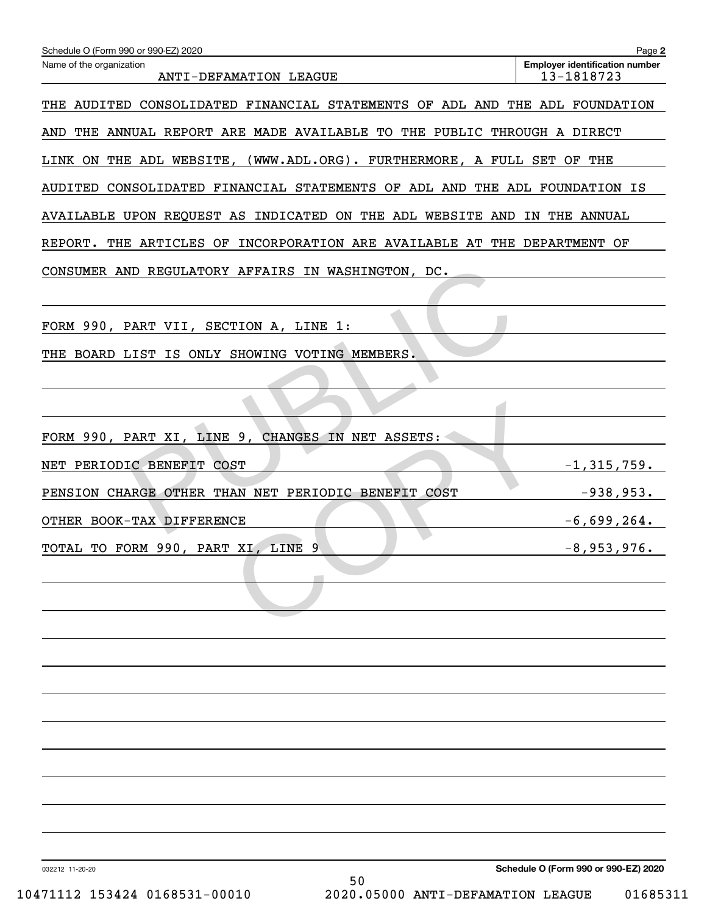Schedule O (Form 990 or 990-EZ) 2020

Name of the organization: ANTI-DEFAMATION LEAGUE

Employer identification number: 13-1818723

THE AUDITED CONSOLIDATED FINANCIAL STATEMENTS OF ADL AND THE ADL FOUNDATION AND THE ANNUAL REPORT ARE MADE AVAILABLE TO THE PUBLIC THROUGH A DIRECT LINK ON THE ADL WEBSITE, (WWW.ADL.ORG). FURTHERMORE, A FULL SET OF THE AUDITED CONSOLIDATED FINANCIAL STATEMENTS OF ADL AND THE ADL FOUNDATION IS AVAILABLE UPON REQUEST AS INDICATED ON THE ADL WEBSITE AND IN THE ANNUAL REPORT. THE ARTICLES OF INCORPORATION ARE AVAILABLE AT THE DEPARTMENT OF CONSUMER AND REGULATORY AFFAIRS IN WASHINGTON, DC.

FORM 990, PART VII, SECTION A, LINE 1:

THE BOARD LIST IS ONLY SHOWING VOTING MEMBERS.

FORM 990, PART XI, LINE 9, CHANGES IN NET ASSETS:

| | |
|---|---|
| NET PERIODIC BENEFIT COST | -1,315,759. |
| PENSION CHARGE OTHER THAN NET PERIODIC BENEFIT COST | -938,953. |
| OTHER BOOK-TAX DIFFERENCE | -6,699,264. |
| TOTAL TO FORM 990, PART XI, LINE 9 | -8,953,976. |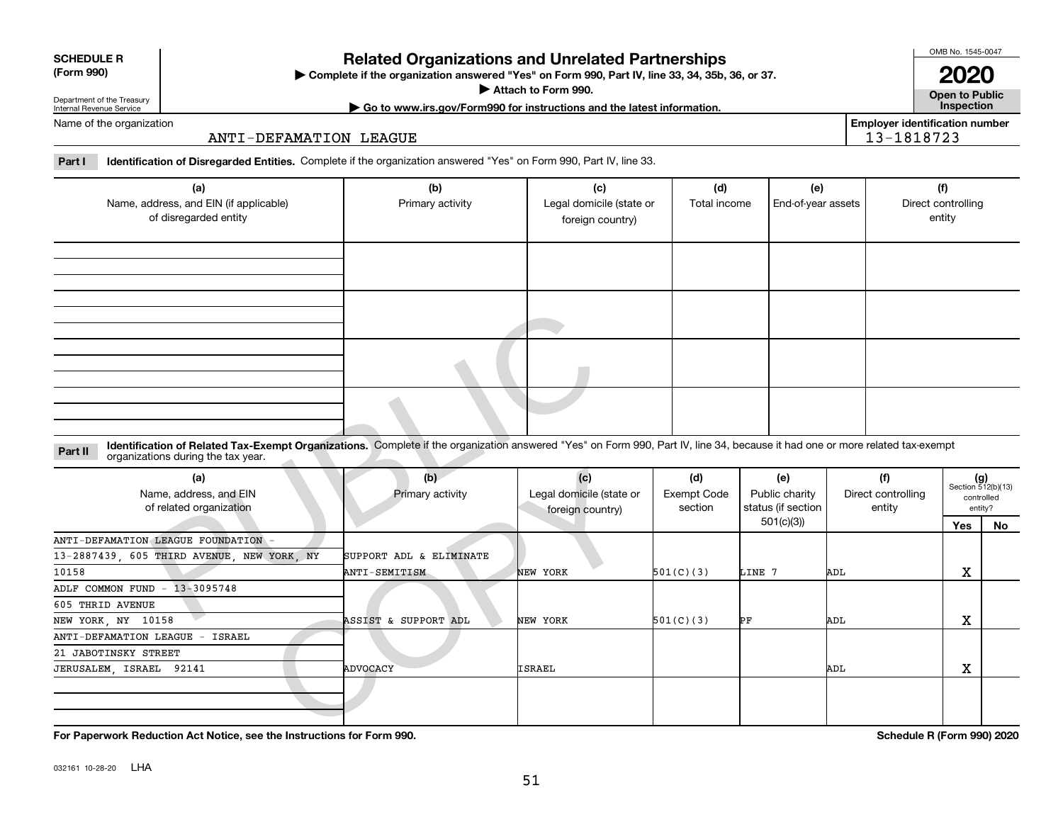**SCHEDULE R (Form 990)**

Department of the Treasury
Internal Revenue Service

# Related Organizations and Unrelated Partnerships

▶ Complete if the organization answered "Yes" on Form 990, Part IV, line 33, 34, 35b, 36, or 37.
▶ Attach to Form 990.
▶ Go to www.irs.gov/Form990 for instructions and the latest information.

OMB No. 1545-0047

**2020**

**Open to Public Inspection**

Name of the organization: ANTI-DEFAMATION LEAGUE

Employer identification number: 13-1818723

**Part I** **Identification of Disregarded Entities.** Complete if the organization answered "Yes" on Form 990, Part IV, line 33.

| (a) Name, address, and EIN (if applicable) of disregarded entity | (b) Primary activity | (c) Legal domicile (state or foreign country) | (d) Total income | (e) End-of-year assets | (f) Direct controlling entity |
|---|---|---|---|---|---|
| | | | | | |
| | | | | | |
| | | | | | |
| | | | | | |

**Part II** **Identification of Related Tax-Exempt Organizations.** Complete if the organization answered "Yes" on Form 990, Part IV, line 34, because it had one or more related tax-exempt organizations during the tax year.

| (a) Name, address, and EIN of related organization | (b) Primary activity | (c) Legal domicile (state or foreign country) | (d) Exempt Code section | (e) Public charity status (if section 501(c)(3)) | (f) Direct controlling entity | (g) Section 512(b)(13) controlled entity? Yes | No |
|---|---|---|---|---|---|---|---|
| ANTI-DEFAMATION LEAGUE FOUNDATION - 13-2887439, 605 THIRD AVENUE, NEW YORK, NY 10158 | SUPPORT ADL & ELIMINATE ANTI-SEMITISM | NEW YORK | 501(C)(3) | LINE 7 | ADL | X | |
| ADLF COMMON FUND - 13-3095748 605 THRID AVENUE NEW YORK, NY 10158 | ASSIST & SUPPORT ADL | NEW YORK | 501(C)(3) | PF | ADL | X | |
| ANTI-DEFAMATION LEAGUE - ISRAEL 21 JABOTINSKY STREET JERUSALEM, ISRAEL 92141 | ADVOCACY | ISRAEL | | | ADL | X | |
| | | | | | | | |

**For Paperwork Reduction Act Notice, see the Instructions for Form 990.**

Schedule R (Form 990) 2020

032161 10-28-20 LHA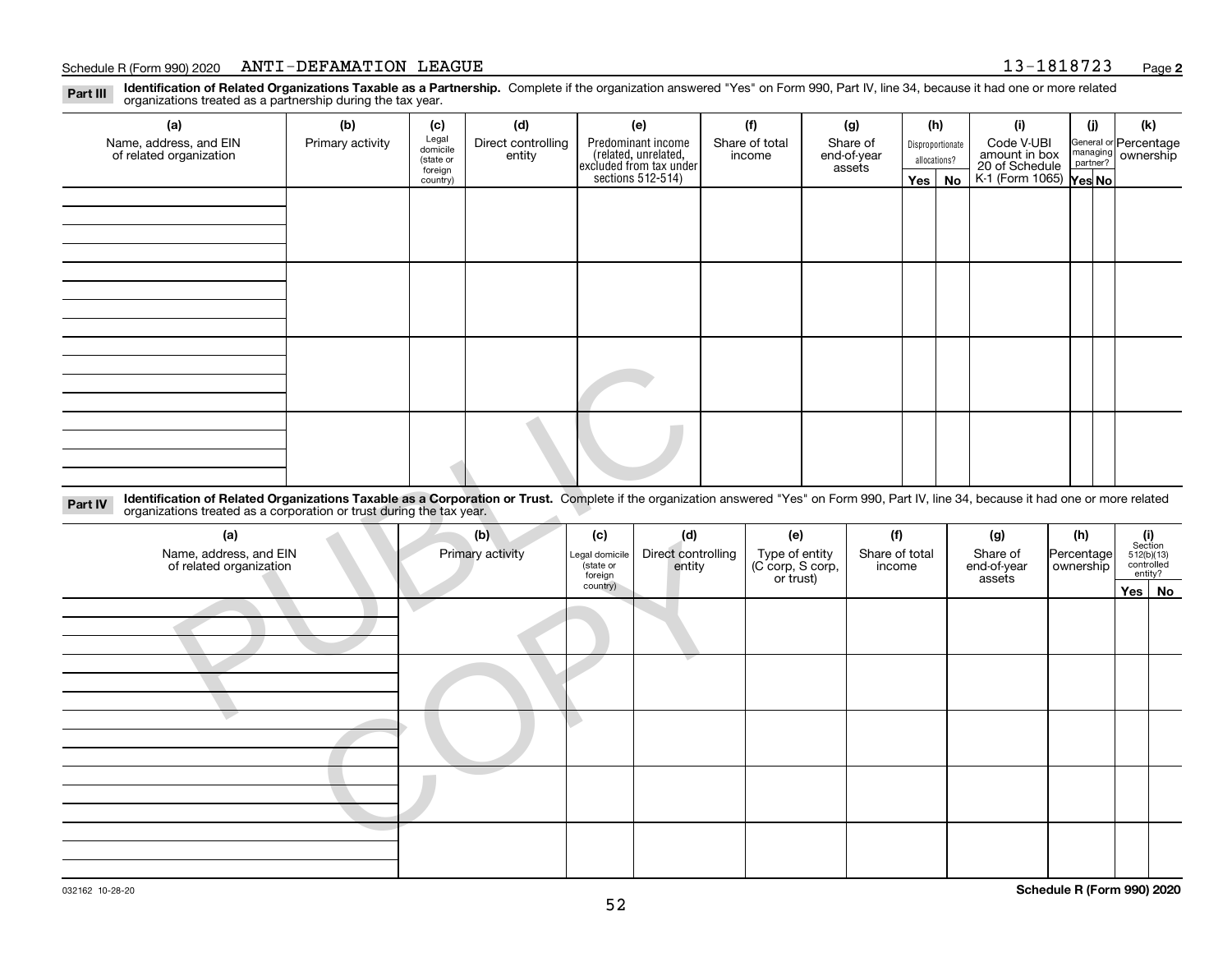Schedule R (Form 990) 2020 ANTI-DEFAMATION LEAGUE 13-1818723

**Part III** **Identification of Related Organizations Taxable as a Partnership.** Complete if the organization answered "Yes" on Form 990, Part IV, line 34, because it had one or more related organizations treated as a partnership during the tax year.

| (a) Name, address, and EIN of related organization | (b) Primary activity | (c) Legal domicile (state or foreign country) | (d) Direct controlling entity | (e) Predominant income (related, unrelated, excluded from tax under sections 512-514) | (f) Share of total income | (g) Share of end-of-year assets | (h) Disproportionate allocations? | | (i) Code V-UBI amount in box 20 of Schedule K-1 (Form 1065) | (j) General or managing partner? | | (k) Percentage ownership |
|---|---|---|---|---|---|---|---|---|---|---|---|---|
| | | | | | | | Yes | No | | Yes | No | |
| | | | | | | | | | | | | |
| | | | | | | | | | | | | |
| | | | | | | | | | | | | |
| | | | | | | | | | | | | |

**Part IV** **Identification of Related Organizations Taxable as a Corporation or Trust.** Complete if the organization answered "Yes" on Form 990, Part IV, line 34, because it had one or more related organizations treated as a corporation or trust during the tax year.

| (a) Name, address, and EIN of related organization | (b) Primary activity | (c) Legal domicile (state or foreign country) | (d) Direct controlling entity | (e) Type of entity (C corp, S corp, or trust) | (f) Share of total income | (g) Share of end-of-year assets | (h) Percentage ownership | (i) Section 512(b)(13) controlled entity? | |
|---|---|---|---|---|---|---|---|---|---|
| | | | | | | | | Yes | No |
| | | | | | | | | | |
| | | | | | | | | | |
| | | | | | | | | | |
| | | | | | | | | | |
| | | | | | | | | | |

032162 10-28-20

**Schedule R (Form 990) 2020**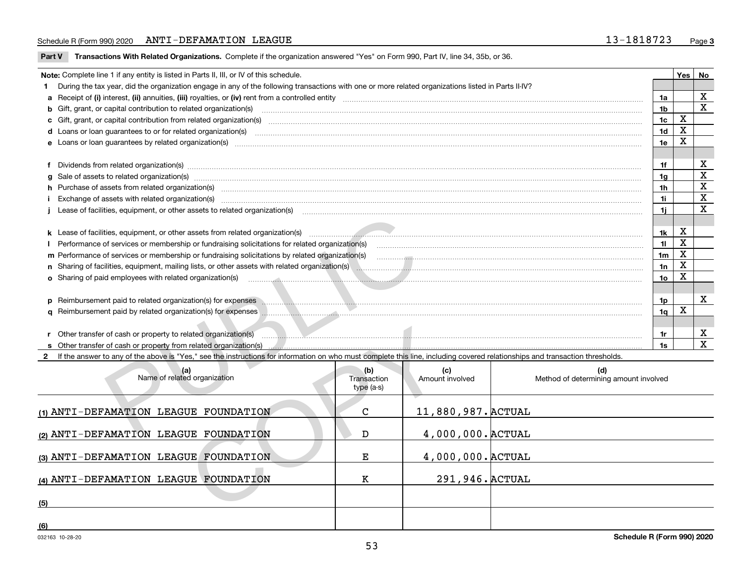Schedule R (Form 990) 2020 ANTI-DEFAMATION LEAGUE 13-1818723 Page 3

**Part V Transactions With Related Organizations.** Complete if the organization answered "Yes" on Form 990, Part IV, line 34, 35b, or 36.

| Note: Complete line 1 if any entity is listed in Parts II, III, or IV of this schedule. | | Yes | No |
|---|---|---|---|
| **1** During the tax year, did the organization engage in any of the following transactions with one or more related organizations listed in Parts II-IV? | | | |
| **a** Receipt of **(i)** interest, **(ii)** annuities, **(iii)** royalties, or **(iv)** rent from a controlled entity | 1a | | X |
| **b** Gift, grant, or capital contribution to related organization(s) | 1b | | X |
| **c** Gift, grant, or capital contribution from related organization(s) | 1c | X | |
| **d** Loans or loan guarantees to or for related organization(s) | 1d | X | |
| **e** Loans or loan guarantees by related organization(s) | 1e | X | |
| **f** Dividends from related organization(s) | 1f | | X |
| **g** Sale of assets to related organization(s) | 1g | | X |
| **h** Purchase of assets from related organization(s) | 1h | | X |
| **i** Exchange of assets with related organization(s) | 1i | | X |
| **j** Lease of facilities, equipment, or other assets to related organization(s) | 1j | | X |
| **k** Lease of facilities, equipment, or other assets from related organization(s) | 1k | X | |
| **l** Performance of services or membership or fundraising solicitations for related organization(s) | 1l | X | |
| **m** Performance of services or membership or fundraising solicitations by related organization(s) | 1m | X | |
| **n** Sharing of facilities, equipment, mailing lists, or other assets with related organization(s) | 1n | X | |
| **o** Sharing of paid employees with related organization(s) | 1o | X | |
| **p** Reimbursement paid to related organization(s) for expenses | 1p | | X |
| **q** Reimbursement paid by related organization(s) for expenses | 1q | X | |
| **r** Other transfer of cash or property to related organization(s) | 1r | | X |
| **s** Other transfer of cash or property from related organization(s) | 1s | | X |

**2** If the answer to any of the above is "Yes," see the instructions for information on who must complete this line, including covered relationships and transaction thresholds.

| (a) Name of related organization | (b) Transaction type (a-s) | (c) Amount involved | (d) Method of determining amount involved |
|---|---|---|---|
| (1) ANTI-DEFAMATION LEAGUE FOUNDATION | C | 11,880,987. | ACTUAL |
| (2) ANTI-DEFAMATION LEAGUE FOUNDATION | D | 4,000,000. | ACTUAL |
| (3) ANTI-DEFAMATION LEAGUE FOUNDATION | E | 4,000,000. | ACTUAL |
| (4) ANTI-DEFAMATION LEAGUE FOUNDATION | K | 291,946. | ACTUAL |
| (5) | | | |
| (6) | | | |

032163 10-28-20 **Schedule R (Form 990) 2020**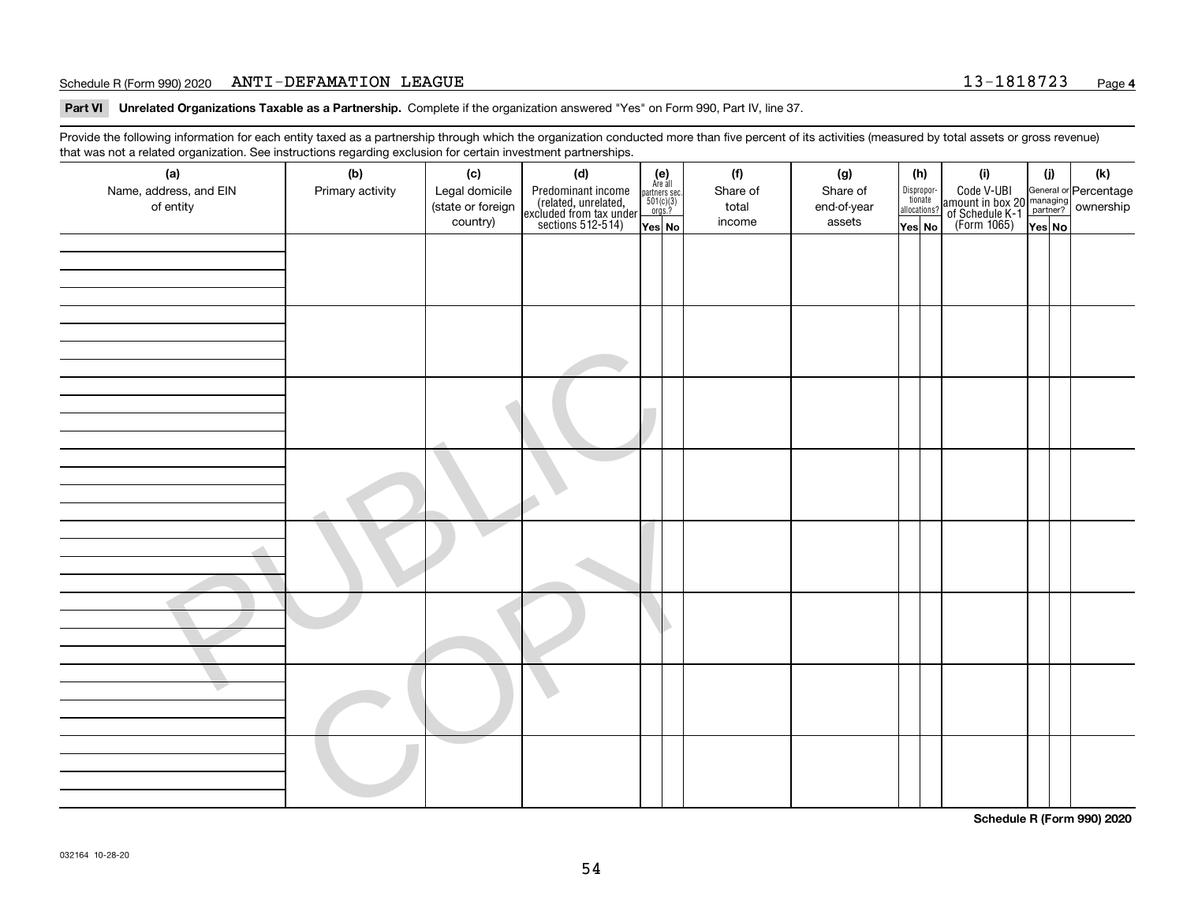Schedule R (Form 990) 2020 ANTI-DEFAMATION LEAGUE 13-1818723

**Part VI Unrelated Organizations Taxable as a Partnership.** Complete if the organization answered "Yes" on Form 990, Part IV, line 37.

Provide the following information for each entity taxed as a partnership through which the organization conducted more than five percent of its activities (measured by total assets or gross revenue) that was not a related organization. See instructions regarding exclusion for certain investment partnerships.

| (a) Name, address, and EIN of entity | (b) Primary activity | (c) Legal domicile (state or foreign country) | (d) Predominant income (related, unrelated, excluded from tax under sections 512-514) | (e) Are all partners sec. 501(c)(3) orgs.? | | (f) Share of total income | (g) Share of end-of-year assets | (h) Disproportionate allocations? | | (i) Code V-UBI amount in box 20 of Schedule K-1 (Form 1065) | (j) General or managing partner? | | (k) Percentage ownership |
|---|---|---|---|---|---|---|---|---|---|---|---|---|---|
| | | | | Yes | No | | | Yes | No | | Yes | No | |
| | | | | | | | | | | | | | |
| | | | | | | | | | | | | | |
| | | | | | | | | | | | | | |
| | | | | | | | | | | | | | |
| | | | | | | | | | | | | | |
| | | | | | | | | | | | | | |
| | | | | | | | | | | | | | |
| | | | | | | | | | | | | | |

**Schedule R (Form 990) 2020**

032164 10-28-20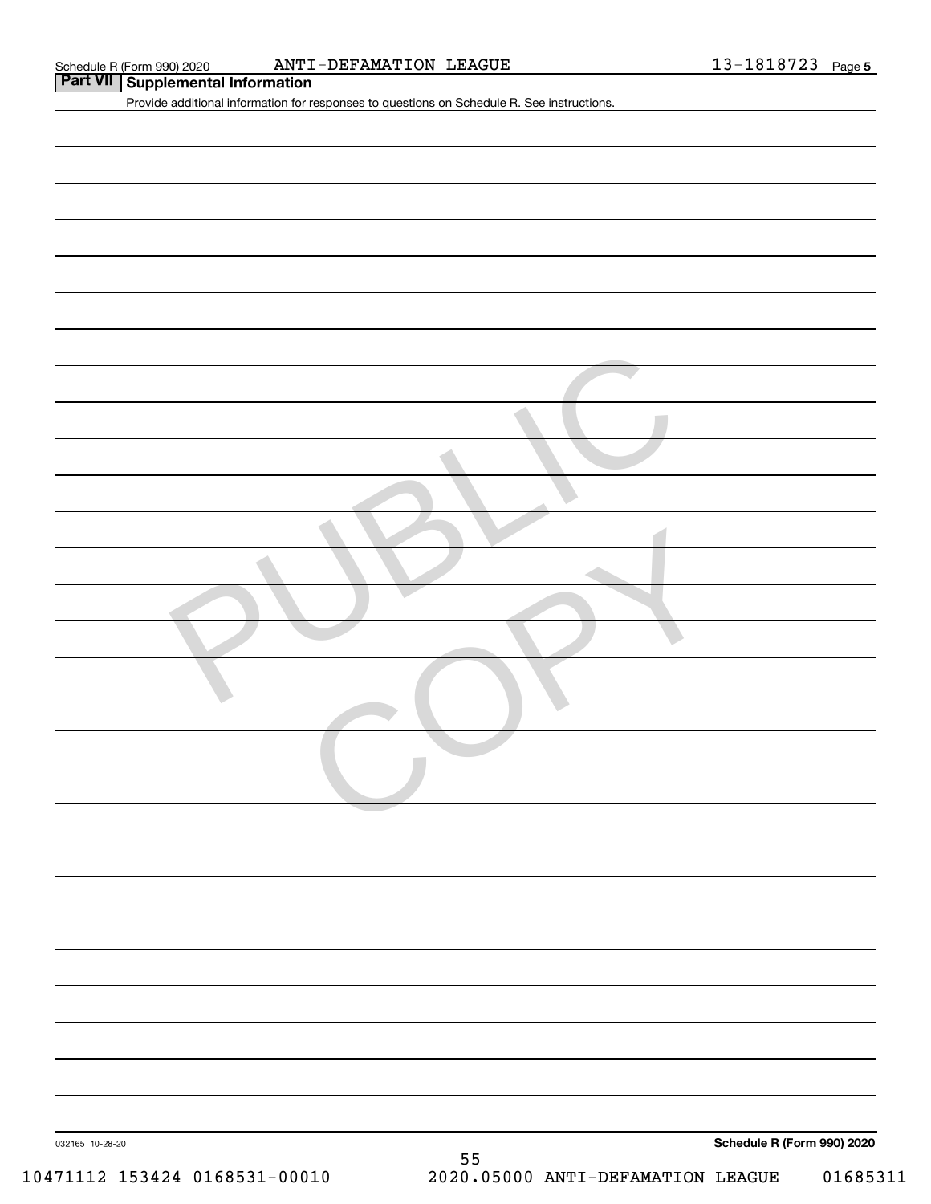Schedule R (Form 990) 2020 ANTI-DEFAMATION LEAGUE 13-1818723 Page 5

## Part VII Supplemental Information

Provide additional information for responses to questions on Schedule R. See instructions.

032165 10-28-20

**Schedule R (Form 990) 2020**

10471112 153424 0168531-00010 2020.05000 ANTI-DEFAMATION LEAGUE 01685311